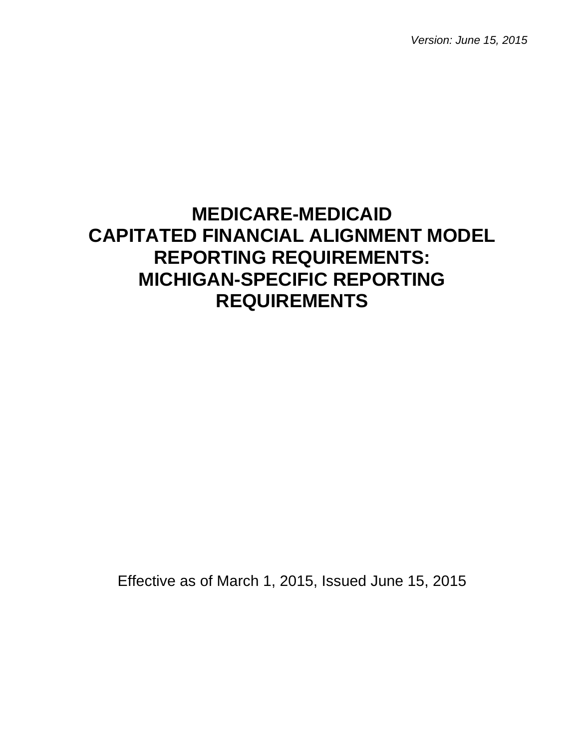*Version: June 15, 2015*

# MEDICARE-MEDICAID CAPITATED FINANCIAL ALIGNMENT MODEL REPORTING REQUIREMENTS: MICHIGAN-SPECIFIC REPORTING REQUIREMENTS

Effective as of March 1, 2015, Issued June 15, 2015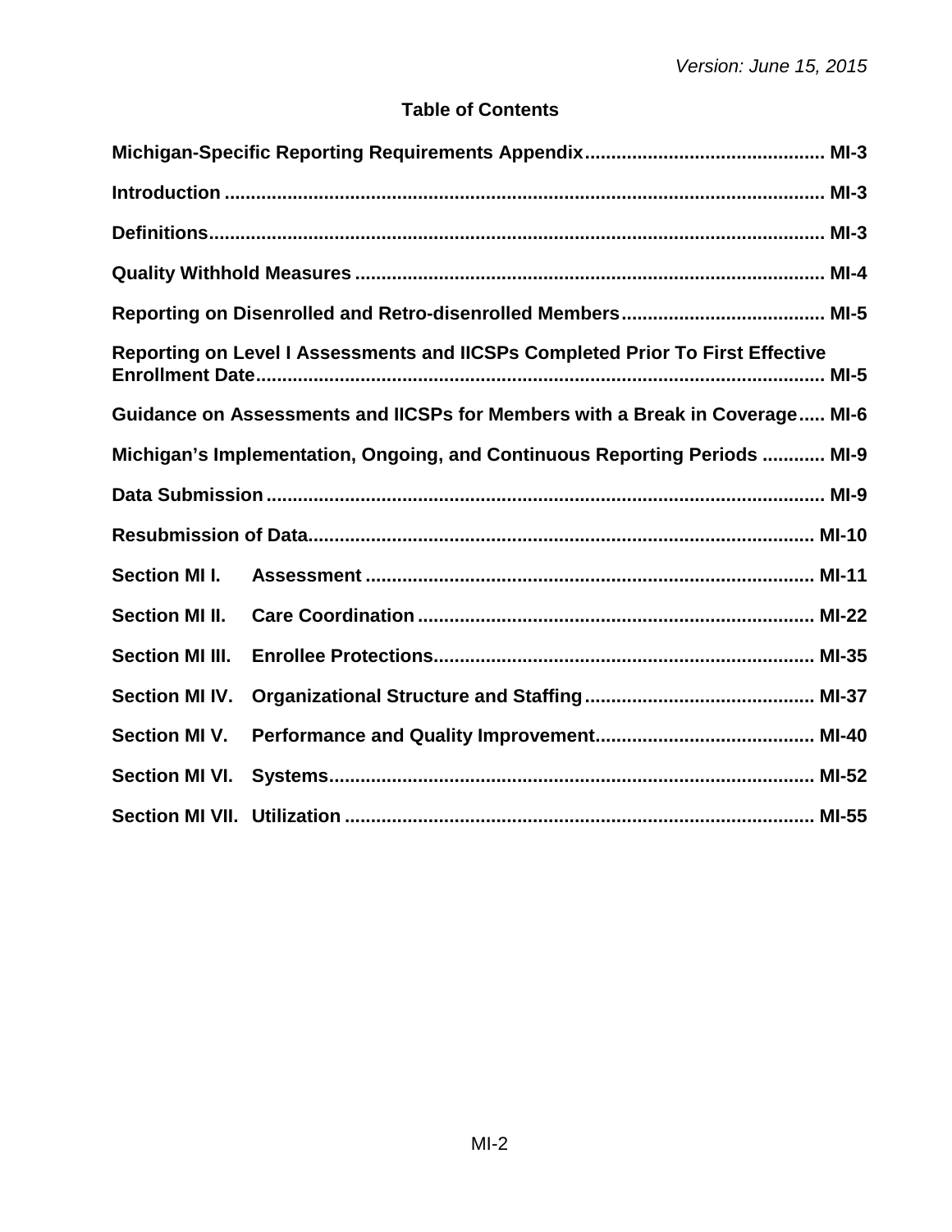## Table of Contents

| | |
|---|---|
| **Michigan-Specific Reporting Requirements Appendix** | **MI-3** |
| **Introduction** | **MI-3** |
| **Definitions** | **MI-3** |
| **Quality Withhold Measures** | **MI-4** |
| **Reporting on Disenrolled and Retro-disenrolled Members** | **MI-5** |
| **Reporting on Level I Assessments and IICSPs Completed Prior To First Effective Enrollment Date** | **MI-5** |
| **Guidance on Assessments and IICSPs for Members with a Break in Coverage** | **MI-6** |
| **Michigan's Implementation, Ongoing, and Continuous Reporting Periods** | **MI-9** |
| **Data Submission** | **MI-9** |
| **Resubmission of Data** | **MI-10** |
| **Section MI I. Assessment** | **MI-11** |
| **Section MI II. Care Coordination** | **MI-22** |
| **Section MI III. Enrollee Protections** | **MI-35** |
| **Section MI IV. Organizational Structure and Staffing** | **MI-37** |
| **Section MI V. Performance and Quality Improvement** | **MI-40** |
| **Section MI VI. Systems** | **MI-52** |
| **Section MI VII. Utilization** | **MI-55** |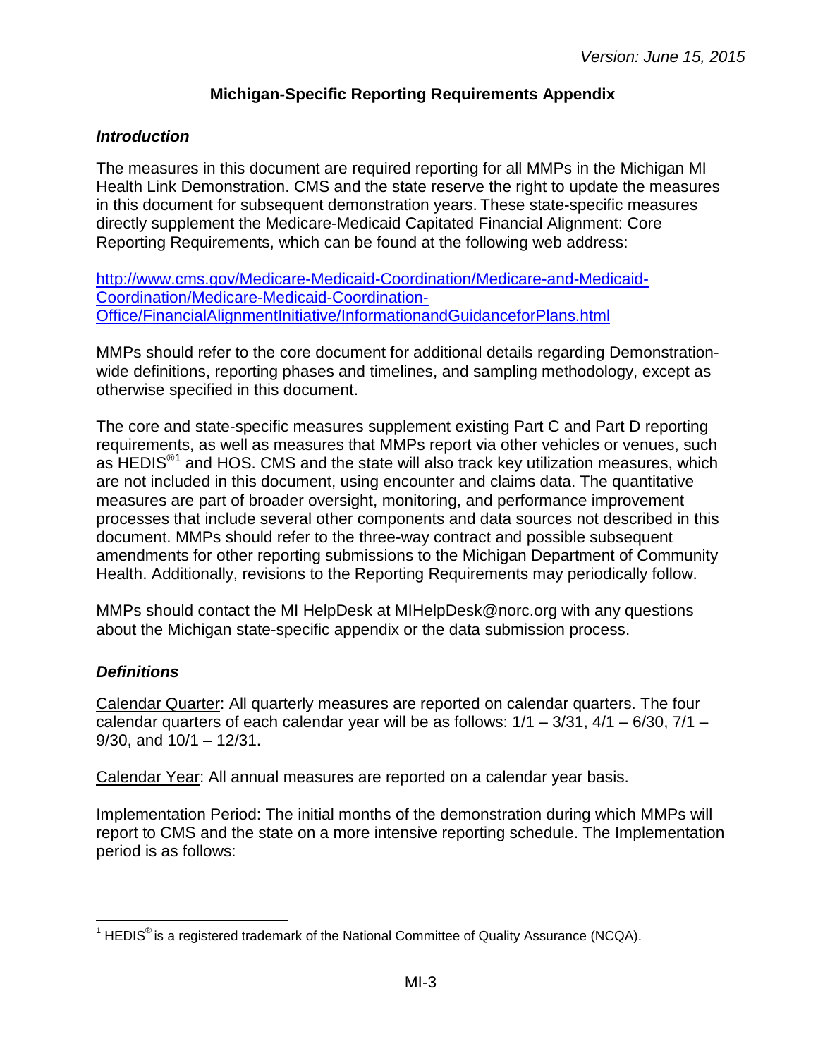# Michigan-Specific Reporting Requirements Appendix

### *Introduction*

The measures in this document are required reporting for all MMPs in the Michigan MI Health Link Demonstration. CMS and the state reserve the right to update the measures in this document for subsequent demonstration years. These state-specific measures directly supplement the Medicare-Medicaid Capitated Financial Alignment: Core Reporting Requirements, which can be found at the following web address:

[http://www.cms.gov/Medicare-Medicaid-Coordination/Medicare-and-Medicaid-Coordination/Medicare-Medicaid-Coordination-Office/FinancialAlignmentInitiative/InformationandGuidanceforPlans.html](http://www.cms.gov/Medicare-Medicaid-Coordination/Medicare-and-Medicaid-Coordination/Medicare-Medicaid-Coordination-Office/FinancialAlignmentInitiative/InformationandGuidanceforPlans.html)

MMPs should refer to the core document for additional details regarding Demonstration-wide definitions, reporting phases and timelines, and sampling methodology, except as otherwise specified in this document.

The core and state-specific measures supplement existing Part C and Part D reporting requirements, as well as measures that MMPs report via other vehicles or venues, such as HEDIS®[1] and HOS. CMS and the state will also track key utilization measures, which are not included in this document, using encounter and claims data. The quantitative measures are part of broader oversight, monitoring, and performance improvement processes that include several other components and data sources not described in this document. MMPs should refer to the three-way contract and possible subsequent amendments for other reporting submissions to the Michigan Department of Community Health. Additionally, revisions to the Reporting Requirements may periodically follow.

MMPs should contact the MI HelpDesk at MIHelpDesk@norc.org with any questions about the Michigan state-specific appendix or the data submission process.

### *Definitions*

<u>Calendar Quarter</u>: All quarterly measures are reported on calendar quarters. The four calendar quarters of each calendar year will be as follows: 1/1 – 3/31, 4/1 – 6/30, 7/1 – 9/30, and 10/1 – 12/31.

<u>Calendar Year</u>: All annual measures are reported on a calendar year basis.

<u>Implementation Period</u>: The initial months of the demonstration during which MMPs will report to CMS and the state on a more intensive reporting schedule. The Implementation period is as follows:

---

[1] HEDIS® is a registered trademark of the National Committee of Quality Assurance (NCQA).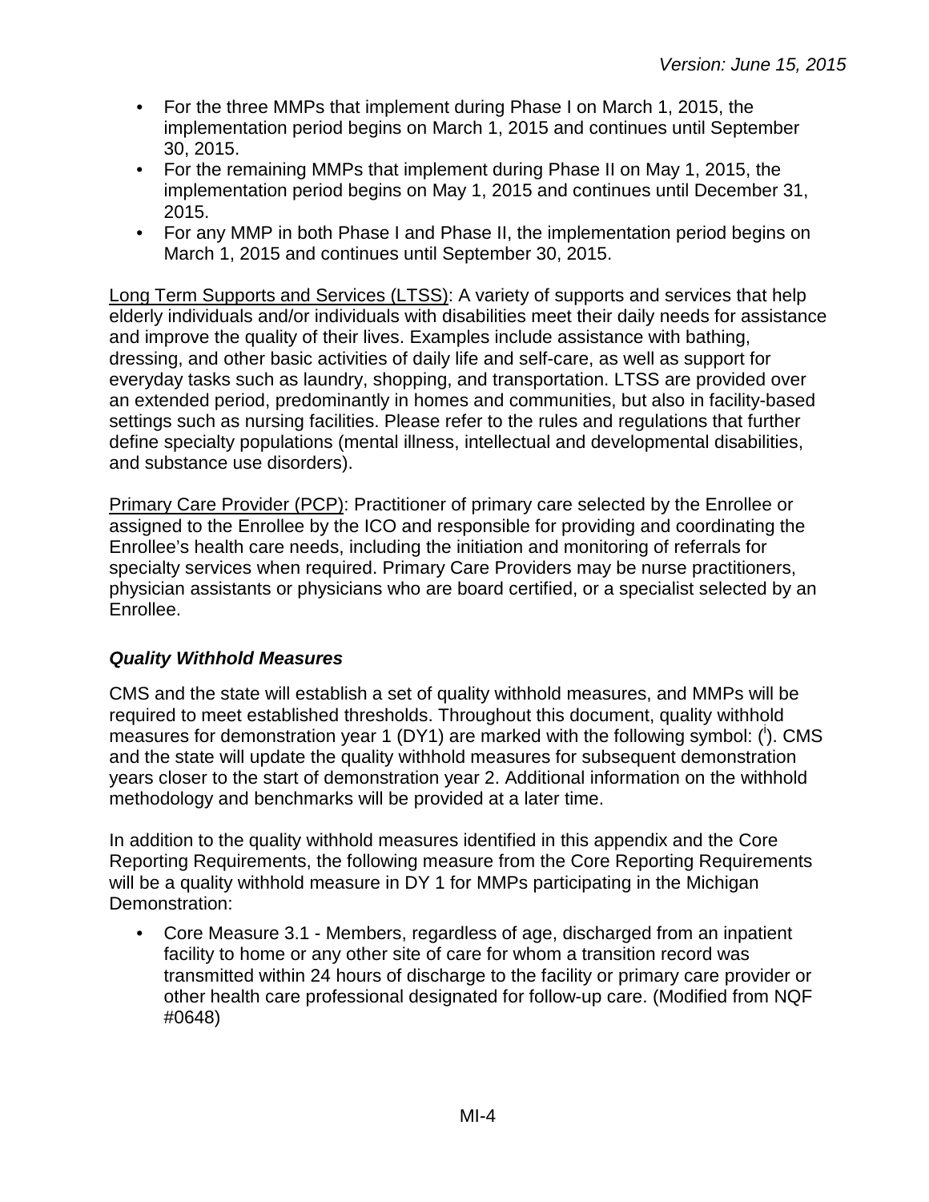- For the three MMPs that implement during Phase I on March 1, 2015, the implementation period begins on March 1, 2015 and continues until September 30, 2015.
- For the remaining MMPs that implement during Phase II on May 1, 2015, the implementation period begins on May 1, 2015 and continues until December 31, 2015.
- For any MMP in both Phase I and Phase II, the implementation period begins on March 1, 2015 and continues until September 30, 2015.

Long Term Supports and Services (LTSS): A variety of supports and services that help elderly individuals and/or individuals with disabilities meet their daily needs for assistance and improve the quality of their lives. Examples include assistance with bathing, dressing, and other basic activities of daily life and self-care, as well as support for everyday tasks such as laundry, shopping, and transportation. LTSS are provided over an extended period, predominantly in homes and communities, but also in facility-based settings such as nursing facilities. Please refer to the rules and regulations that further define specialty populations (mental illness, intellectual and developmental disabilities, and substance use disorders).

Primary Care Provider (PCP): Practitioner of primary care selected by the Enrollee or assigned to the Enrollee by the ICO and responsible for providing and coordinating the Enrollee's health care needs, including the initiation and monitoring of referrals for specialty services when required. Primary Care Providers may be nurse practitioners, physician assistants or physicians who are board certified, or a specialist selected by an Enrollee.

### *Quality Withhold Measures*

CMS and the state will establish a set of quality withhold measures, and MMPs will be required to meet established thresholds. Throughout this document, quality withhold measures for demonstration year 1 (DY1) are marked with the following symbol: ([i]). CMS and the state will update the quality withhold measures for subsequent demonstration years closer to the start of demonstration year 2. Additional information on the withhold methodology and benchmarks will be provided at a later time.

In addition to the quality withhold measures identified in this appendix and the Core Reporting Requirements, the following measure from the Core Reporting Requirements will be a quality withhold measure in DY 1 for MMPs participating in the Michigan Demonstration:

- Core Measure 3.1 - Members, regardless of age, discharged from an inpatient facility to home or any other site of care for whom a transition record was transmitted within 24 hours of discharge to the facility or primary care provider or other health care professional designated for follow-up care. (Modified from NQF #0648)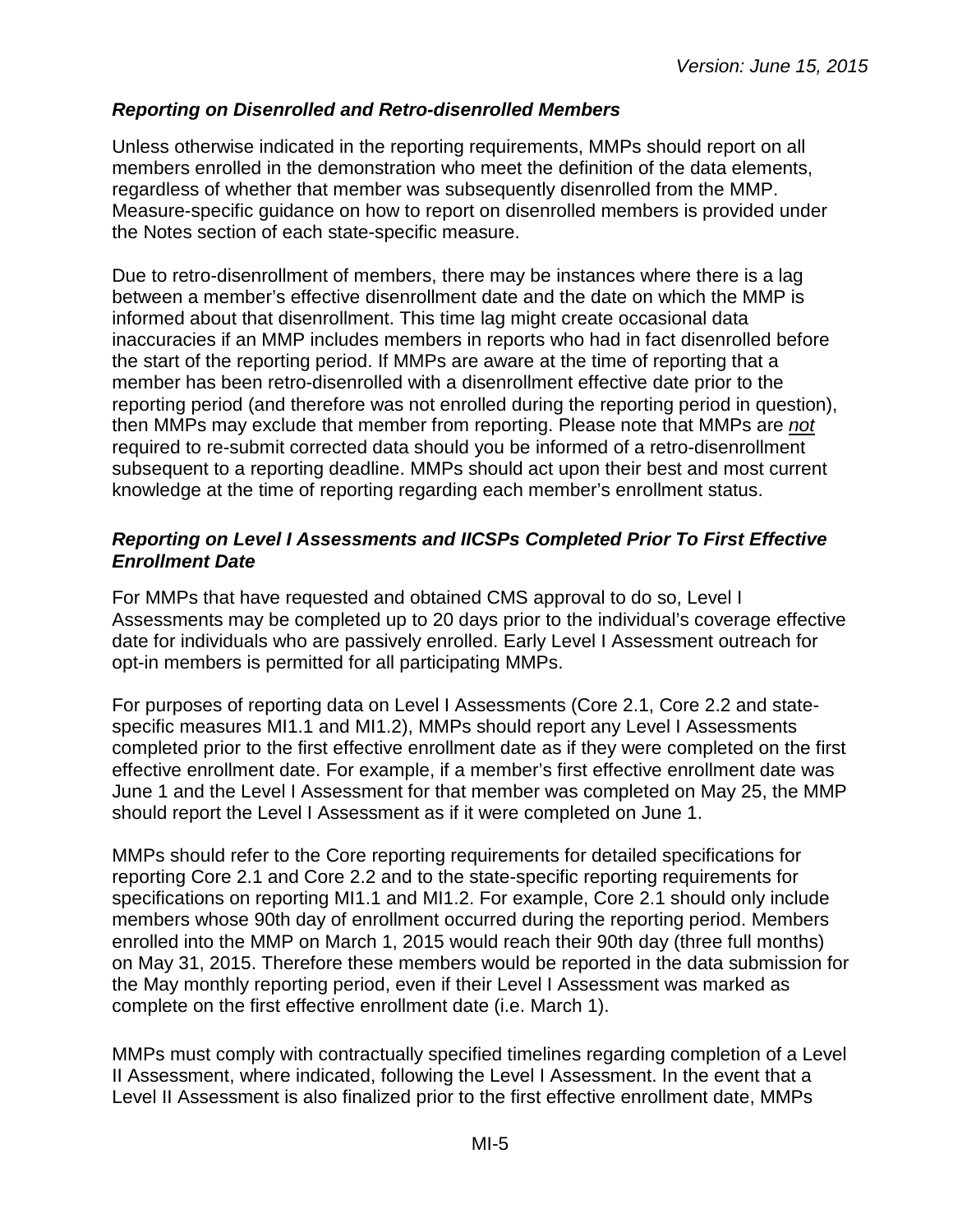### *Reporting on Disenrolled and Retro-disenrolled Members*

Unless otherwise indicated in the reporting requirements, MMPs should report on all members enrolled in the demonstration who meet the definition of the data elements, regardless of whether that member was subsequently disenrolled from the MMP. Measure-specific guidance on how to report on disenrolled members is provided under the Notes section of each state-specific measure.

Due to retro-disenrollment of members, there may be instances where there is a lag between a member's effective disenrollment date and the date on which the MMP is informed about that disenrollment. This time lag might create occasional data inaccuracies if an MMP includes members in reports who had in fact disenrolled before the start of the reporting period. If MMPs are aware at the time of reporting that a member has been retro-disenrolled with a disenrollment effective date prior to the reporting period (and therefore was not enrolled during the reporting period in question), then MMPs may exclude that member from reporting. Please note that MMPs are *not* required to re-submit corrected data should you be informed of a retro-disenrollment subsequent to a reporting deadline. MMPs should act upon their best and most current knowledge at the time of reporting regarding each member's enrollment status.

### *Reporting on Level I Assessments and IICSPs Completed Prior To First Effective Enrollment Date*

For MMPs that have requested and obtained CMS approval to do so, Level I Assessments may be completed up to 20 days prior to the individual's coverage effective date for individuals who are passively enrolled. Early Level I Assessment outreach for opt-in members is permitted for all participating MMPs.

For purposes of reporting data on Level I Assessments (Core 2.1, Core 2.2 and state-specific measures MI1.1 and MI1.2), MMPs should report any Level I Assessments completed prior to the first effective enrollment date as if they were completed on the first effective enrollment date. For example, if a member's first effective enrollment date was June 1 and the Level I Assessment for that member was completed on May 25, the MMP should report the Level I Assessment as if it were completed on June 1.

MMPs should refer to the Core reporting requirements for detailed specifications for reporting Core 2.1 and Core 2.2 and to the state-specific reporting requirements for specifications on reporting MI1.1 and MI1.2. For example, Core 2.1 should only include members whose 90th day of enrollment occurred during the reporting period. Members enrolled into the MMP on March 1, 2015 would reach their 90th day (three full months) on May 31, 2015. Therefore these members would be reported in the data submission for the May monthly reporting period, even if their Level I Assessment was marked as complete on the first effective enrollment date (i.e. March 1).

MMPs must comply with contractually specified timelines regarding completion of a Level II Assessment, where indicated, following the Level I Assessment. In the event that a Level II Assessment is also finalized prior to the first effective enrollment date, MMPs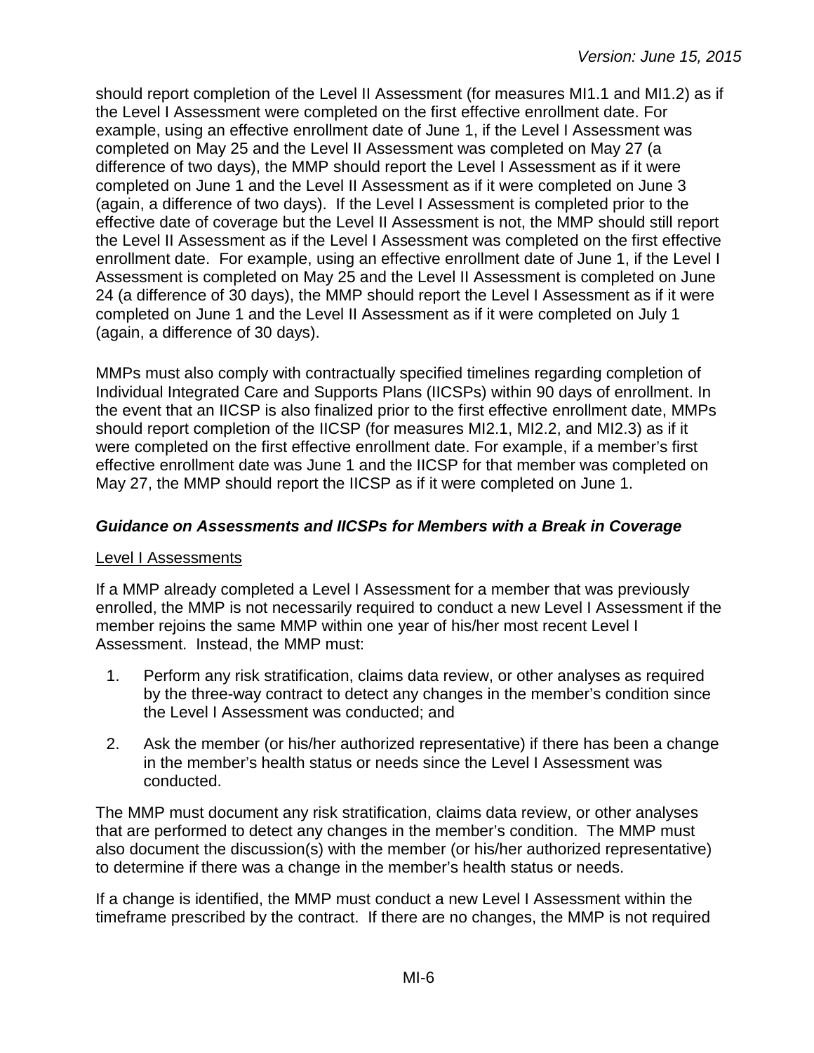should report completion of the Level II Assessment (for measures MI1.1 and MI1.2) as if the Level I Assessment were completed on the first effective enrollment date. For example, using an effective enrollment date of June 1, if the Level I Assessment was completed on May 25 and the Level II Assessment was completed on May 27 (a difference of two days), the MMP should report the Level I Assessment as if it were completed on June 1 and the Level II Assessment as if it were completed on June 3 (again, a difference of two days). If the Level I Assessment is completed prior to the effective date of coverage but the Level II Assessment is not, the MMP should still report the Level II Assessment as if the Level I Assessment was completed on the first effective enrollment date. For example, using an effective enrollment date of June 1, if the Level I Assessment is completed on May 25 and the Level II Assessment is completed on June 24 (a difference of 30 days), the MMP should report the Level I Assessment as if it were completed on June 1 and the Level II Assessment as if it were completed on July 1 (again, a difference of 30 days).

MMPs must also comply with contractually specified timelines regarding completion of Individual Integrated Care and Supports Plans (IICSPs) within 90 days of enrollment. In the event that an IICSP is also finalized prior to the first effective enrollment date, MMPs should report completion of the IICSP (for measures MI2.1, MI2.2, and MI2.3) as if it were completed on the first effective enrollment date. For example, if a member's first effective enrollment date was June 1 and the IICSP for that member was completed on May 27, the MMP should report the IICSP as if it were completed on June 1.

### *Guidance on Assessments and IICSPs for Members with a Break in Coverage*

#### Level I Assessments

If a MMP already completed a Level I Assessment for a member that was previously enrolled, the MMP is not necessarily required to conduct a new Level I Assessment if the member rejoins the same MMP within one year of his/her most recent Level I Assessment. Instead, the MMP must:

1. Perform any risk stratification, claims data review, or other analyses as required by the three-way contract to detect any changes in the member's condition since the Level I Assessment was conducted; and
2. Ask the member (or his/her authorized representative) if there has been a change in the member's health status or needs since the Level I Assessment was conducted.

The MMP must document any risk stratification, claims data review, or other analyses that are performed to detect any changes in the member's condition. The MMP must also document the discussion(s) with the member (or his/her authorized representative) to determine if there was a change in the member's health status or needs.

If a change is identified, the MMP must conduct a new Level I Assessment within the timeframe prescribed by the contract. If there are no changes, the MMP is not required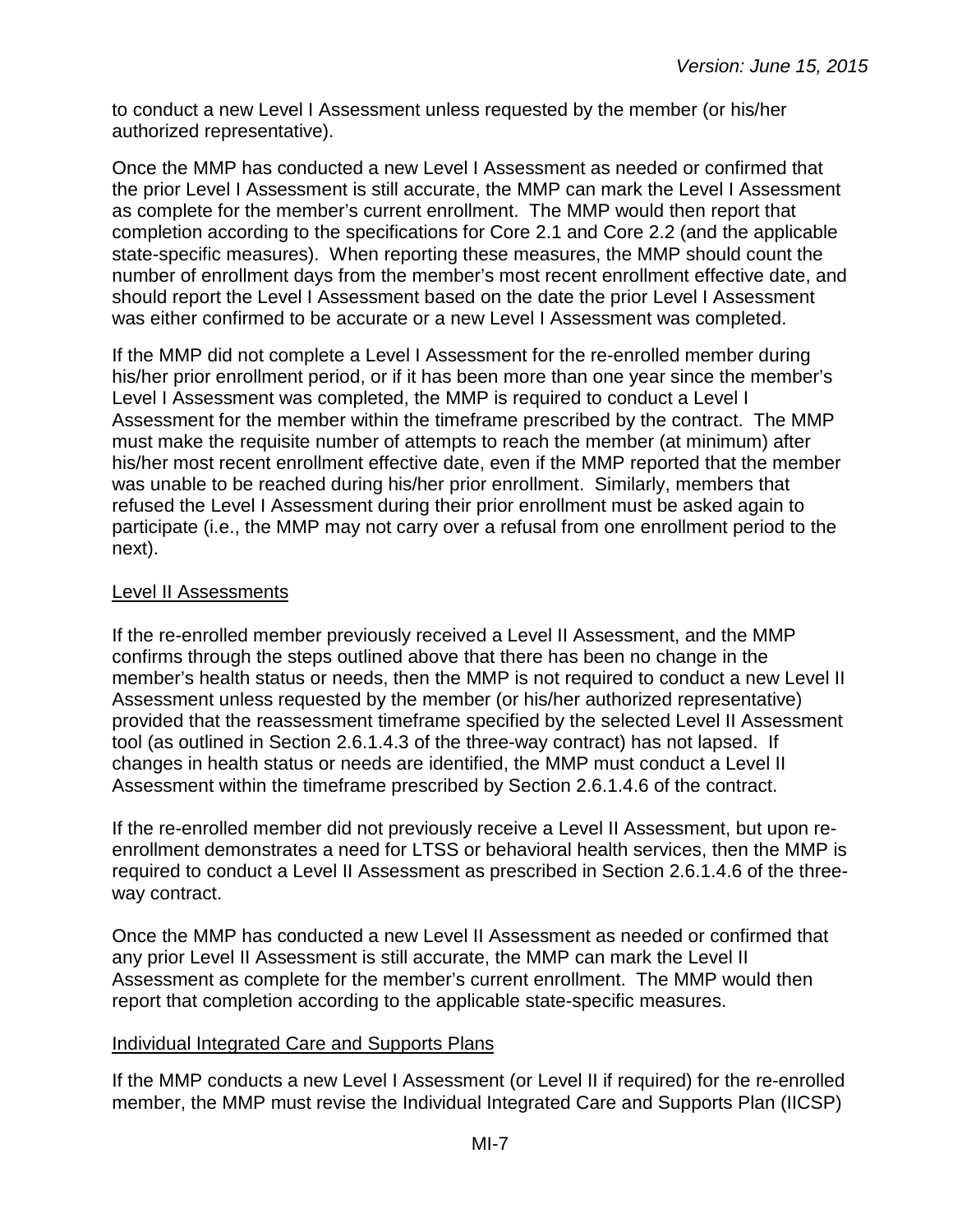to conduct a new Level I Assessment unless requested by the member (or his/her authorized representative).

Once the MMP has conducted a new Level I Assessment as needed or confirmed that the prior Level I Assessment is still accurate, the MMP can mark the Level I Assessment as complete for the member's current enrollment. The MMP would then report that completion according to the specifications for Core 2.1 and Core 2.2 (and the applicable state-specific measures). When reporting these measures, the MMP should count the number of enrollment days from the member's most recent enrollment effective date, and should report the Level I Assessment based on the date the prior Level I Assessment was either confirmed to be accurate or a new Level I Assessment was completed.

If the MMP did not complete a Level I Assessment for the re-enrolled member during his/her prior enrollment period, or if it has been more than one year since the member's Level I Assessment was completed, the MMP is required to conduct a Level I Assessment for the member within the timeframe prescribed by the contract. The MMP must make the requisite number of attempts to reach the member (at minimum) after his/her most recent enrollment effective date, even if the MMP reported that the member was unable to be reached during his/her prior enrollment. Similarly, members that refused the Level I Assessment during their prior enrollment must be asked again to participate (i.e., the MMP may not carry over a refusal from one enrollment period to the next).

<u>Level II Assessments</u>

If the re-enrolled member previously received a Level II Assessment, and the MMP confirms through the steps outlined above that there has been no change in the member's health status or needs, then the MMP is not required to conduct a new Level II Assessment unless requested by the member (or his/her authorized representative) provided that the reassessment timeframe specified by the selected Level II Assessment tool (as outlined in Section 2.6.1.4.3 of the three-way contract) has not lapsed. If changes in health status or needs are identified, the MMP must conduct a Level II Assessment within the timeframe prescribed by Section 2.6.1.4.6 of the contract.

If the re-enrolled member did not previously receive a Level II Assessment, but upon re-enrollment demonstrates a need for LTSS or behavioral health services, then the MMP is required to conduct a Level II Assessment as prescribed in Section 2.6.1.4.6 of the three-way contract.

Once the MMP has conducted a new Level II Assessment as needed or confirmed that any prior Level II Assessment is still accurate, the MMP can mark the Level II Assessment as complete for the member's current enrollment. The MMP would then report that completion according to the applicable state-specific measures.

<u>Individual Integrated Care and Supports Plans</u>

If the MMP conducts a new Level I Assessment (or Level II if required) for the re-enrolled member, the MMP must revise the Individual Integrated Care and Supports Plan (IICSP)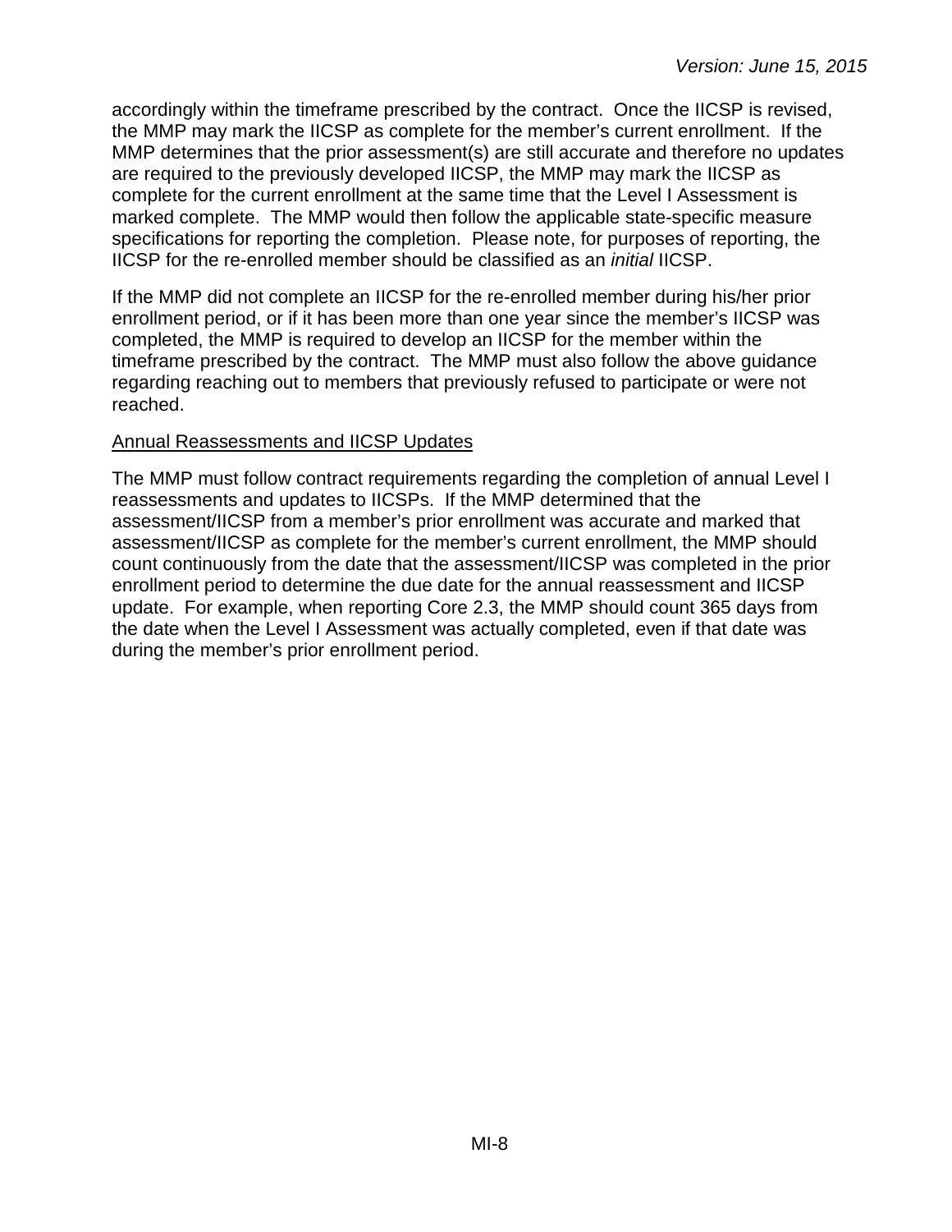accordingly within the timeframe prescribed by the contract. Once the IICSP is revised, the MMP may mark the IICSP as complete for the member's current enrollment. If the MMP determines that the prior assessment(s) are still accurate and therefore no updates are required to the previously developed IICSP, the MMP may mark the IICSP as complete for the current enrollment at the same time that the Level I Assessment is marked complete. The MMP would then follow the applicable state-specific measure specifications for reporting the completion. Please note, for purposes of reporting, the IICSP for the re-enrolled member should be classified as an *initial* IICSP.

If the MMP did not complete an IICSP for the re-enrolled member during his/her prior enrollment period, or if it has been more than one year since the member's IICSP was completed, the MMP is required to develop an IICSP for the member within the timeframe prescribed by the contract. The MMP must also follow the above guidance regarding reaching out to members that previously refused to participate or were not reached.

<u>Annual Reassessments and IICSP Updates</u>

The MMP must follow contract requirements regarding the completion of annual Level I reassessments and updates to IICSPs. If the MMP determined that the assessment/IICSP from a member's prior enrollment was accurate and marked that assessment/IICSP as complete for the member's current enrollment, the MMP should count continuously from the date that the assessment/IICSP was completed in the prior enrollment period to determine the due date for the annual reassessment and IICSP update. For example, when reporting Core 2.3, the MMP should count 365 days from the date when the Level I Assessment was actually completed, even if that date was during the member's prior enrollment period.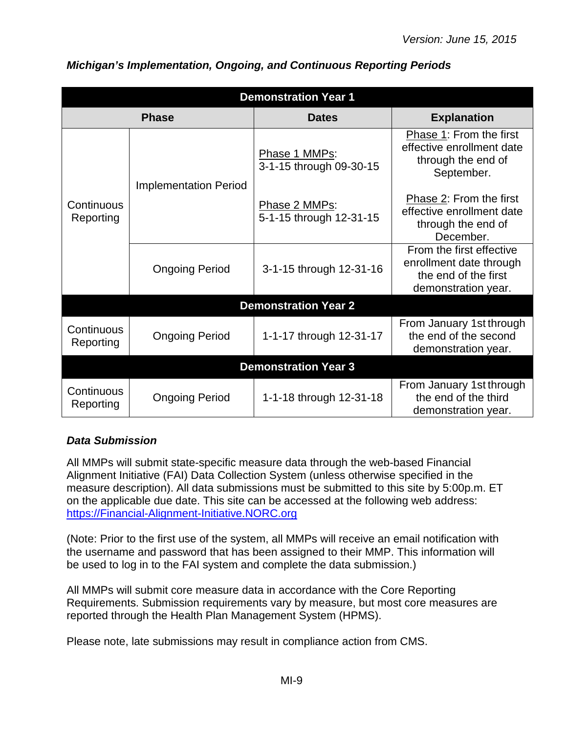*Michigan's Implementation, Ongoing, and Continuous Reporting Periods*

| Phase | | Dates | Explanation |
|---|---|---|---|
| **Demonstration Year 1** | | | |
| Continuous Reporting | Implementation Period | Phase 1 MMPs: 3-1-15 through 09-30-15<br><br>Phase 2 MMPs: 5-1-15 through 12-31-15 | Phase 1: From the first effective enrollment date through the end of September.<br><br>Phase 2: From the first effective enrollment date through the end of December. |
| | Ongoing Period | 3-1-15 through 12-31-16 | From the first effective enrollment date through the end of the first demonstration year. |
| **Demonstration Year 2** | | | |
| Continuous Reporting | Ongoing Period | 1-1-17 through 12-31-17 | From January 1st through the end of the second demonstration year. |
| **Demonstration Year 3** | | | |
| Continuous Reporting | Ongoing Period | 1-1-18 through 12-31-18 | From January 1st through the end of the third demonstration year. |

### *Data Submission*

All MMPs will submit state-specific measure data through the web-based Financial Alignment Initiative (FAI) Data Collection System (unless otherwise specified in the measure description). All data submissions must be submitted to this site by 5:00p.m. ET on the applicable due date. This site can be accessed at the following web address: https://Financial-Alignment-Initiative.NORC.org

(Note: Prior to the first use of the system, all MMPs will receive an email notification with the username and password that has been assigned to their MMP. This information will be used to log in to the FAI system and complete the data submission.)

All MMPs will submit core measure data in accordance with the Core Reporting Requirements. Submission requirements vary by measure, but most core measures are reported through the Health Plan Management System (HPMS).

Please note, late submissions may result in compliance action from CMS.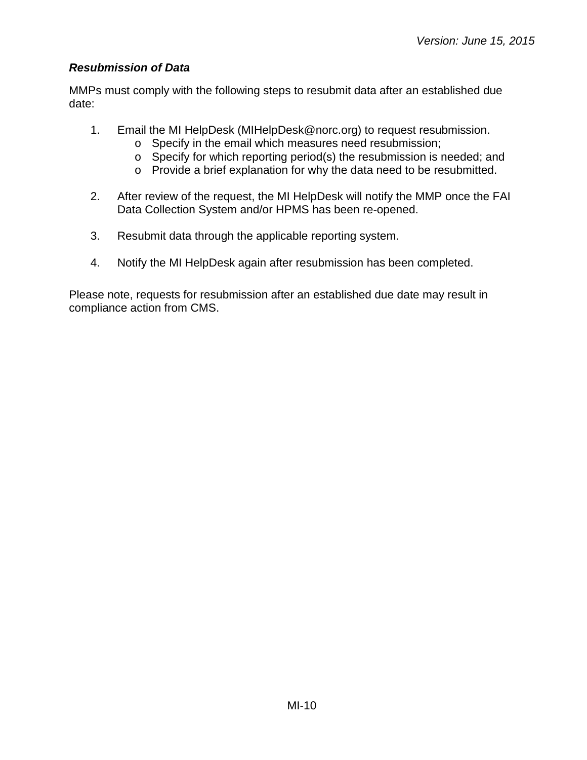### *Resubmission of Data*

MMPs must comply with the following steps to resubmit data after an established due date:

1. Email the MI HelpDesk (MIHelpDesk@norc.org) to request resubmission.
   - Specify in the email which measures need resubmission;
   - Specify for which reporting period(s) the resubmission is needed; and
   - Provide a brief explanation for why the data need to be resubmitted.

2. After review of the request, the MI HelpDesk will notify the MMP once the FAI Data Collection System and/or HPMS has been re-opened.

3. Resubmit data through the applicable reporting system.

4. Notify the MI HelpDesk again after resubmission has been completed.

Please note, requests for resubmission after an established due date may result in compliance action from CMS.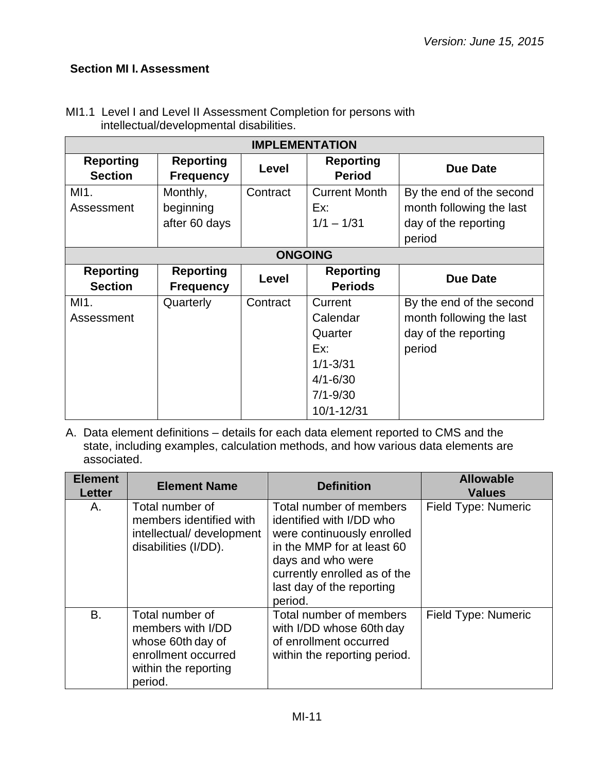*Version: June 15, 2015*

## Section MI I. Assessment

MI1.1 Level I and Level II Assessment Completion for persons with intellectual/developmental disabilities.

| IMPLEMENTATION | | | | |
|---|---|---|---|---|
| **Reporting Section** | **Reporting Frequency** | **Level** | **Reporting Period** | **Due Date** |
| MI1. Assessment | Monthly, beginning after 60 days | Contract | Current Month Ex: 1/1 – 1/31 | By the end of the second month following the last day of the reporting period |
| **ONGOING** | | | | |
| **Reporting Section** | **Reporting Frequency** | **Level** | **Reporting Periods** | **Due Date** |
| MI1. Assessment | Quarterly | Contract | Current Calendar Quarter Ex: 1/1-3/31 4/1-6/30 7/1-9/30 10/1-12/31 | By the end of the second month following the last day of the reporting period |

A. Data element definitions – details for each data element reported to CMS and the state, including examples, calculation methods, and how various data elements are associated.

| Element Letter | Element Name | Definition | Allowable Values |
|---|---|---|---|
| A. | Total number of members identified with intellectual/ development disabilities (I/DD). | Total number of members identified with I/DD who were continuously enrolled in the MMP for at least 60 days and who were currently enrolled as of the last day of the reporting period. | Field Type: Numeric |
| B. | Total number of members with I/DD whose 60th day of enrollment occurred within the reporting period. | Total number of members with I/DD whose 60th day of enrollment occurred within the reporting period. | Field Type: Numeric |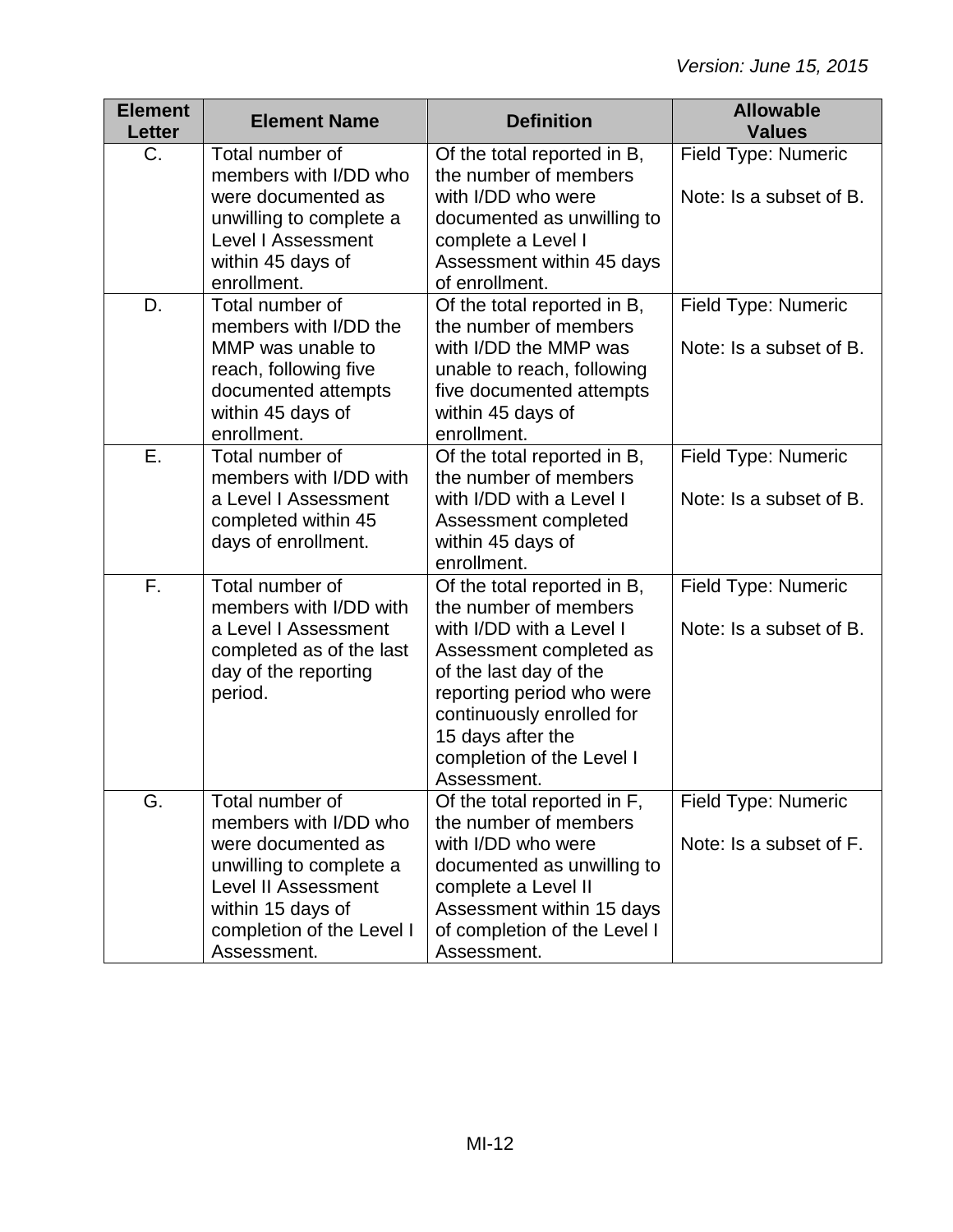| Element Letter | Element Name | Definition | Allowable Values |
|---|---|---|---|
| C. | Total number of members with I/DD who were documented as unwilling to complete a Level I Assessment within 45 days of enrollment. | Of the total reported in B, the number of members with I/DD who were documented as unwilling to complete a Level I Assessment within 45 days of enrollment. | Field Type: Numeric<br><br>Note: Is a subset of B. |
| D. | Total number of members with I/DD the MMP was unable to reach, following five documented attempts within 45 days of enrollment. | Of the total reported in B, the number of members with I/DD the MMP was unable to reach, following five documented attempts within 45 days of enrollment. | Field Type: Numeric<br><br>Note: Is a subset of B. |
| E. | Total number of members with I/DD with a Level I Assessment completed within 45 days of enrollment. | Of the total reported in B, the number of members with I/DD with a Level I Assessment completed within 45 days of enrollment. | Field Type: Numeric<br><br>Note: Is a subset of B. |
| F. | Total number of members with I/DD with a Level I Assessment completed as of the last day of the reporting period. | Of the total reported in B, the number of members with I/DD with a Level I Assessment completed as of the last day of the reporting period who were continuously enrolled for 15 days after the completion of the Level I Assessment. | Field Type: Numeric<br><br>Note: Is a subset of B. |
| G. | Total number of members with I/DD who were documented as unwilling to complete a Level II Assessment within 15 days of completion of the Level I Assessment. | Of the total reported in F, the number of members with I/DD who were documented as unwilling to complete a Level II Assessment within 15 days of completion of the Level I Assessment. | Field Type: Numeric<br><br>Note: Is a subset of F. |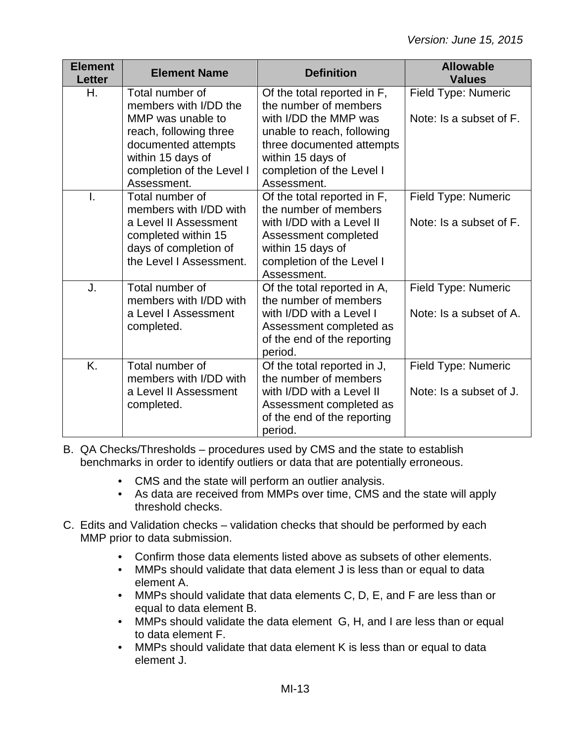| Element Letter | Element Name | Definition | Allowable Values |
|---|---|---|---|
| H. | Total number of members with I/DD the MMP was unable to reach, following three documented attempts within 15 days of completion of the Level I Assessment. | Of the total reported in F, the number of members with I/DD the MMP was unable to reach, following three documented attempts within 15 days of completion of the Level I Assessment. | Field Type: Numeric<br><br>Note: Is a subset of F. |
| I. | Total number of members with I/DD with a Level II Assessment completed within 15 days of completion of the Level I Assessment. | Of the total reported in F, the number of members with I/DD with a Level II Assessment completed within 15 days of completion of the Level I Assessment. | Field Type: Numeric<br><br>Note: Is a subset of F. |
| J. | Total number of members with I/DD with a Level I Assessment completed. | Of the total reported in A, the number of members with I/DD with a Level I Assessment completed as of the end of the reporting period. | Field Type: Numeric<br><br>Note: Is a subset of A. |
| K. | Total number of members with I/DD with a Level II Assessment completed. | Of the total reported in J, the number of members with I/DD with a Level II Assessment completed as of the end of the reporting period. | Field Type: Numeric<br><br>Note: Is a subset of J. |

B. QA Checks/Thresholds – procedures used by CMS and the state to establish benchmarks in order to identify outliers or data that are potentially erroneous.

- CMS and the state will perform an outlier analysis.
- As data are received from MMPs over time, CMS and the state will apply threshold checks.

C. Edits and Validation checks – validation checks that should be performed by each MMP prior to data submission.

- Confirm those data elements listed above as subsets of other elements.
- MMPs should validate that data element J is less than or equal to data element A.
- MMPs should validate that data elements C, D, E, and F are less than or equal to data element B.
- MMPs should validate the data element G, H, and I are less than or equal to data element F.
- MMPs should validate that data element K is less than or equal to data element J.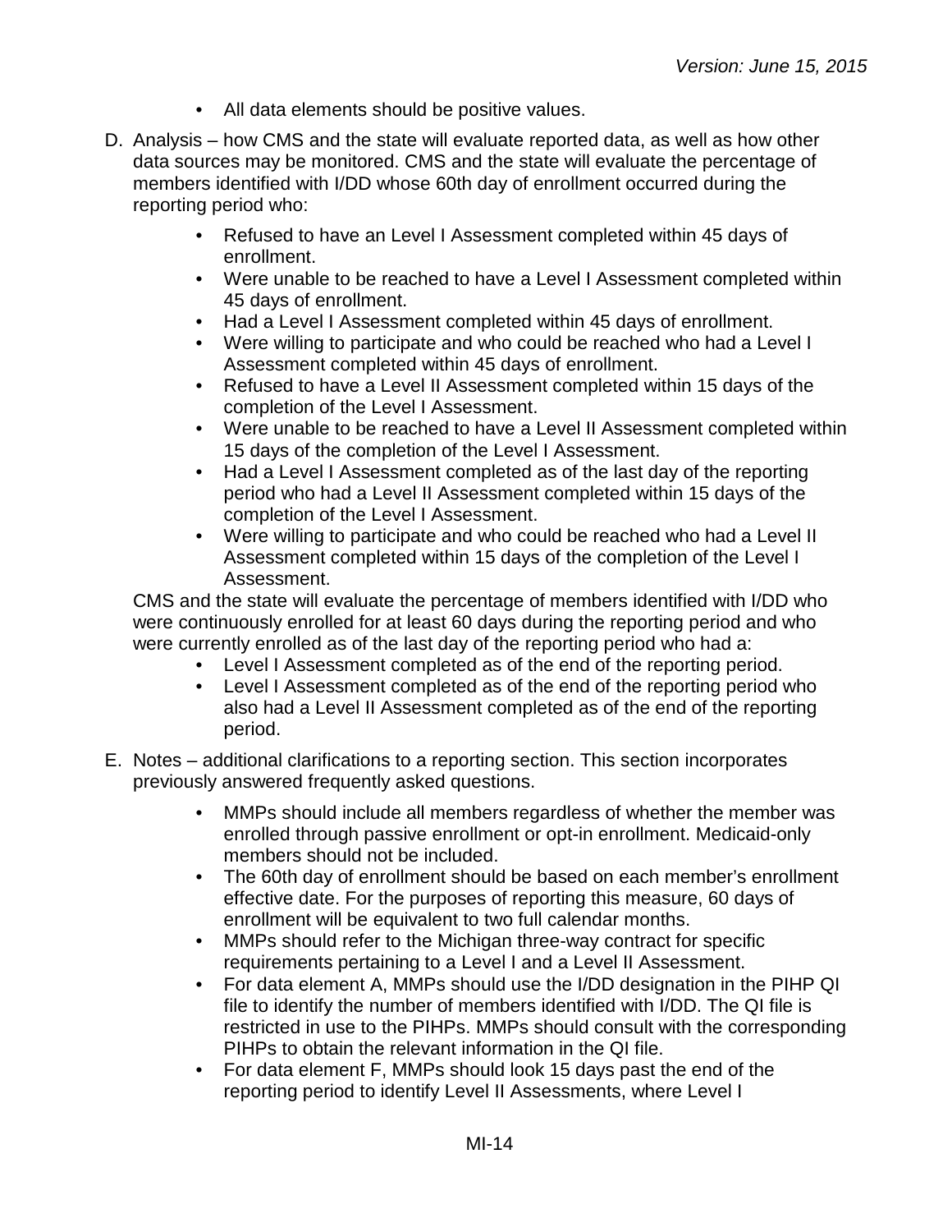- All data elements should be positive values.

D. Analysis – how CMS and the state will evaluate reported data, as well as how other data sources may be monitored. CMS and the state will evaluate the percentage of members identified with I/DD whose 60th day of enrollment occurred during the reporting period who:

  - Refused to have an Level I Assessment completed within 45 days of enrollment.
  - Were unable to be reached to have a Level I Assessment completed within 45 days of enrollment.
  - Had a Level I Assessment completed within 45 days of enrollment.
  - Were willing to participate and who could be reached who had a Level I Assessment completed within 45 days of enrollment.
  - Refused to have a Level II Assessment completed within 15 days of the completion of the Level I Assessment.
  - Were unable to be reached to have a Level II Assessment completed within 15 days of the completion of the Level I Assessment.
  - Had a Level I Assessment completed as of the last day of the reporting period who had a Level II Assessment completed within 15 days of the completion of the Level I Assessment.
  - Were willing to participate and who could be reached who had a Level II Assessment completed within 15 days of the completion of the Level I Assessment.

  CMS and the state will evaluate the percentage of members identified with I/DD who were continuously enrolled for at least 60 days during the reporting period and who were currently enrolled as of the last day of the reporting period who had a:

  - Level I Assessment completed as of the end of the reporting period.
  - Level I Assessment completed as of the end of the reporting period who also had a Level II Assessment completed as of the end of the reporting period.

E. Notes – additional clarifications to a reporting section. This section incorporates previously answered frequently asked questions.

  - MMPs should include all members regardless of whether the member was enrolled through passive enrollment or opt-in enrollment. Medicaid-only members should not be included.
  - The 60th day of enrollment should be based on each member's enrollment effective date. For the purposes of reporting this measure, 60 days of enrollment will be equivalent to two full calendar months.
  - MMPs should refer to the Michigan three-way contract for specific requirements pertaining to a Level I and a Level II Assessment.
  - For data element A, MMPs should use the I/DD designation in the PIHP QI file to identify the number of members identified with I/DD. The QI file is restricted in use to the PIHPs. MMPs should consult with the corresponding PIHPs to obtain the relevant information in the QI file.
  - For data element F, MMPs should look 15 days past the end of the reporting period to identify Level II Assessments, where Level I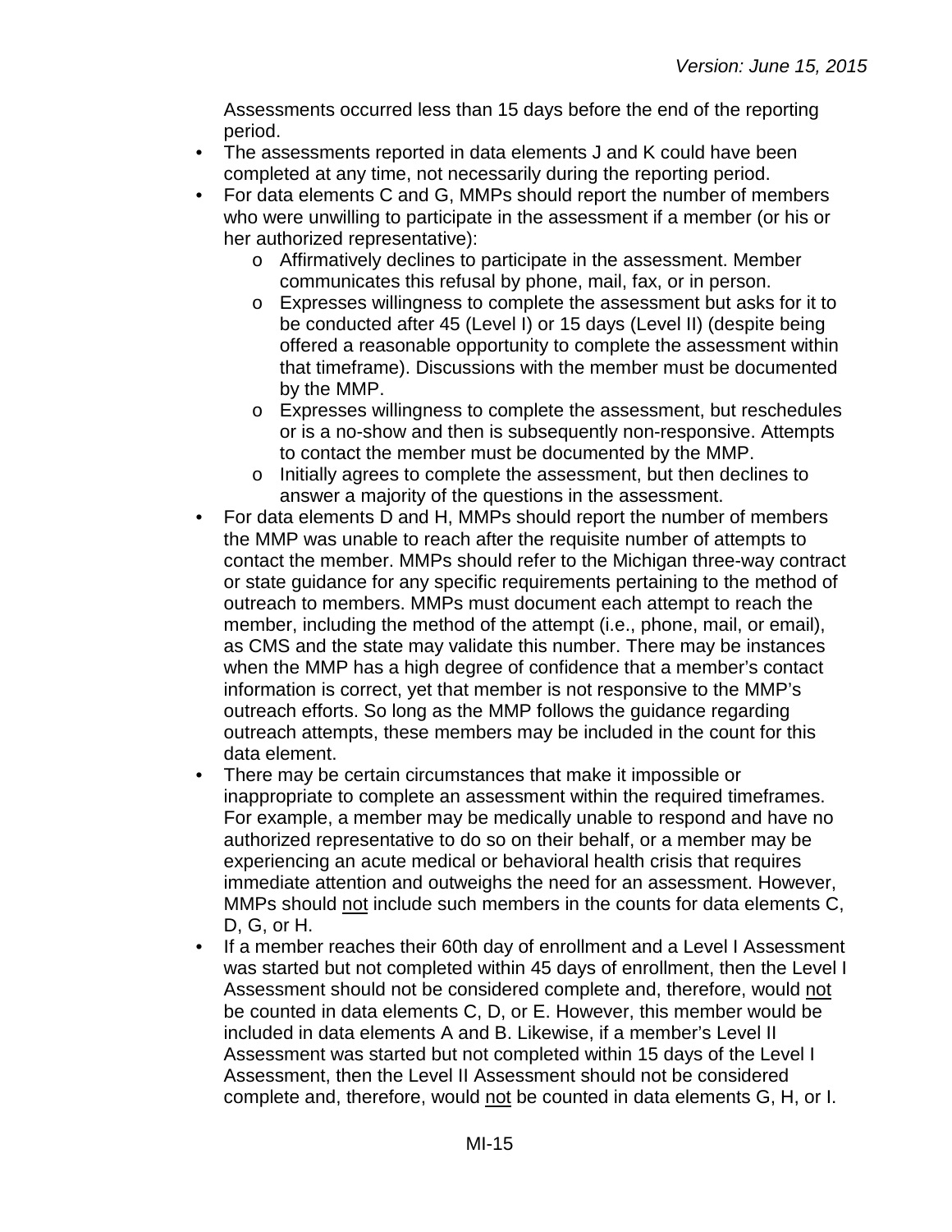Assessments occurred less than 15 days before the end of the reporting period.

- The assessments reported in data elements J and K could have been completed at any time, not necessarily during the reporting period.
- For data elements C and G, MMPs should report the number of members who were unwilling to participate in the assessment if a member (or his or her authorized representative):
  - Affirmatively declines to participate in the assessment. Member communicates this refusal by phone, mail, fax, or in person.
  - Expresses willingness to complete the assessment but asks for it to be conducted after 45 (Level I) or 15 days (Level II) (despite being offered a reasonable opportunity to complete the assessment within that timeframe). Discussions with the member must be documented by the MMP.
  - Expresses willingness to complete the assessment, but reschedules or is a no-show and then is subsequently non-responsive. Attempts to contact the member must be documented by the MMP.
  - Initially agrees to complete the assessment, but then declines to answer a majority of the questions in the assessment.
- For data elements D and H, MMPs should report the number of members the MMP was unable to reach after the requisite number of attempts to contact the member. MMPs should refer to the Michigan three-way contract or state guidance for any specific requirements pertaining to the method of outreach to members. MMPs must document each attempt to reach the member, including the method of the attempt (i.e., phone, mail, or email), as CMS and the state may validate this number. There may be instances when the MMP has a high degree of confidence that a member's contact information is correct, yet that member is not responsive to the MMP's outreach efforts. So long as the MMP follows the guidance regarding outreach attempts, these members may be included in the count for this data element.
- There may be certain circumstances that make it impossible or inappropriate to complete an assessment within the required timeframes. For example, a member may be medically unable to respond and have no authorized representative to do so on their behalf, or a member may be experiencing an acute medical or behavioral health crisis that requires immediate attention and outweighs the need for an assessment. However, MMPs should not include such members in the counts for data elements C, D, G, or H.
- If a member reaches their 60th day of enrollment and a Level I Assessment was started but not completed within 45 days of enrollment, then the Level I Assessment should not be considered complete and, therefore, would not be counted in data elements C, D, or E. However, this member would be included in data elements A and B. Likewise, if a member's Level II Assessment was started but not completed within 15 days of the Level I Assessment, then the Level II Assessment should not be considered complete and, therefore, would not be counted in data elements G, H, or I.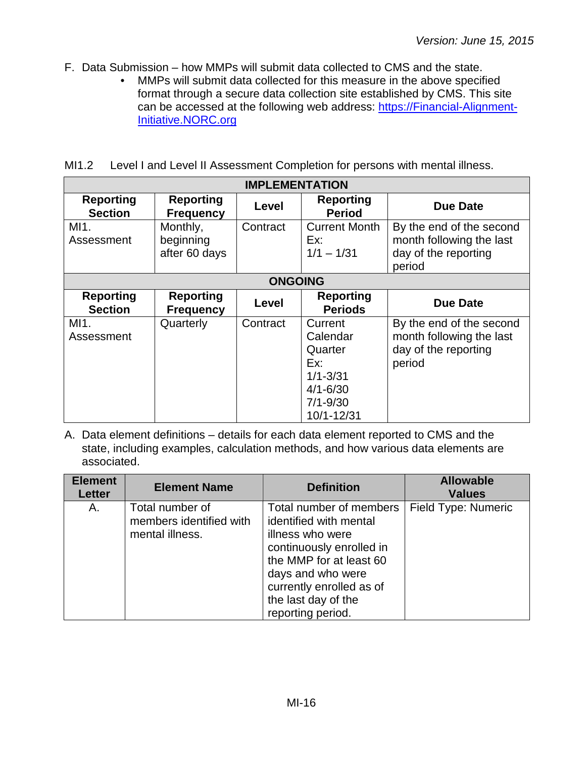F. Data Submission – how MMPs will submit data collected to CMS and the state.
   - MMPs will submit data collected for this measure in the above specified format through a secure data collection site established by CMS. This site can be accessed at the following web address: [https://Financial-Alignment-Initiative.NORC.org](https://Financial-Alignment-Initiative.NORC.org)

MI1.2 Level I and Level II Assessment Completion for persons with mental illness.

| IMPLEMENTATION | | | | |
|---|---|---|---|---|
| **Reporting Section** | **Reporting Frequency** | **Level** | **Reporting Period** | **Due Date** |
| MI1. Assessment | Monthly, beginning after 60 days | Contract | Current Month Ex: 1/1 – 1/31 | By the end of the second month following the last day of the reporting period |
| **ONGOING** | | | | |
| **Reporting Section** | **Reporting Frequency** | **Level** | **Reporting Periods** | **Due Date** |
| MI1. Assessment | Quarterly | Contract | Current Calendar Quarter Ex: 1/1-3/31 4/1-6/30 7/1-9/30 10/1-12/31 | By the end of the second month following the last day of the reporting period |

A. Data element definitions – details for each data element reported to CMS and the state, including examples, calculation methods, and how various data elements are associated.

| Element Letter | Element Name | Definition | Allowable Values |
|---|---|---|---|
| A. | Total number of members identified with mental illness. | Total number of members identified with mental illness who were continuously enrolled in the MMP for at least 60 days and who were currently enrolled as of the last day of the reporting period. | Field Type: Numeric |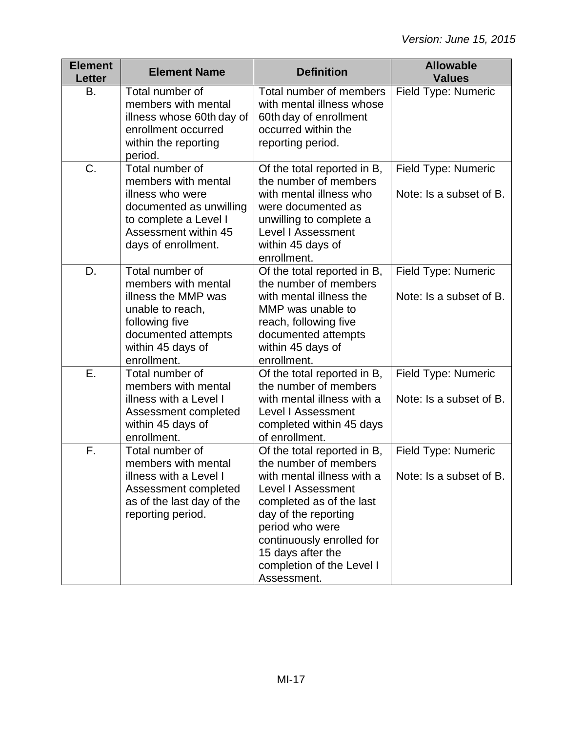| Element Letter | Element Name | Definition | Allowable Values |
|---|---|---|---|
| B. | Total number of members with mental illness whose 60th day of enrollment occurred within the reporting period. | Total number of members with mental illness whose 60th day of enrollment occurred within the reporting period. | Field Type: Numeric |
| C. | Total number of members with mental illness who were documented as unwilling to complete a Level I Assessment within 45 days of enrollment. | Of the total reported in B, the number of members with mental illness who were documented as unwilling to complete a Level I Assessment within 45 days of enrollment. | Field Type: Numeric<br><br>Note: Is a subset of B. |
| D. | Total number of members with mental illness the MMP was unable to reach, following five documented attempts within 45 days of enrollment. | Of the total reported in B, the number of members with mental illness the MMP was unable to reach, following five documented attempts within 45 days of enrollment. | Field Type: Numeric<br><br>Note: Is a subset of B. |
| E. | Total number of members with mental illness with a Level I Assessment completed within 45 days of enrollment. | Of the total reported in B, the number of members with mental illness with a Level I Assessment completed within 45 days of enrollment. | Field Type: Numeric<br><br>Note: Is a subset of B. |
| F. | Total number of members with mental illness with a Level I Assessment completed as of the last day of the reporting period. | Of the total reported in B, the number of members with mental illness with a Level I Assessment completed as of the last day of the reporting period who were continuously enrolled for 15 days after the completion of the Level I Assessment. | Field Type: Numeric<br><br>Note: Is a subset of B. |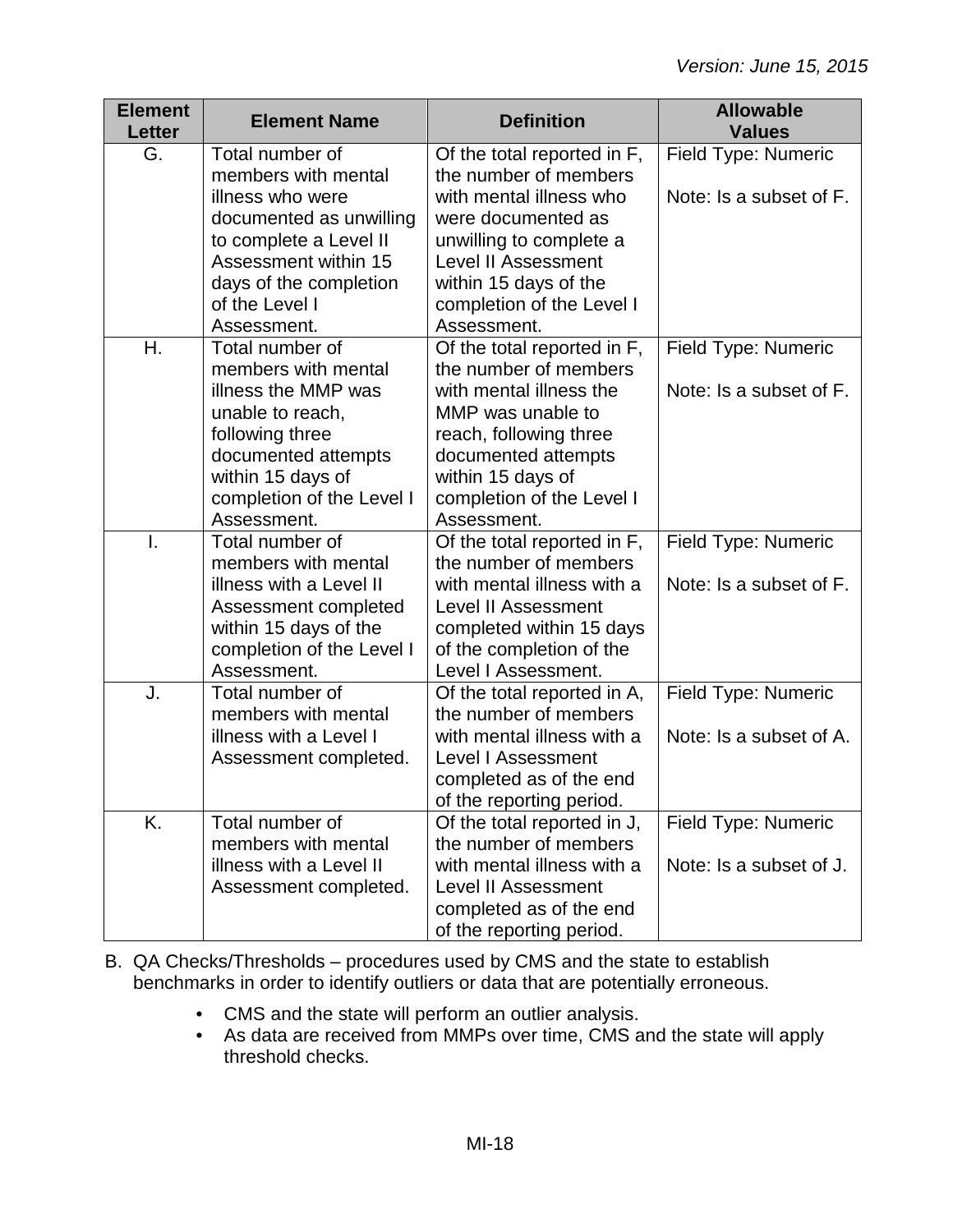| Element Letter | Element Name | Definition | Allowable Values |
|---|---|---|---|
| G. | Total number of members with mental illness who were documented as unwilling to complete a Level II Assessment within 15 days of the completion of the Level I Assessment. | Of the total reported in F, the number of members with mental illness who were documented as unwilling to complete a Level II Assessment within 15 days of the completion of the Level I Assessment. | Field Type: Numeric<br><br>Note: Is a subset of F. |
| H. | Total number of members with mental illness the MMP was unable to reach, following three documented attempts within 15 days of completion of the Level I Assessment. | Of the total reported in F, the number of members with mental illness the MMP was unable to reach, following three documented attempts within 15 days of completion of the Level I Assessment. | Field Type: Numeric<br><br>Note: Is a subset of F. |
| I. | Total number of members with mental illness with a Level II Assessment completed within 15 days of the completion of the Level I Assessment. | Of the total reported in F, the number of members with mental illness with a Level II Assessment completed within 15 days of the completion of the Level I Assessment. | Field Type: Numeric<br><br>Note: Is a subset of F. |
| J. | Total number of members with mental illness with a Level I Assessment completed. | Of the total reported in A, the number of members with mental illness with a Level I Assessment completed as of the end of the reporting period. | Field Type: Numeric<br><br>Note: Is a subset of A. |
| K. | Total number of members with mental illness with a Level II Assessment completed. | Of the total reported in J, the number of members with mental illness with a Level II Assessment completed as of the end of the reporting period. | Field Type: Numeric<br><br>Note: Is a subset of J. |

B. QA Checks/Thresholds – procedures used by CMS and the state to establish benchmarks in order to identify outliers or data that are potentially erroneous.

- CMS and the state will perform an outlier analysis.
- As data are received from MMPs over time, CMS and the state will apply threshold checks.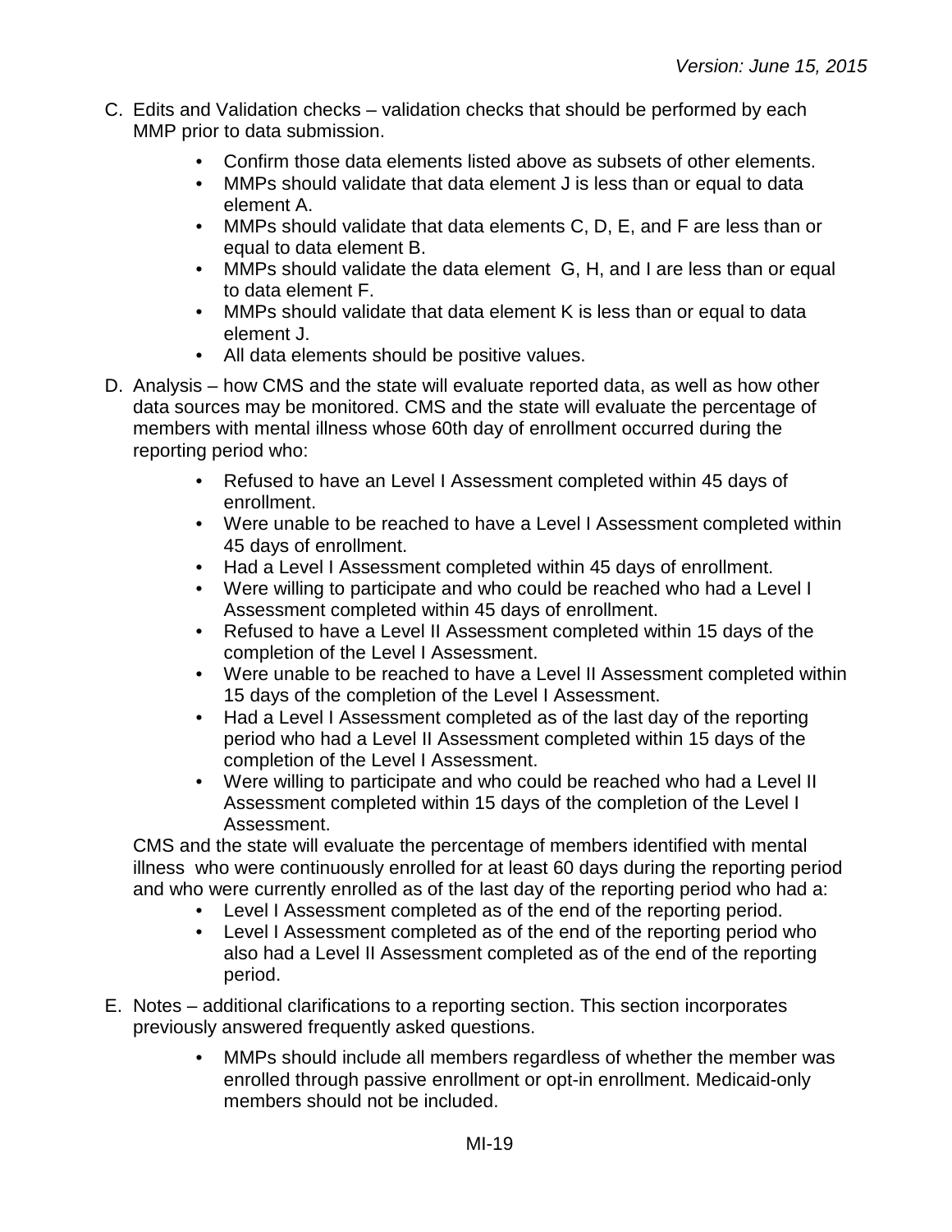C. Edits and Validation checks – validation checks that should be performed by each MMP prior to data submission.

   - Confirm those data elements listed above as subsets of other elements.
   - MMPs should validate that data element J is less than or equal to data element A.
   - MMPs should validate that data elements C, D, E, and F are less than or equal to data element B.
   - MMPs should validate the data element G, H, and I are less than or equal to data element F.
   - MMPs should validate that data element K is less than or equal to data element J.
   - All data elements should be positive values.

D. Analysis – how CMS and the state will evaluate reported data, as well as how other data sources may be monitored. CMS and the state will evaluate the percentage of members with mental illness whose 60th day of enrollment occurred during the reporting period who:

   - Refused to have an Level I Assessment completed within 45 days of enrollment.
   - Were unable to be reached to have a Level I Assessment completed within 45 days of enrollment.
   - Had a Level I Assessment completed within 45 days of enrollment.
   - Were willing to participate and who could be reached who had a Level I Assessment completed within 45 days of enrollment.
   - Refused to have a Level II Assessment completed within 15 days of the completion of the Level I Assessment.
   - Were unable to be reached to have a Level II Assessment completed within 15 days of the completion of the Level I Assessment.
   - Had a Level I Assessment completed as of the last day of the reporting period who had a Level II Assessment completed within 15 days of the completion of the Level I Assessment.
   - Were willing to participate and who could be reached who had a Level II Assessment completed within 15 days of the completion of the Level I Assessment.

   CMS and the state will evaluate the percentage of members identified with mental illness who were continuously enrolled for at least 60 days during the reporting period and who were currently enrolled as of the last day of the reporting period who had a:

   - Level I Assessment completed as of the end of the reporting period.
   - Level I Assessment completed as of the end of the reporting period who also had a Level II Assessment completed as of the end of the reporting period.

E. Notes – additional clarifications to a reporting section. This section incorporates previously answered frequently asked questions.

   - MMPs should include all members regardless of whether the member was enrolled through passive enrollment or opt-in enrollment. Medicaid-only members should not be included.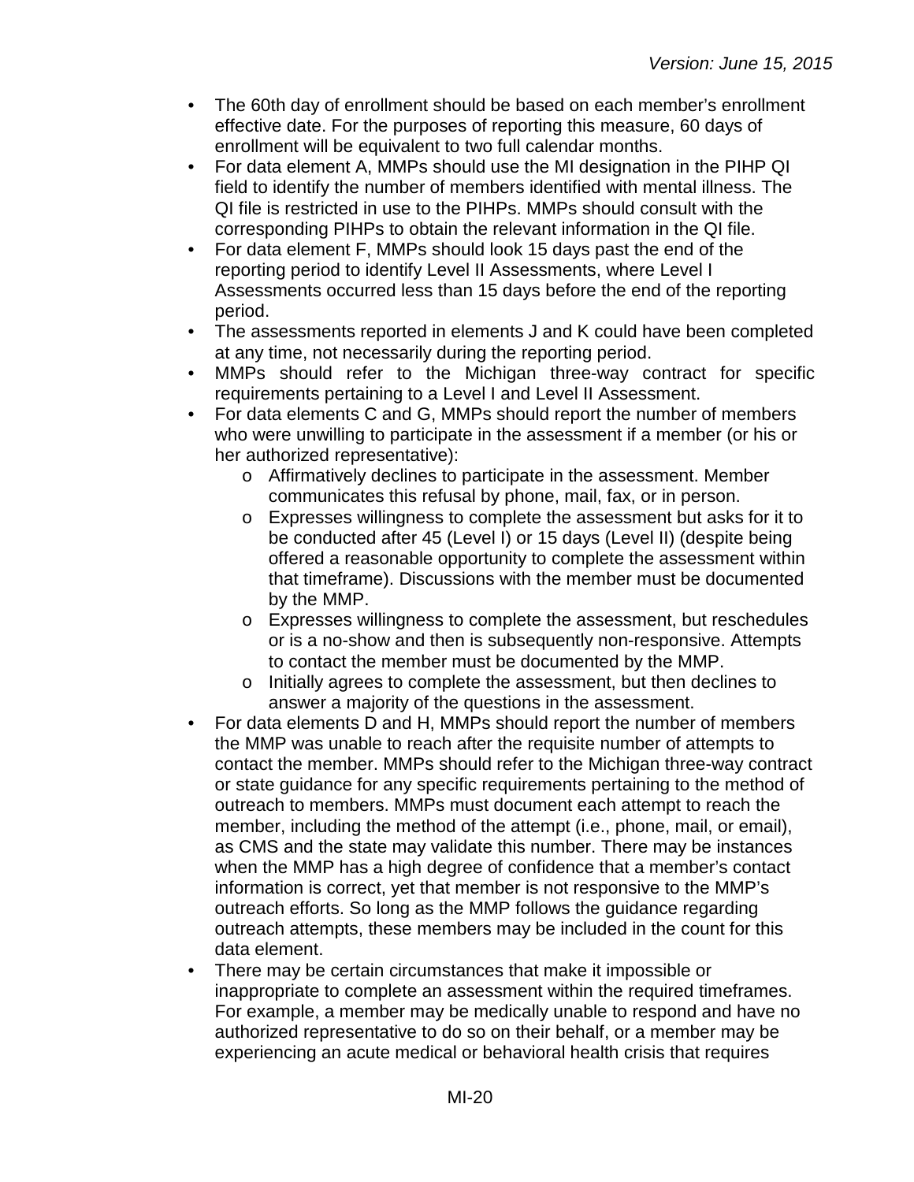- The 60th day of enrollment should be based on each member's enrollment effective date. For the purposes of reporting this measure, 60 days of enrollment will be equivalent to two full calendar months.
- For data element A, MMPs should use the MI designation in the PIHP QI field to identify the number of members identified with mental illness. The QI file is restricted in use to the PIHPs. MMPs should consult with the corresponding PIHPs to obtain the relevant information in the QI file.
- For data element F, MMPs should look 15 days past the end of the reporting period to identify Level II Assessments, where Level I Assessments occurred less than 15 days before the end of the reporting period.
- The assessments reported in elements J and K could have been completed at any time, not necessarily during the reporting period.
- MMPs should refer to the Michigan three-way contract for specific requirements pertaining to a Level I and Level II Assessment.
- For data elements C and G, MMPs should report the number of members who were unwilling to participate in the assessment if a member (or his or her authorized representative):
  - Affirmatively declines to participate in the assessment. Member communicates this refusal by phone, mail, fax, or in person.
  - Expresses willingness to complete the assessment but asks for it to be conducted after 45 (Level I) or 15 days (Level II) (despite being offered a reasonable opportunity to complete the assessment within that timeframe). Discussions with the member must be documented by the MMP.
  - Expresses willingness to complete the assessment, but reschedules or is a no-show and then is subsequently non-responsive. Attempts to contact the member must be documented by the MMP.
  - Initially agrees to complete the assessment, but then declines to answer a majority of the questions in the assessment.
- For data elements D and H, MMPs should report the number of members the MMP was unable to reach after the requisite number of attempts to contact the member. MMPs should refer to the Michigan three-way contract or state guidance for any specific requirements pertaining to the method of outreach to members. MMPs must document each attempt to reach the member, including the method of the attempt (i.e., phone, mail, or email), as CMS and the state may validate this number. There may be instances when the MMP has a high degree of confidence that a member's contact information is correct, yet that member is not responsive to the MMP's outreach efforts. So long as the MMP follows the guidance regarding outreach attempts, these members may be included in the count for this data element.
- There may be certain circumstances that make it impossible or inappropriate to complete an assessment within the required timeframes. For example, a member may be medically unable to respond and have no authorized representative to do so on their behalf, or a member may be experiencing an acute medical or behavioral health crisis that requires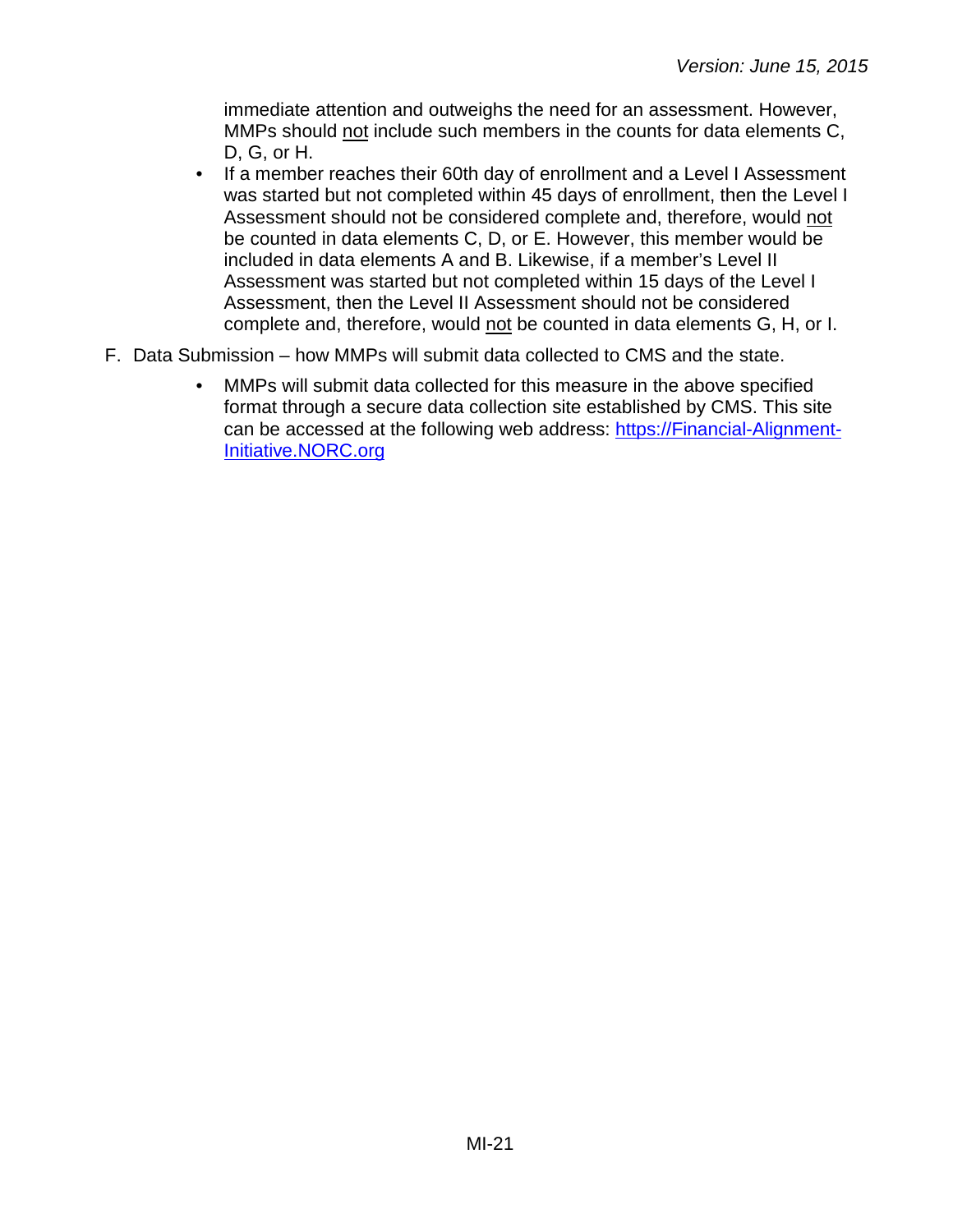immediate attention and outweighs the need for an assessment. However, MMPs should not include such members in the counts for data elements C, D, G, or H.

- If a member reaches their 60th day of enrollment and a Level I Assessment was started but not completed within 45 days of enrollment, then the Level I Assessment should not be considered complete and, therefore, would not be counted in data elements C, D, or E. However, this member would be included in data elements A and B. Likewise, if a member's Level II Assessment was started but not completed within 15 days of the Level I Assessment, then the Level II Assessment should not be considered complete and, therefore, would not be counted in data elements G, H, or I.

F. Data Submission – how MMPs will submit data collected to CMS and the state.

- MMPs will submit data collected for this measure in the above specified format through a secure data collection site established by CMS. This site can be accessed at the following web address: [https://Financial-Alignment-Initiative.NORC.org](https://Financial-Alignment-Initiative.NORC.org)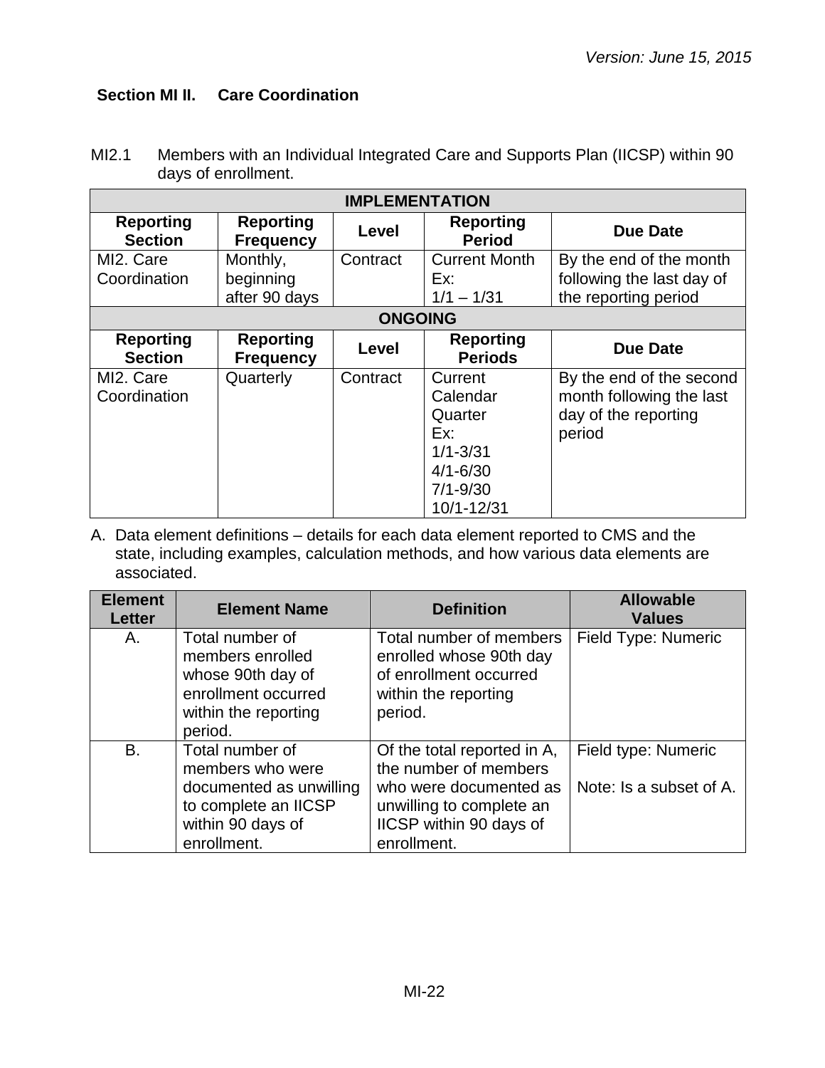*Version: June 15, 2015*

## Section MI II. Care Coordination

MI2.1 Members with an Individual Integrated Care and Supports Plan (IICSP) within 90 days of enrollment.

| IMPLEMENTATION | | | | |
|---|---|---|---|---|
| **Reporting Section** | **Reporting Frequency** | **Level** | **Reporting Period** | **Due Date** |
| MI2. Care Coordination | Monthly, beginning after 90 days | Contract | Current Month Ex: 1/1 – 1/31 | By the end of the month following the last day of the reporting period |
| **ONGOING** | | | | |
| **Reporting Section** | **Reporting Frequency** | **Level** | **Reporting Periods** | **Due Date** |
| MI2. Care Coordination | Quarterly | Contract | Current Calendar Quarter Ex: 1/1-3/31 4/1-6/30 7/1-9/30 10/1-12/31 | By the end of the second month following the last day of the reporting period |

A. Data element definitions – details for each data element reported to CMS and the state, including examples, calculation methods, and how various data elements are associated.

| Element Letter | Element Name | Definition | Allowable Values |
|---|---|---|---|
| A. | Total number of members enrolled whose 90th day of enrollment occurred within the reporting period. | Total number of members enrolled whose 90th day of enrollment occurred within the reporting period. | Field Type: Numeric |
| B. | Total number of members who were documented as unwilling to complete an IICSP within 90 days of enrollment. | Of the total reported in A, the number of members who were documented as unwilling to complete an IICSP within 90 days of enrollment. | Field type: Numeric<br><br>Note: Is a subset of A. |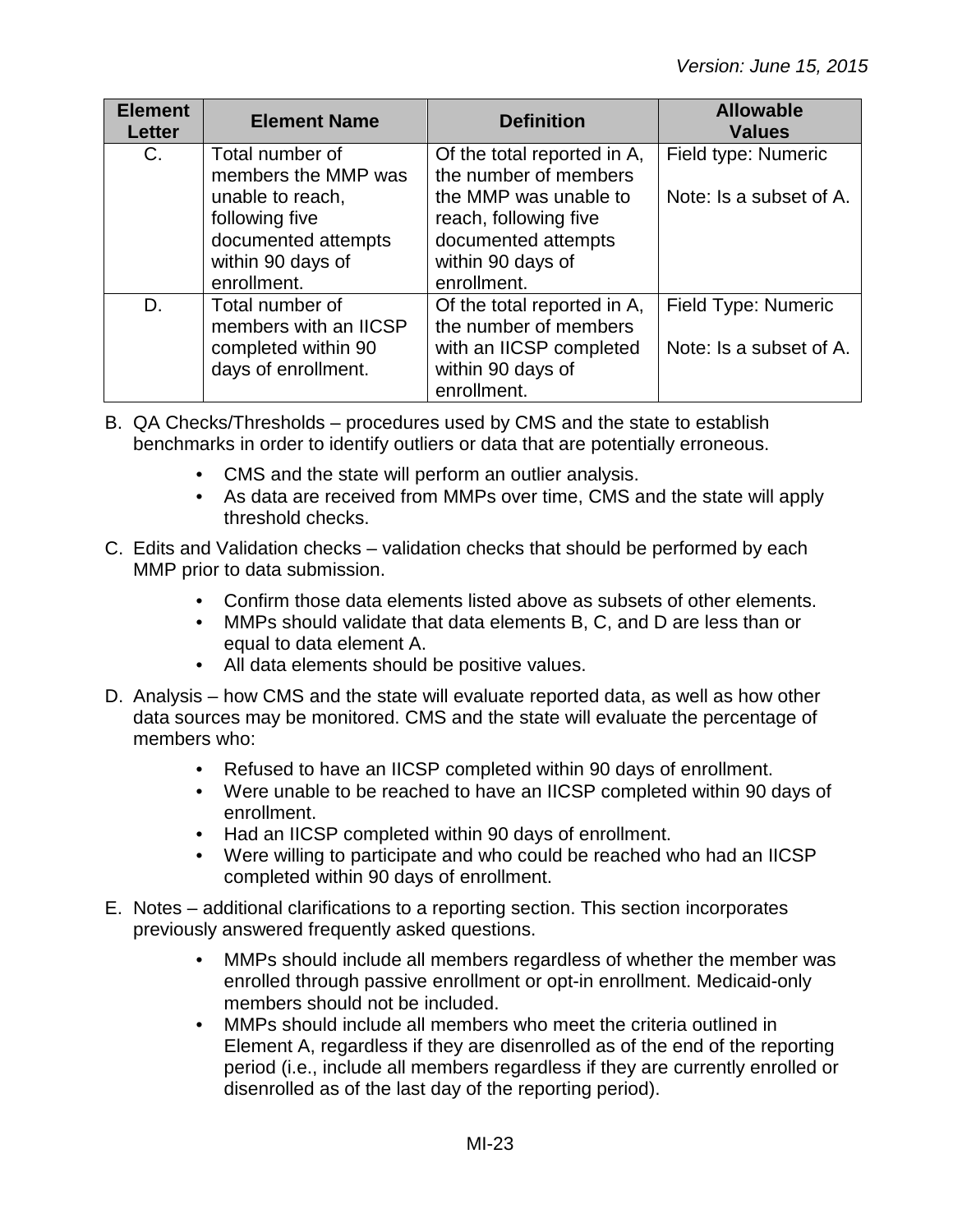| Element Letter | Element Name | Definition | Allowable Values |
|---|---|---|---|
| C. | Total number of members the MMP was unable to reach, following five documented attempts within 90 days of enrollment. | Of the total reported in A, the number of members the MMP was unable to reach, following five documented attempts within 90 days of enrollment. | Field type: Numeric<br><br>Note: Is a subset of A. |
| D. | Total number of members with an IICSP completed within 90 days of enrollment. | Of the total reported in A, the number of members with an IICSP completed within 90 days of enrollment. | Field Type: Numeric<br><br>Note: Is a subset of A. |

B. QA Checks/Thresholds – procedures used by CMS and the state to establish benchmarks in order to identify outliers or data that are potentially erroneous.

- CMS and the state will perform an outlier analysis.
- As data are received from MMPs over time, CMS and the state will apply threshold checks.

C. Edits and Validation checks – validation checks that should be performed by each MMP prior to data submission.

- Confirm those data elements listed above as subsets of other elements.
- MMPs should validate that data elements B, C, and D are less than or equal to data element A.
- All data elements should be positive values.

D. Analysis – how CMS and the state will evaluate reported data, as well as how other data sources may be monitored. CMS and the state will evaluate the percentage of members who:

- Refused to have an IICSP completed within 90 days of enrollment.
- Were unable to be reached to have an IICSP completed within 90 days of enrollment.
- Had an IICSP completed within 90 days of enrollment.
- Were willing to participate and who could be reached who had an IICSP completed within 90 days of enrollment.

E. Notes – additional clarifications to a reporting section. This section incorporates previously answered frequently asked questions.

- MMPs should include all members regardless of whether the member was enrolled through passive enrollment or opt-in enrollment. Medicaid-only members should not be included.
- MMPs should include all members who meet the criteria outlined in Element A, regardless if they are disenrolled as of the end of the reporting period (i.e., include all members regardless if they are currently enrolled or disenrolled as of the last day of the reporting period).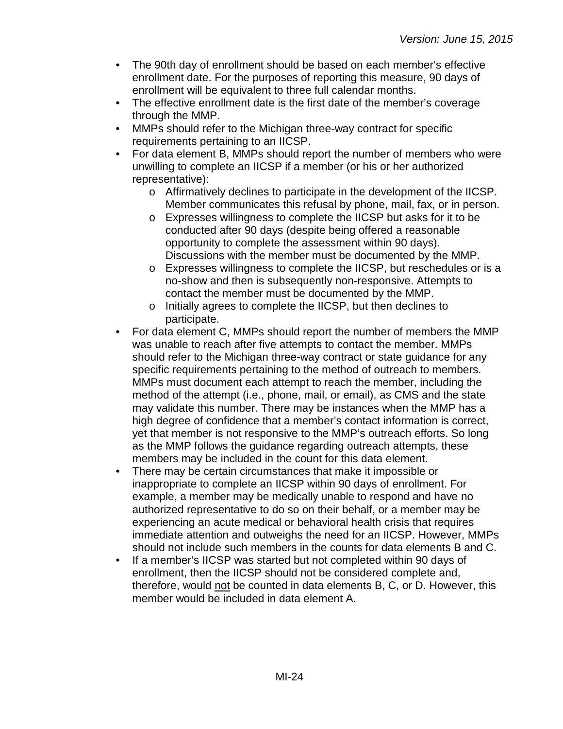- The 90th day of enrollment should be based on each member's effective enrollment date. For the purposes of reporting this measure, 90 days of enrollment will be equivalent to three full calendar months.
- The effective enrollment date is the first date of the member's coverage through the MMP.
- MMPs should refer to the Michigan three-way contract for specific requirements pertaining to an IICSP.
- For data element B, MMPs should report the number of members who were unwilling to complete an IICSP if a member (or his or her authorized representative):
    - Affirmatively declines to participate in the development of the IICSP. Member communicates this refusal by phone, mail, fax, or in person.
    - Expresses willingness to complete the IICSP but asks for it to be conducted after 90 days (despite being offered a reasonable opportunity to complete the assessment within 90 days). Discussions with the member must be documented by the MMP.
    - Expresses willingness to complete the IICSP, but reschedules or is a no-show and then is subsequently non-responsive. Attempts to contact the member must be documented by the MMP.
    - Initially agrees to complete the IICSP, but then declines to participate.
- For data element C, MMPs should report the number of members the MMP was unable to reach after five attempts to contact the member. MMPs should refer to the Michigan three-way contract or state guidance for any specific requirements pertaining to the method of outreach to members. MMPs must document each attempt to reach the member, including the method of the attempt (i.e., phone, mail, or email), as CMS and the state may validate this number. There may be instances when the MMP has a high degree of confidence that a member's contact information is correct, yet that member is not responsive to the MMP's outreach efforts. So long as the MMP follows the guidance regarding outreach attempts, these members may be included in the count for this data element.
- There may be certain circumstances that make it impossible or inappropriate to complete an IICSP within 90 days of enrollment. For example, a member may be medically unable to respond and have no authorized representative to do so on their behalf, or a member may be experiencing an acute medical or behavioral health crisis that requires immediate attention and outweighs the need for an IICSP. However, MMPs should not include such members in the counts for data elements B and C.
- If a member's IICSP was started but not completed within 90 days of enrollment, then the IICSP should not be considered complete and, therefore, would <u>not</u> be counted in data elements B, C, or D. However, this member would be included in data element A.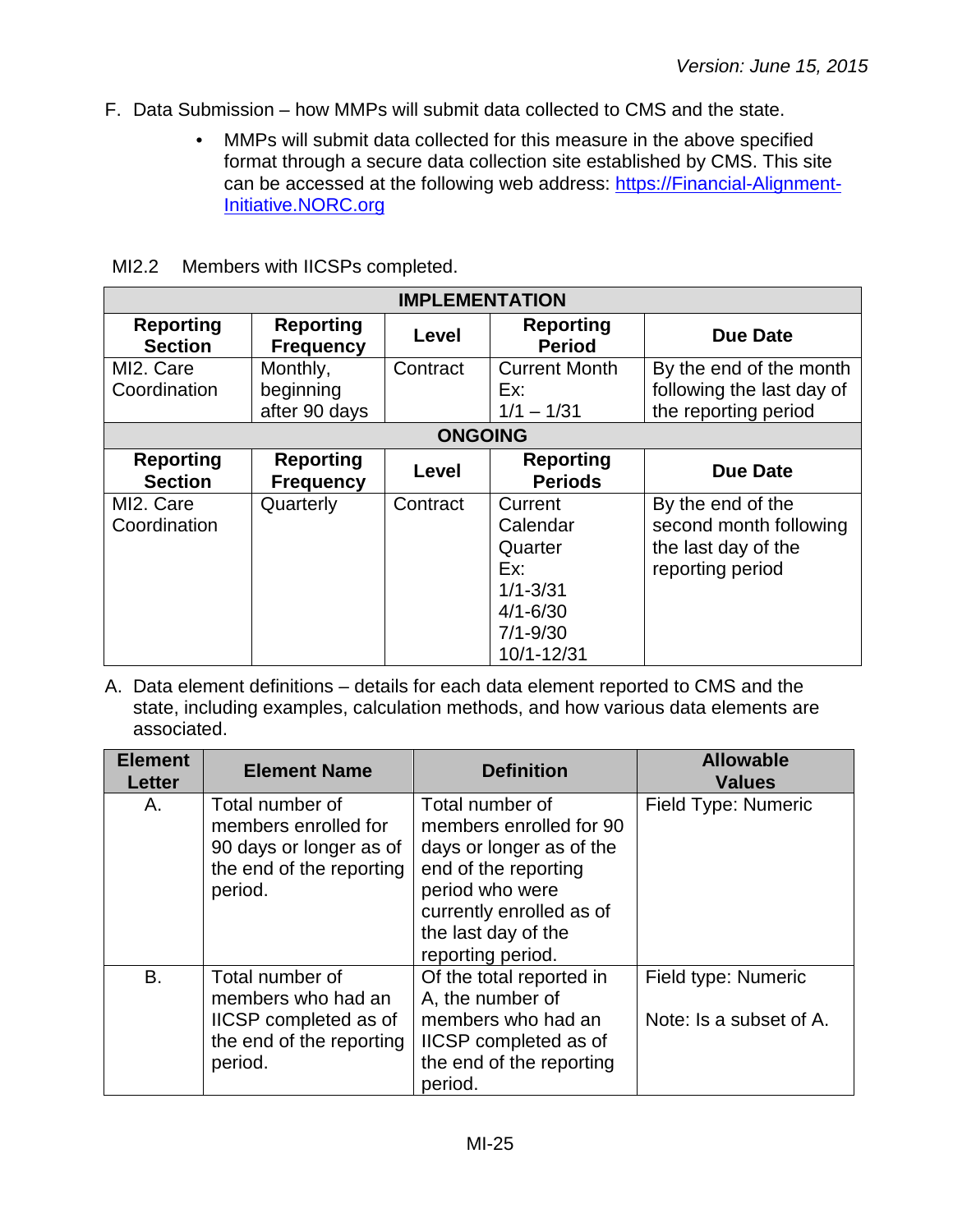F. Data Submission – how MMPs will submit data collected to CMS and the state.

- MMPs will submit data collected for this measure in the above specified format through a secure data collection site established by CMS. This site can be accessed at the following web address: [https://Financial-Alignment-Initiative.NORC.org](https://Financial-Alignment-Initiative.NORC.org)

MI2.2 Members with IICSPs completed.

| IMPLEMENTATION | | | | |
|---|---|---|---|---|
| **Reporting Section** | **Reporting Frequency** | **Level** | **Reporting Period** | **Due Date** |
| MI2. Care Coordination | Monthly, beginning after 90 days | Contract | Current Month<br>Ex:<br>1/1 – 1/31 | By the end of the month following the last day of the reporting period |
| **ONGOING** | | | | |
| **Reporting Section** | **Reporting Frequency** | **Level** | **Reporting Periods** | **Due Date** |
| MI2. Care Coordination | Quarterly | Contract | Current Calendar Quarter<br>Ex:<br>1/1-3/31<br>4/1-6/30<br>7/1-9/30<br>10/1-12/31 | By the end of the second month following the last day of the reporting period |

A. Data element definitions – details for each data element reported to CMS and the state, including examples, calculation methods, and how various data elements are associated.

| Element Letter | Element Name | Definition | Allowable Values |
|---|---|---|---|
| A. | Total number of members enrolled for 90 days or longer as of the end of the reporting period. | Total number of members enrolled for 90 days or longer as of the end of the reporting period who were currently enrolled as of the last day of the reporting period. | Field Type: Numeric |
| B. | Total number of members who had an IICSP completed as of the end of the reporting period. | Of the total reported in A, the number of members who had an IICSP completed as of the end of the reporting period. | Field type: Numeric<br><br>Note: Is a subset of A. |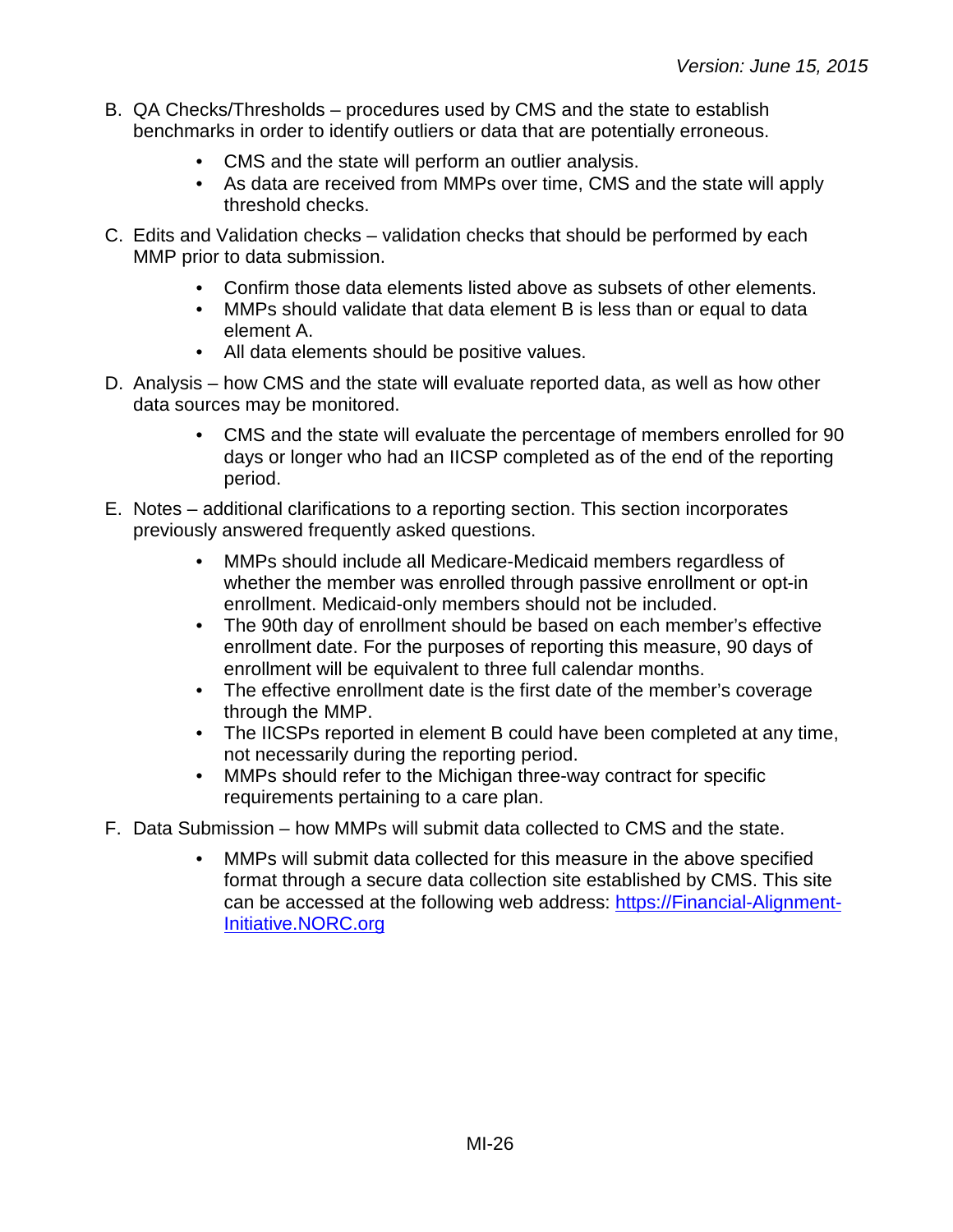B. QA Checks/Thresholds – procedures used by CMS and the state to establish benchmarks in order to identify outliers or data that are potentially erroneous.

- CMS and the state will perform an outlier analysis.
- As data are received from MMPs over time, CMS and the state will apply threshold checks.

C. Edits and Validation checks – validation checks that should be performed by each MMP prior to data submission.

- Confirm those data elements listed above as subsets of other elements.
- MMPs should validate that data element B is less than or equal to data element A.
- All data elements should be positive values.

D. Analysis – how CMS and the state will evaluate reported data, as well as how other data sources may be monitored.

- CMS and the state will evaluate the percentage of members enrolled for 90 days or longer who had an IICSP completed as of the end of the reporting period.

E. Notes – additional clarifications to a reporting section. This section incorporates previously answered frequently asked questions.

- MMPs should include all Medicare-Medicaid members regardless of whether the member was enrolled through passive enrollment or opt-in enrollment. Medicaid-only members should not be included.
- The 90th day of enrollment should be based on each member's effective enrollment date. For the purposes of reporting this measure, 90 days of enrollment will be equivalent to three full calendar months.
- The effective enrollment date is the first date of the member's coverage through the MMP.
- The IICSPs reported in element B could have been completed at any time, not necessarily during the reporting period.
- MMPs should refer to the Michigan three-way contract for specific requirements pertaining to a care plan.

F. Data Submission – how MMPs will submit data collected to CMS and the state.

- MMPs will submit data collected for this measure in the above specified format through a secure data collection site established by CMS. This site can be accessed at the following web address: [https://Financial-Alignment-Initiative.NORC.org](https://Financial-Alignment-Initiative.NORC.org)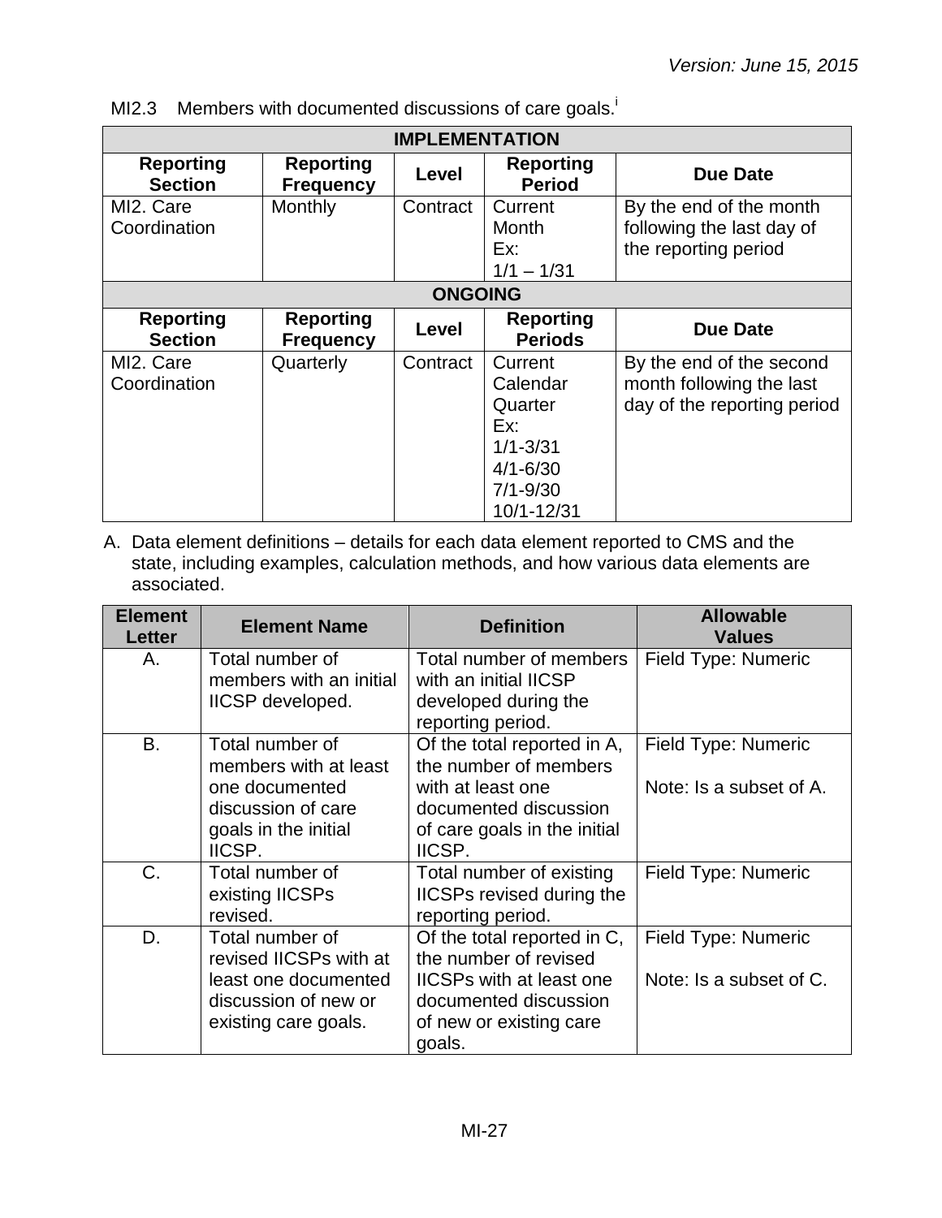MI2.3 Members with documented discussions of care goals.[i]

| IMPLEMENTATION | | | | |
|---|---|---|---|---|
| **Reporting Section** | **Reporting Frequency** | **Level** | **Reporting Period** | **Due Date** |
| MI2. Care Coordination | Monthly | Contract | Current Month Ex: 1/1 – 1/31 | By the end of the month following the last day of the reporting period |
| **ONGOING** | | | | |
| **Reporting Section** | **Reporting Frequency** | **Level** | **Reporting Periods** | **Due Date** |
| MI2. Care Coordination | Quarterly | Contract | Current Calendar Quarter Ex: 1/1-3/31 4/1-6/30 7/1-9/30 10/1-12/31 | By the end of the second month following the last day of the reporting period |

A. Data element definitions – details for each data element reported to CMS and the state, including examples, calculation methods, and how various data elements are associated.

| Element Letter | Element Name | Definition | Allowable Values |
|---|---|---|---|
| A. | Total number of members with an initial IICSP developed. | Total number of members with an initial IICSP developed during the reporting period. | Field Type: Numeric |
| B. | Total number of members with at least one documented discussion of care goals in the initial IICSP. | Of the total reported in A, the number of members with at least one documented discussion of care goals in the initial IICSP. | Field Type: Numeric<br><br>Note: Is a subset of A. |
| C. | Total number of existing IICSPs revised. | Total number of existing IICSPs revised during the reporting period. | Field Type: Numeric |
| D. | Total number of revised IICSPs with at least one documented discussion of new or existing care goals. | Of the total reported in C, the number of revised IICSPs with at least one documented discussion of new or existing care goals. | Field Type: Numeric<br><br>Note: Is a subset of C. |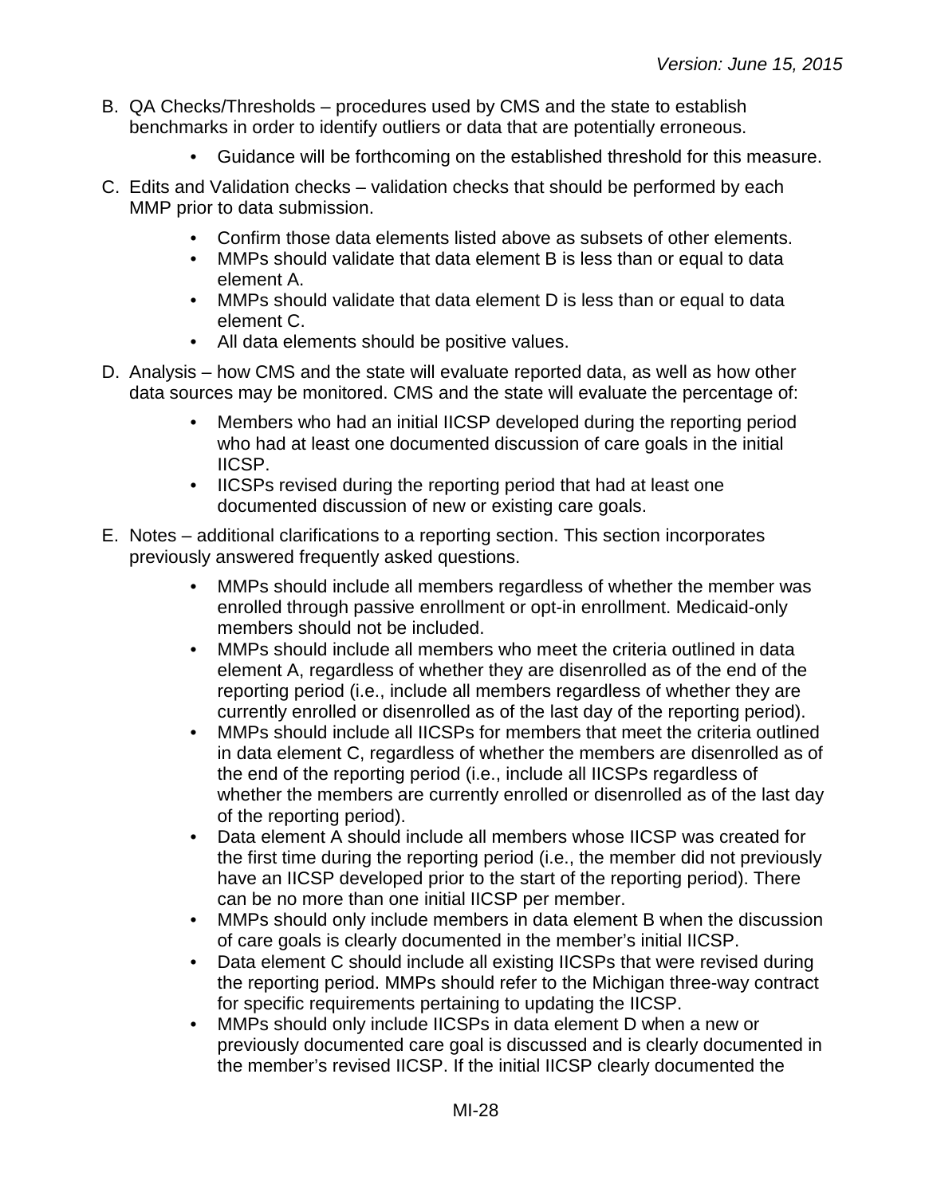B. QA Checks/Thresholds – procedures used by CMS and the state to establish benchmarks in order to identify outliers or data that are potentially erroneous.

    - Guidance will be forthcoming on the established threshold for this measure.

C. Edits and Validation checks – validation checks that should be performed by each MMP prior to data submission.

    - Confirm those data elements listed above as subsets of other elements.
    - MMPs should validate that data element B is less than or equal to data element A.
    - MMPs should validate that data element D is less than or equal to data element C.
    - All data elements should be positive values.

D. Analysis – how CMS and the state will evaluate reported data, as well as how other data sources may be monitored. CMS and the state will evaluate the percentage of:

    - Members who had an initial IICSP developed during the reporting period who had at least one documented discussion of care goals in the initial IICSP.
    - IICSPs revised during the reporting period that had at least one documented discussion of new or existing care goals.

E. Notes – additional clarifications to a reporting section. This section incorporates previously answered frequently asked questions.

    - MMPs should include all members regardless of whether the member was enrolled through passive enrollment or opt-in enrollment. Medicaid-only members should not be included.
    - MMPs should include all members who meet the criteria outlined in data element A, regardless of whether they are disenrolled as of the end of the reporting period (i.e., include all members regardless of whether they are currently enrolled or disenrolled as of the last day of the reporting period).
    - MMPs should include all IICSPs for members that meet the criteria outlined in data element C, regardless of whether the members are disenrolled as of the end of the reporting period (i.e., include all IICSPs regardless of whether the members are currently enrolled or disenrolled as of the last day of the reporting period).
    - Data element A should include all members whose IICSP was created for the first time during the reporting period (i.e., the member did not previously have an IICSP developed prior to the start of the reporting period). There can be no more than one initial IICSP per member.
    - MMPs should only include members in data element B when the discussion of care goals is clearly documented in the member's initial IICSP.
    - Data element C should include all existing IICSPs that were revised during the reporting period. MMPs should refer to the Michigan three-way contract for specific requirements pertaining to updating the IICSP.
    - MMPs should only include IICSPs in data element D when a new or previously documented care goal is discussed and is clearly documented in the member's revised IICSP. If the initial IICSP clearly documented the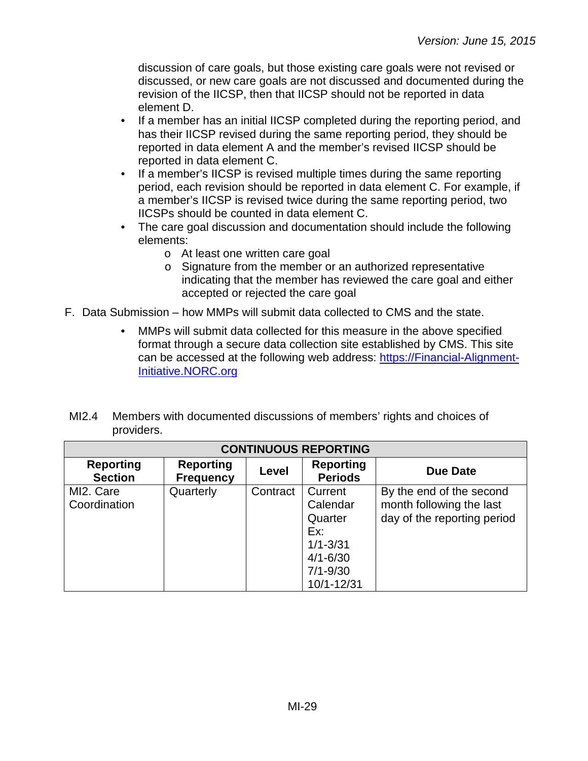discussion of care goals, but those existing care goals were not revised or discussed, or new care goals are not discussed and documented during the revision of the IICSP, then that IICSP should not be reported in data element D.

- If a member has an initial IICSP completed during the reporting period, and has their IICSP revised during the same reporting period, they should be reported in data element A and the member's revised IICSP should be reported in data element C.
- If a member's IICSP is revised multiple times during the same reporting period, each revision should be reported in data element C. For example, if a member's IICSP is revised twice during the same reporting period, two IICSPs should be counted in data element C.
- The care goal discussion and documentation should include the following elements:
    - At least one written care goal
    - Signature from the member or an authorized representative indicating that the member has reviewed the care goal and either accepted or rejected the care goal

F. Data Submission – how MMPs will submit data collected to CMS and the state.

- MMPs will submit data collected for this measure in the above specified format through a secure data collection site established by CMS. This site can be accessed at the following web address: [https://Financial-Alignment-Initiative.NORC.org](https://Financial-Alignment-Initiative.NORC.org)

MI2.4 Members with documented discussions of members' rights and choices of providers.

| CONTINUOUS REPORTING | | | | |
|---|---|---|---|---|
| **Reporting Section** | **Reporting Frequency** | **Level** | **Reporting Periods** | **Due Date** |
| MI2. Care Coordination | Quarterly | Contract | Current Calendar Quarter Ex: 1/1-3/31 4/1-6/30 7/1-9/30 10/1-12/31 | By the end of the second month following the last day of the reporting period |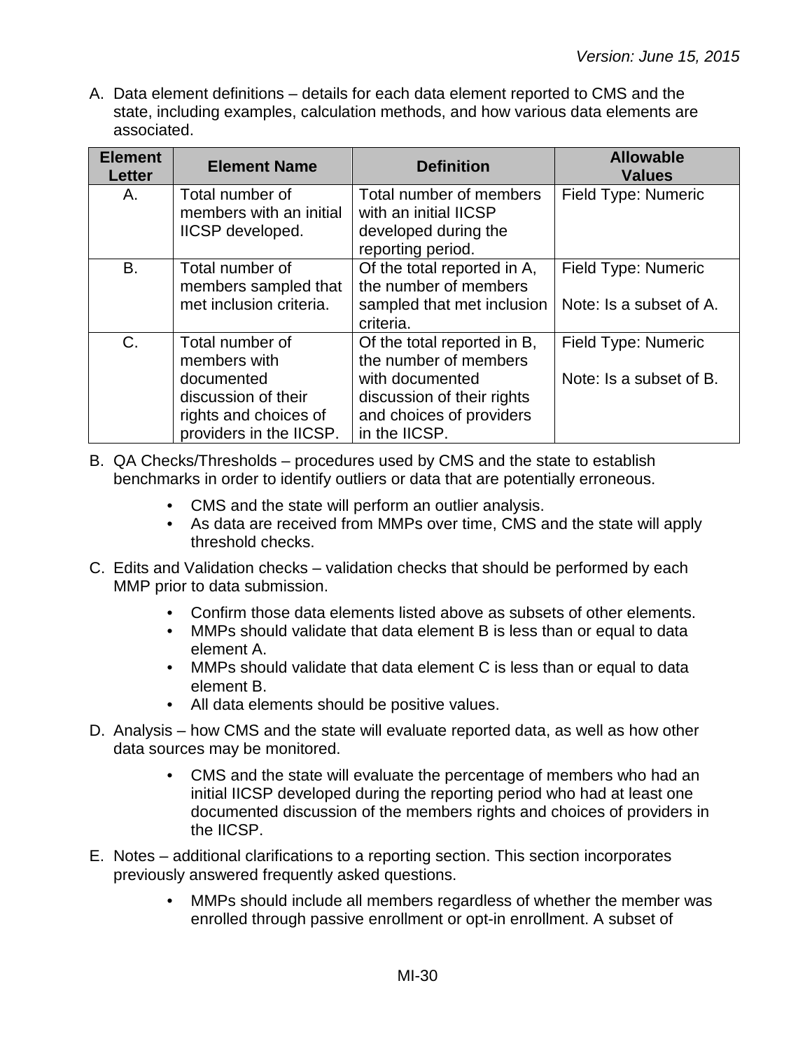A. Data element definitions – details for each data element reported to CMS and the state, including examples, calculation methods, and how various data elements are associated.

| Element Letter | Element Name | Definition | Allowable Values |
|---|---|---|---|
| A. | Total number of members with an initial IICSP developed. | Total number of members with an initial IICSP developed during the reporting period. | Field Type: Numeric |
| B. | Total number of members sampled that met inclusion criteria. | Of the total reported in A, the number of members sampled that met inclusion criteria. | Field Type: Numeric<br><br>Note: Is a subset of A. |
| C. | Total number of members with documented discussion of their rights and choices of providers in the IICSP. | Of the total reported in B, the number of members with documented discussion of their rights and choices of providers in the IICSP. | Field Type: Numeric<br><br>Note: Is a subset of B. |

B. QA Checks/Thresholds – procedures used by CMS and the state to establish benchmarks in order to identify outliers or data that are potentially erroneous.

- CMS and the state will perform an outlier analysis.
- As data are received from MMPs over time, CMS and the state will apply threshold checks.

C. Edits and Validation checks – validation checks that should be performed by each MMP prior to data submission.

- Confirm those data elements listed above as subsets of other elements.
- MMPs should validate that data element B is less than or equal to data element A.
- MMPs should validate that data element C is less than or equal to data element B.
- All data elements should be positive values.

D. Analysis – how CMS and the state will evaluate reported data, as well as how other data sources may be monitored.

- CMS and the state will evaluate the percentage of members who had an initial IICSP developed during the reporting period who had at least one documented discussion of the members rights and choices of providers in the IICSP.

E. Notes – additional clarifications to a reporting section. This section incorporates previously answered frequently asked questions.

- MMPs should include all members regardless of whether the member was enrolled through passive enrollment or opt-in enrollment. A subset of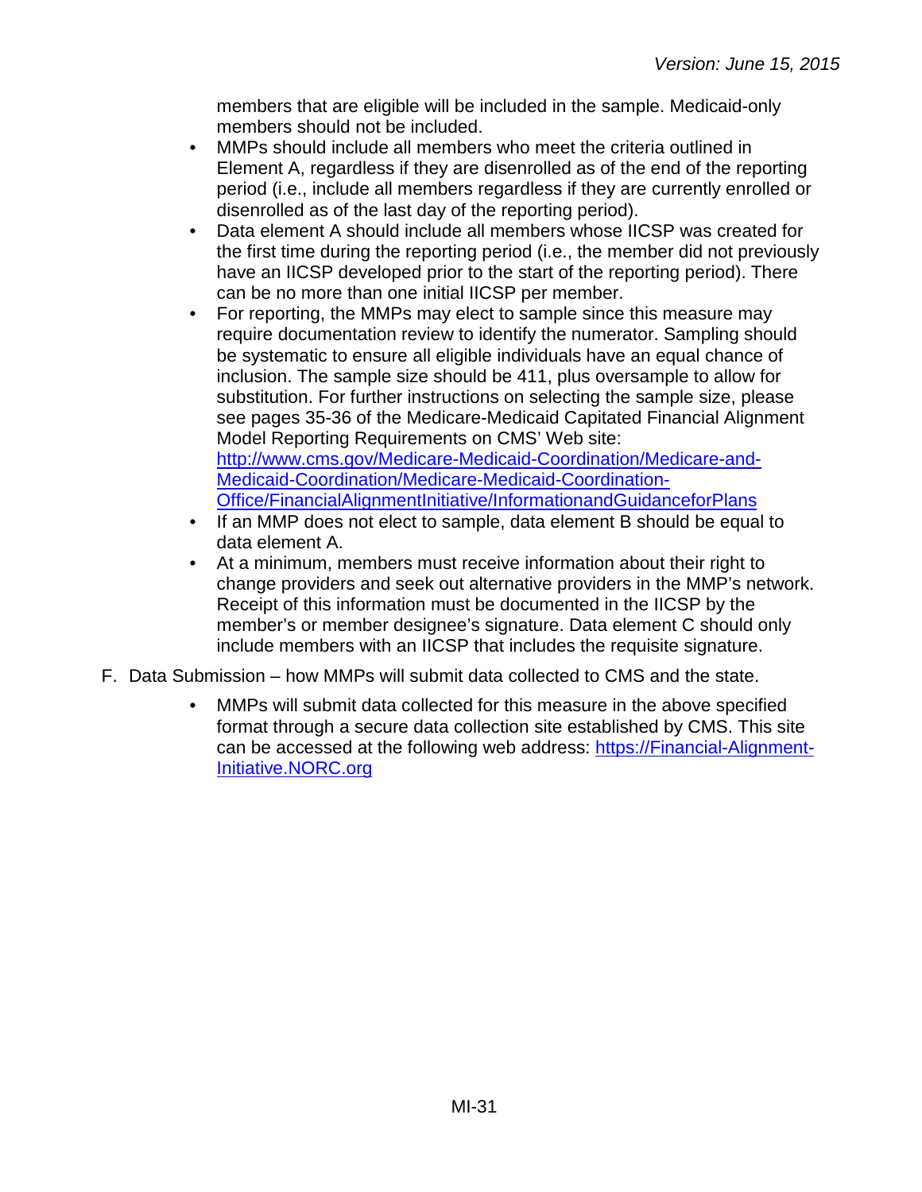members that are eligible will be included in the sample. Medicaid-only members should not be included.

- MMPs should include all members who meet the criteria outlined in Element A, regardless if they are disenrolled as of the end of the reporting period (i.e., include all members regardless if they are currently enrolled or disenrolled as of the last day of the reporting period).
- Data element A should include all members whose IICSP was created for the first time during the reporting period (i.e., the member did not previously have an IICSP developed prior to the start of the reporting period). There can be no more than one initial IICSP per member.
- For reporting, the MMPs may elect to sample since this measure may require documentation review to identify the numerator. Sampling should be systematic to ensure all eligible individuals have an equal chance of inclusion. The sample size should be 411, plus oversample to allow for substitution. For further instructions on selecting the sample size, please see pages 35-36 of the Medicare-Medicaid Capitated Financial Alignment Model Reporting Requirements on CMS' Web site: [http://www.cms.gov/Medicare-Medicaid-Coordination/Medicare-and-Medicaid-Coordination/Medicare-Medicaid-Coordination-Office/FinancialAlignmentInitiative/InformationandGuidanceforPlans](http://www.cms.gov/Medicare-Medicaid-Coordination/Medicare-and-Medicaid-Coordination/Medicare-Medicaid-Coordination-Office/FinancialAlignmentInitiative/InformationandGuidanceforPlans)
- If an MMP does not elect to sample, data element B should be equal to data element A.
- At a minimum, members must receive information about their right to change providers and seek out alternative providers in the MMP's network. Receipt of this information must be documented in the IICSP by the member's or member designee's signature. Data element C should only include members with an IICSP that includes the requisite signature.

F. Data Submission – how MMPs will submit data collected to CMS and the state.

- MMPs will submit data collected for this measure in the above specified format through a secure data collection site established by CMS. This site can be accessed at the following web address: [https://Financial-Alignment-Initiative.NORC.org](https://Financial-Alignment-Initiative.NORC.org)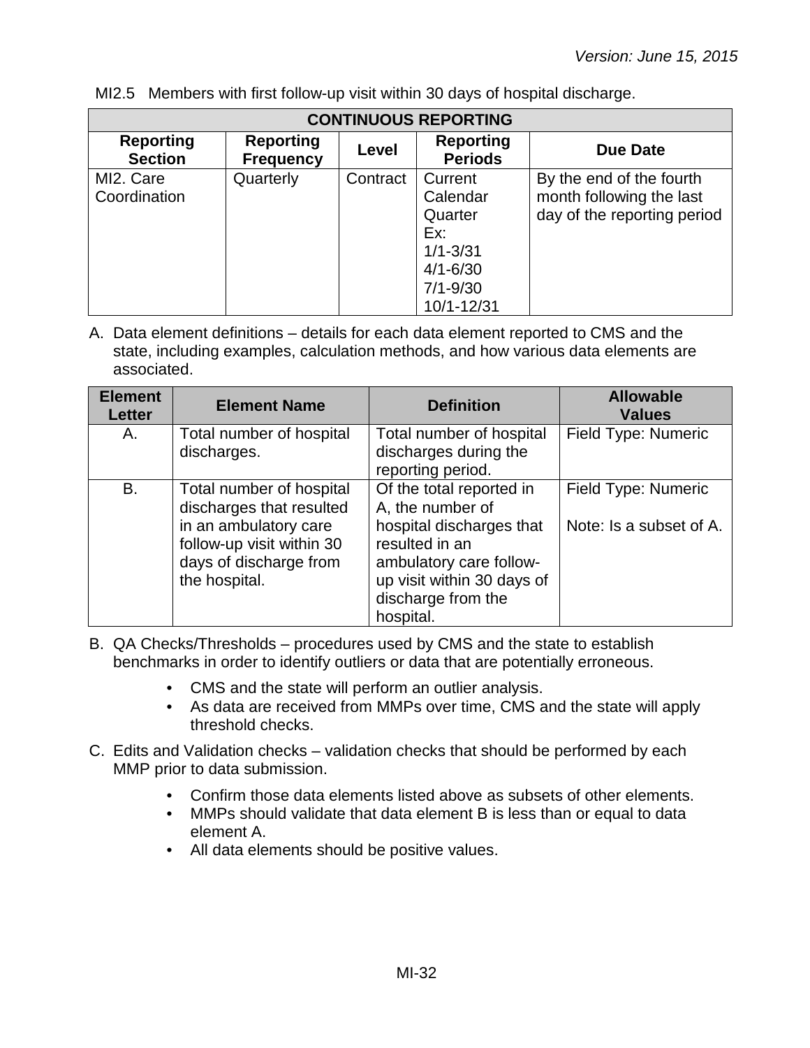MI2.5 Members with first follow-up visit within 30 days of hospital discharge.

| CONTINUOUS REPORTING | | | | |
|---|---|---|---|---|
| **Reporting Section** | **Reporting Frequency** | **Level** | **Reporting Periods** | **Due Date** |
| MI2. Care Coordination | Quarterly | Contract | Current Calendar Quarter Ex: 1/1-3/31 4/1-6/30 7/1-9/30 10/1-12/31 | By the end of the fourth month following the last day of the reporting period |

A. Data element definitions – details for each data element reported to CMS and the state, including examples, calculation methods, and how various data elements are associated.

| Element Letter | Element Name | Definition | Allowable Values |
|---|---|---|---|
| A. | Total number of hospital discharges. | Total number of hospital discharges during the reporting period. | Field Type: Numeric |
| B. | Total number of hospital discharges that resulted in an ambulatory care follow-up visit within 30 days of discharge from the hospital. | Of the total reported in A, the number of hospital discharges that resulted in an ambulatory care follow-up visit within 30 days of discharge from the hospital. | Field Type: Numeric<br><br>Note: Is a subset of A. |

B. QA Checks/Thresholds – procedures used by CMS and the state to establish benchmarks in order to identify outliers or data that are potentially erroneous.

- CMS and the state will perform an outlier analysis.
- As data are received from MMPs over time, CMS and the state will apply threshold checks.

C. Edits and Validation checks – validation checks that should be performed by each MMP prior to data submission.

- Confirm those data elements listed above as subsets of other elements.
- MMPs should validate that data element B is less than or equal to data element A.
- All data elements should be positive values.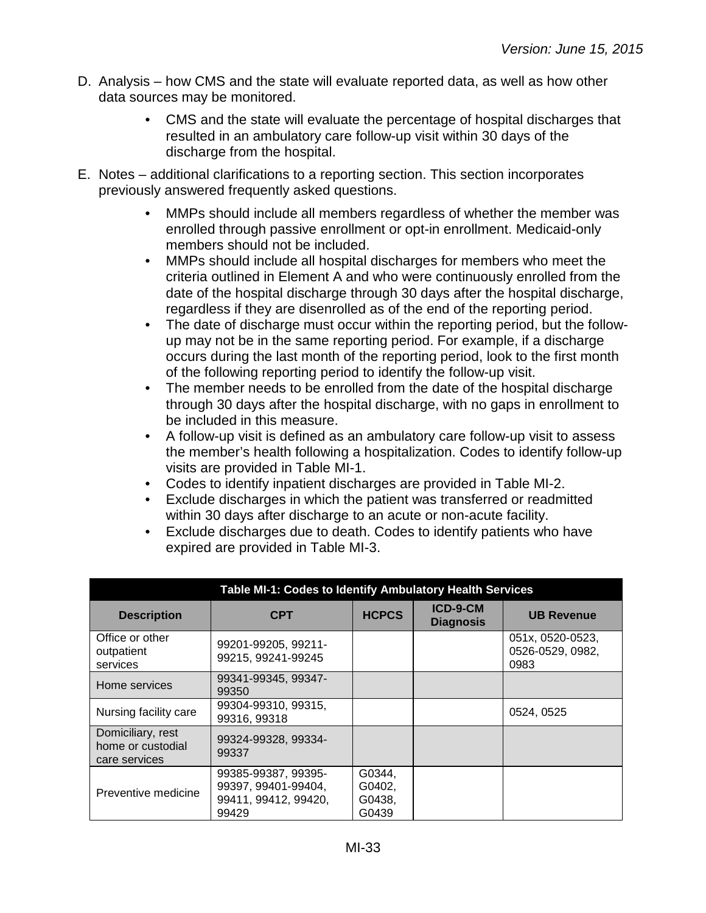D. Analysis – how CMS and the state will evaluate reported data, as well as how other data sources may be monitored.

- CMS and the state will evaluate the percentage of hospital discharges that resulted in an ambulatory care follow-up visit within 30 days of the discharge from the hospital.

E. Notes – additional clarifications to a reporting section. This section incorporates previously answered frequently asked questions.

- MMPs should include all members regardless of whether the member was enrolled through passive enrollment or opt-in enrollment. Medicaid-only members should not be included.
- MMPs should include all hospital discharges for members who meet the criteria outlined in Element A and who were continuously enrolled from the date of the hospital discharge through 30 days after the hospital discharge, regardless if they are disenrolled as of the end of the reporting period.
- The date of discharge must occur within the reporting period, but the follow-up may not be in the same reporting period. For example, if a discharge occurs during the last month of the reporting period, look to the first month of the following reporting period to identify the follow-up visit.
- The member needs to be enrolled from the date of the hospital discharge through 30 days after the hospital discharge, with no gaps in enrollment to be included in this measure.
- A follow-up visit is defined as an ambulatory care follow-up visit to assess the member's health following a hospitalization. Codes to identify follow-up visits are provided in Table MI-1.
- Codes to identify inpatient discharges are provided in Table MI-2.
- Exclude discharges in which the patient was transferred or readmitted within 30 days after discharge to an acute or non-acute facility.
- Exclude discharges due to death. Codes to identify patients who have expired are provided in Table MI-3.

**Table MI-1: Codes to Identify Ambulatory Health Services**

| Description | CPT | HCPCS | ICD-9-CM Diagnosis | UB Revenue |
|---|---|---|---|---|
| Office or other outpatient services | 99201-99205, 99211-99215, 99241-99245 | | | 051x, 0520-0523, 0526-0529, 0982, 0983 |
| Home services | 99341-99345, 99347-99350 | | | |
| Nursing facility care | 99304-99310, 99315, 99316, 99318 | | | 0524, 0525 |
| Domiciliary, rest home or custodial care services | 99324-99328, 99334-99337 | | | |
| Preventive medicine | 99385-99387, 99395-99397, 99401-99404, 99411, 99412, 99420, 99429 | G0344, G0402, G0438, G0439 | | |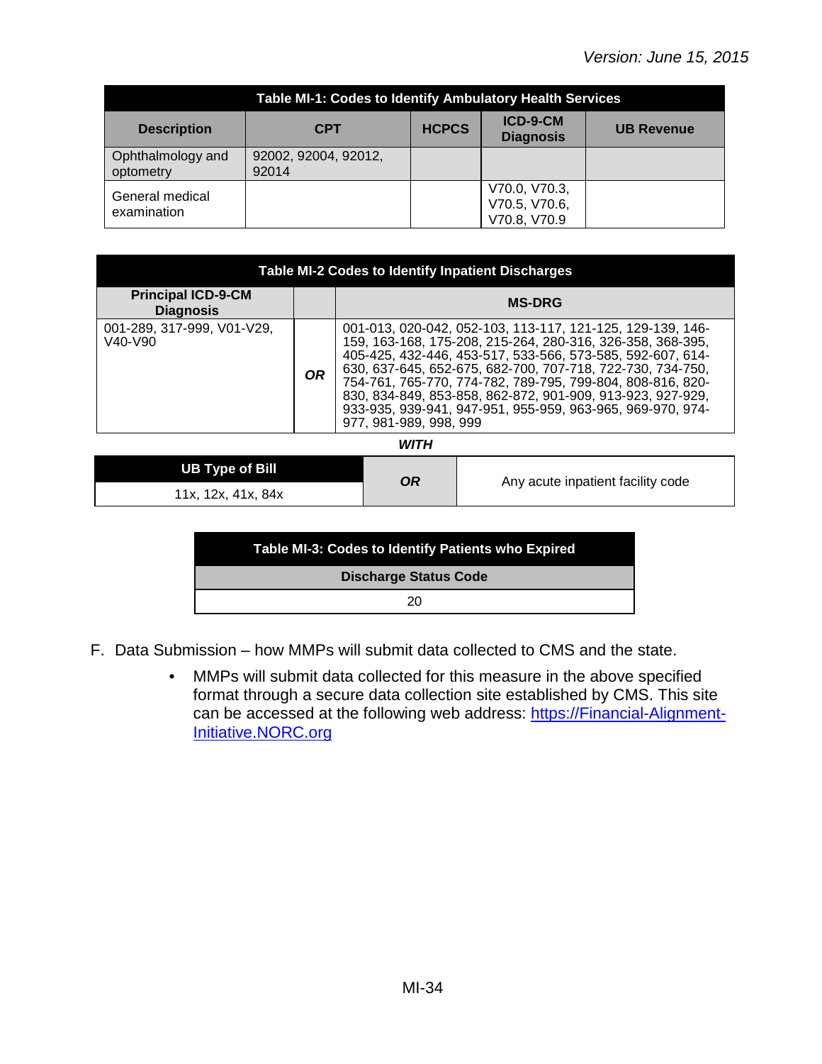| Table MI-1: Codes to Identify Ambulatory Health Services | | | | |
|---|---|---|---|---|
| **Description** | **CPT** | **HCPCS** | **ICD-9-CM Diagnosis** | **UB Revenue** |
| Ophthalmology and optometry | 92002, 92004, 92012, 92014 | | | |
| General medical examination | | | V70.0, V70.3, V70.5, V70.6, V70.8, V70.9 | |

| Table MI-2 Codes to Identify Inpatient Discharges | | |
|---|---|---|
| **Principal ICD-9-CM Diagnosis** | | **MS-DRG** |
| 001-289, 317-999, V01-V29, V40-V90 | ***OR*** | 001-013, 020-042, 052-103, 113-117, 121-125, 129-139, 146-159, 163-168, 175-208, 215-264, 280-316, 326-358, 368-395, 405-425, 432-446, 453-517, 533-566, 573-585, 592-607, 614-630, 637-645, 652-675, 682-700, 707-718, 722-730, 734-750, 754-761, 765-770, 774-782, 789-795, 799-804, 808-816, 820-830, 834-849, 853-858, 862-872, 901-909, 913-923, 927-929, 933-935, 939-941, 947-951, 955-959, 963-965, 969-970, 974-977, 981-989, 998, 999 |

***WITH***

| UB Type of Bill | | |
|---|---|---|
| 11x, 12x, 41x, 84x | ***OR*** | Any acute inpatient facility code |

| Table MI-3: Codes to Identify Patients who Expired |
|---|
| **Discharge Status Code** |
| 20 |

F. Data Submission – how MMPs will submit data collected to CMS and the state.

- MMPs will submit data collected for this measure in the above specified format through a secure data collection site established by CMS. This site can be accessed at the following web address: https://Financial-Alignment-Initiative.NORC.org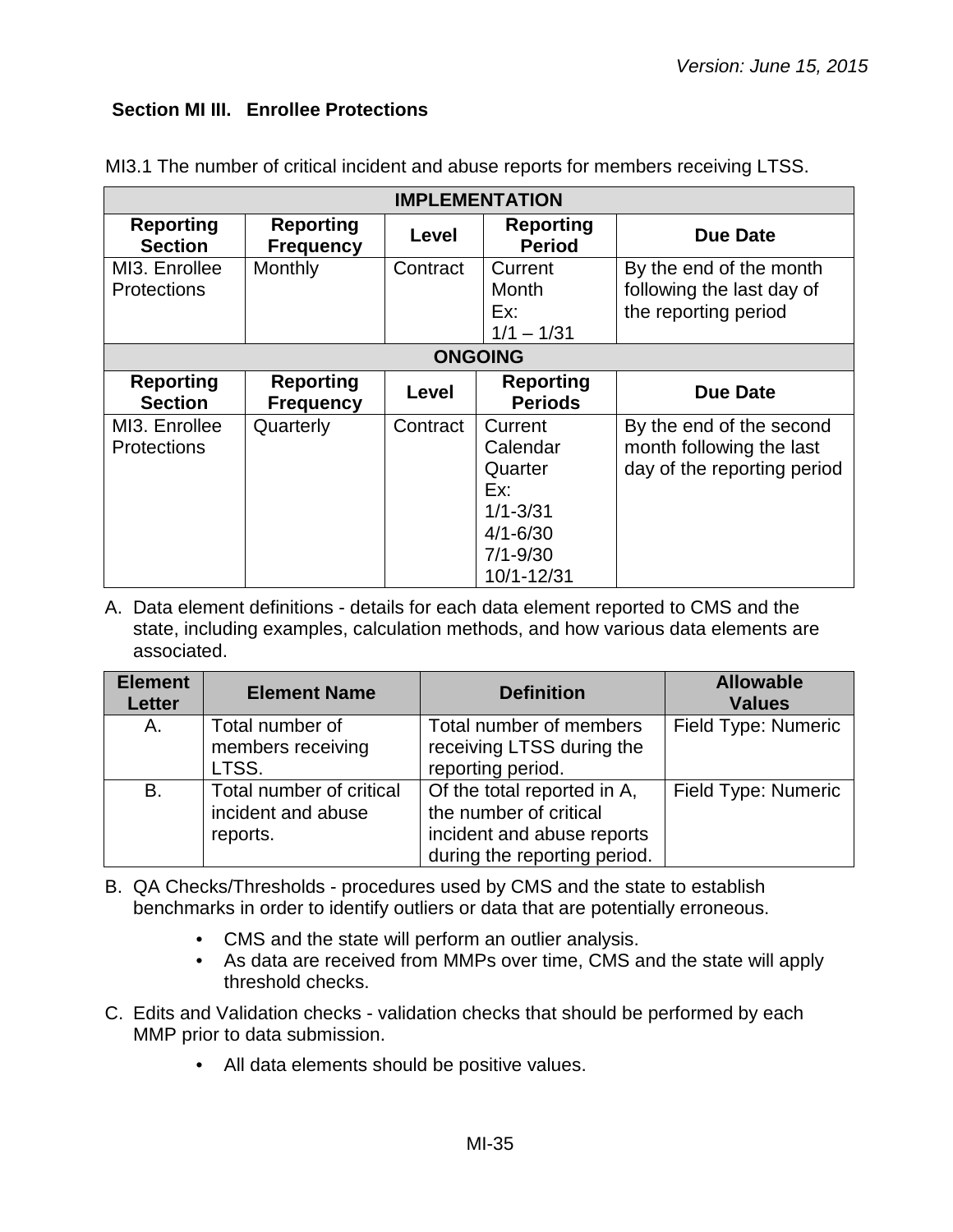## Section MI III. Enrollee Protections

MI3.1 The number of critical incident and abuse reports for members receiving LTSS.

| IMPLEMENTATION | | | | |
|---|---|---|---|---|
| **Reporting Section** | **Reporting Frequency** | **Level** | **Reporting Period** | **Due Date** |
| MI3. Enrollee Protections | Monthly | Contract | Current Month<br>Ex:<br>1/1 – 1/31 | By the end of the month following the last day of the reporting period |
| **ONGOING** | | | | |
| **Reporting Section** | **Reporting Frequency** | **Level** | **Reporting Periods** | **Due Date** |
| MI3. Enrollee Protections | Quarterly | Contract | Current Calendar Quarter<br>Ex:<br>1/1-3/31<br>4/1-6/30<br>7/1-9/30<br>10/1-12/31 | By the end of the second month following the last day of the reporting period |

A. Data element definitions - details for each data element reported to CMS and the state, including examples, calculation methods, and how various data elements are associated.

| Element Letter | Element Name | Definition | Allowable Values |
|---|---|---|---|
| A. | Total number of members receiving LTSS. | Total number of members receiving LTSS during the reporting period. | Field Type: Numeric |
| B. | Total number of critical incident and abuse reports. | Of the total reported in A, the number of critical incident and abuse reports during the reporting period. | Field Type: Numeric |

B. QA Checks/Thresholds - procedures used by CMS and the state to establish benchmarks in order to identify outliers or data that are potentially erroneous.

- CMS and the state will perform an outlier analysis.
- As data are received from MMPs over time, CMS and the state will apply threshold checks.

C. Edits and Validation checks - validation checks that should be performed by each MMP prior to data submission.

- All data elements should be positive values.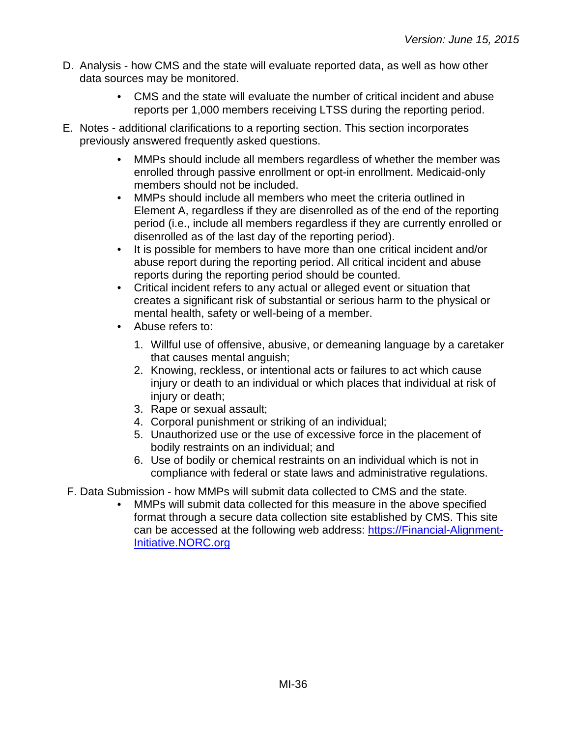D. Analysis - how CMS and the state will evaluate reported data, as well as how other data sources may be monitored.

- CMS and the state will evaluate the number of critical incident and abuse reports per 1,000 members receiving LTSS during the reporting period.

E. Notes - additional clarifications to a reporting section. This section incorporates previously answered frequently asked questions.

- MMPs should include all members regardless of whether the member was enrolled through passive enrollment or opt-in enrollment. Medicaid-only members should not be included.
- MMPs should include all members who meet the criteria outlined in Element A, regardless if they are disenrolled as of the end of the reporting period (i.e., include all members regardless if they are currently enrolled or disenrolled as of the last day of the reporting period).
- It is possible for members to have more than one critical incident and/or abuse report during the reporting period. All critical incident and abuse reports during the reporting period should be counted.
- Critical incident refers to any actual or alleged event or situation that creates a significant risk of substantial or serious harm to the physical or mental health, safety or well-being of a member.
- Abuse refers to:
  1. Willful use of offensive, abusive, or demeaning language by a caretaker that causes mental anguish;
  2. Knowing, reckless, or intentional acts or failures to act which cause injury or death to an individual or which places that individual at risk of injury or death;
  3. Rape or sexual assault;
  4. Corporal punishment or striking of an individual;
  5. Unauthorized use or the use of excessive force in the placement of bodily restraints on an individual; and
  6. Use of bodily or chemical restraints on an individual which is not in compliance with federal or state laws and administrative regulations.

F. Data Submission - how MMPs will submit data collected to CMS and the state.

- MMPs will submit data collected for this measure in the above specified format through a secure data collection site established by CMS. This site can be accessed at the following web address: [https://Financial-Alignment-Initiative.NORC.org](https://Financial-Alignment-Initiative.NORC.org)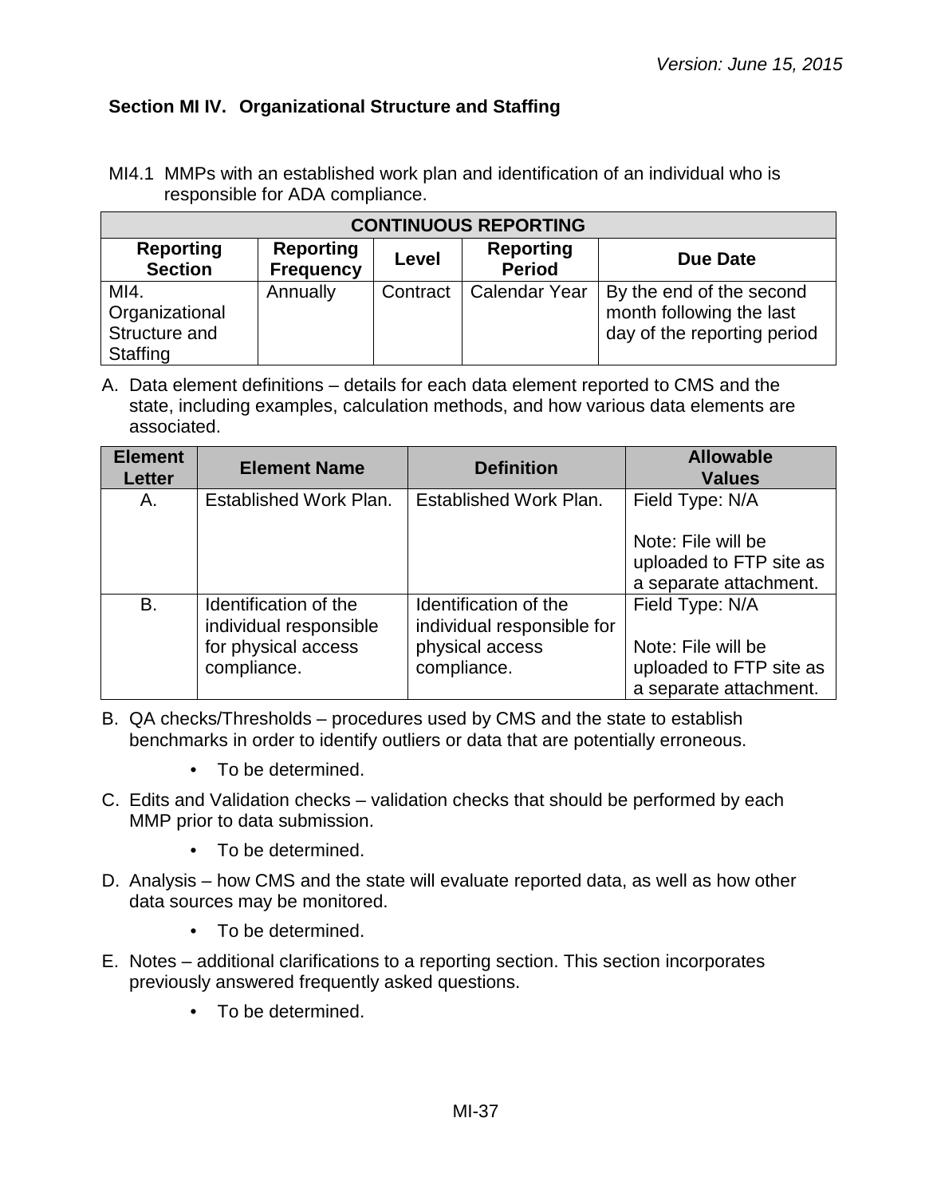## Section MI IV. Organizational Structure and Staffing

MI4.1 MMPs with an established work plan and identification of an individual who is responsible for ADA compliance.

| CONTINUOUS REPORTING | | | | |
|---|---|---|---|---|
| **Reporting Section** | **Reporting Frequency** | **Level** | **Reporting Period** | **Due Date** |
| MI4. Organizational Structure and Staffing | Annually | Contract | Calendar Year | By the end of the second month following the last day of the reporting period |

A. Data element definitions – details for each data element reported to CMS and the state, including examples, calculation methods, and how various data elements are associated.

| Element Letter | Element Name | Definition | Allowable Values |
|---|---|---|---|
| A. | Established Work Plan. | Established Work Plan. | Field Type: N/A<br><br>Note: File will be uploaded to FTP site as a separate attachment. |
| B. | Identification of the individual responsible for physical access compliance. | Identification of the individual responsible for physical access compliance. | Field Type: N/A<br><br>Note: File will be uploaded to FTP site as a separate attachment. |

B. QA checks/Thresholds – procedures used by CMS and the state to establish benchmarks in order to identify outliers or data that are potentially erroneous.

- To be determined.

C. Edits and Validation checks – validation checks that should be performed by each MMP prior to data submission.

- To be determined.

D. Analysis – how CMS and the state will evaluate reported data, as well as how other data sources may be monitored.

- To be determined.

E. Notes – additional clarifications to a reporting section. This section incorporates previously answered frequently asked questions.

- To be determined.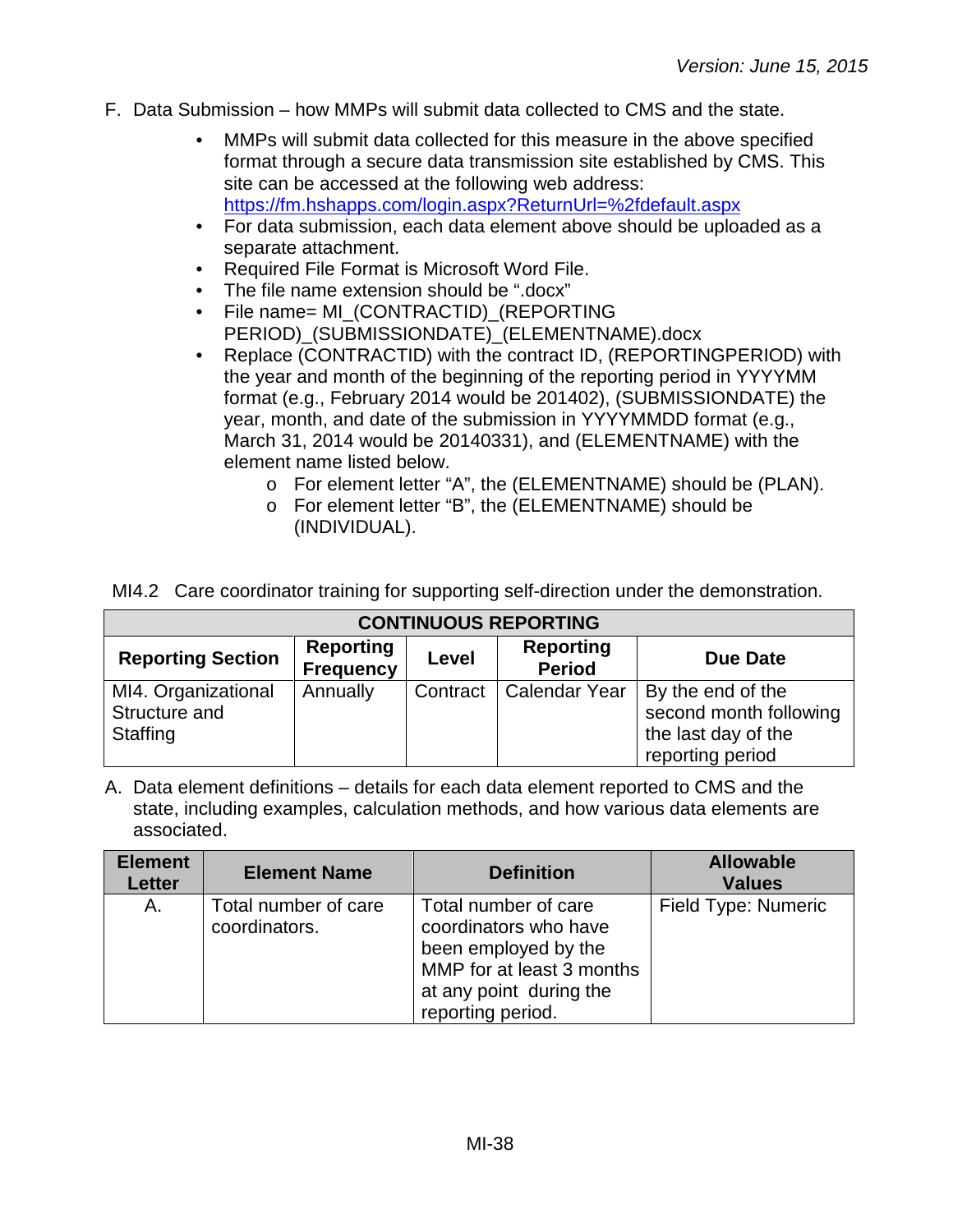F. Data Submission – how MMPs will submit data collected to CMS and the state.

- MMPs will submit data collected for this measure in the above specified format through a secure data transmission site established by CMS. This site can be accessed at the following web address: [https://fm.hshapps.com/login.aspx?ReturnUrl=%2fdefault.aspx](https://fm.hshapps.com/login.aspx?ReturnUrl=%2fdefault.aspx)
- For data submission, each data element above should be uploaded as a separate attachment.
- Required File Format is Microsoft Word File.
- The file name extension should be ".docx"
- File name= MI_(CONTRACTID)_(REPORTING PERIOD)_(SUBMISSIONDATE)_(ELEMENTNAME).docx
- Replace (CONTRACTID) with the contract ID, (REPORTINGPERIOD) with the year and month of the beginning of the reporting period in YYYYMM format (e.g., February 2014 would be 201402), (SUBMISSIONDATE) the year, month, and date of the submission in YYYYMMDD format (e.g., March 31, 2014 would be 20140331), and (ELEMENTNAME) with the element name listed below.
  - For element letter "A", the (ELEMENTNAME) should be (PLAN).
  - For element letter "B", the (ELEMENTNAME) should be (INDIVIDUAL).

MI4.2 Care coordinator training for supporting self-direction under the demonstration.

| CONTINUOUS REPORTING | | | | |
|---|---|---|---|---|
| **Reporting Section** | **Reporting Frequency** | **Level** | **Reporting Period** | **Due Date** |
| MI4. Organizational Structure and Staffing | Annually | Contract | Calendar Year | By the end of the second month following the last day of the reporting period |

A. Data element definitions – details for each data element reported to CMS and the state, including examples, calculation methods, and how various data elements are associated.

| Element Letter | Element Name | Definition | Allowable Values |
|---|---|---|---|
| A. | Total number of care coordinators. | Total number of care coordinators who have been employed by the MMP for at least 3 months at any point during the reporting period. | Field Type: Numeric |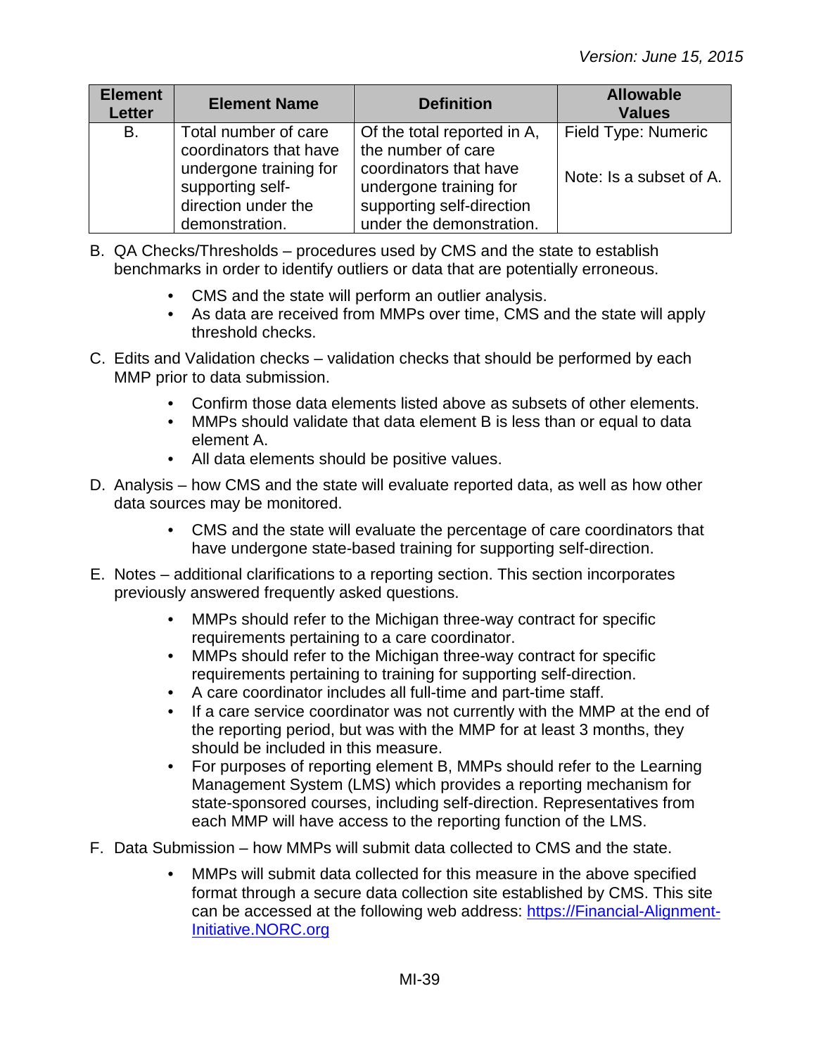| Element Letter | Element Name | Definition | Allowable Values |
|---|---|---|---|
| B. | Total number of care coordinators that have undergone training for supporting self-direction under the demonstration. | Of the total reported in A, the number of care coordinators that have undergone training for supporting self-direction under the demonstration. | Field Type: Numeric<br><br>Note: Is a subset of A. |

B. QA Checks/Thresholds – procedures used by CMS and the state to establish benchmarks in order to identify outliers or data that are potentially erroneous.

- CMS and the state will perform an outlier analysis.
- As data are received from MMPs over time, CMS and the state will apply threshold checks.

C. Edits and Validation checks – validation checks that should be performed by each MMP prior to data submission.

- Confirm those data elements listed above as subsets of other elements.
- MMPs should validate that data element B is less than or equal to data element A.
- All data elements should be positive values.

D. Analysis – how CMS and the state will evaluate reported data, as well as how other data sources may be monitored.

- CMS and the state will evaluate the percentage of care coordinators that have undergone state-based training for supporting self-direction.

E. Notes – additional clarifications to a reporting section. This section incorporates previously answered frequently asked questions.

- MMPs should refer to the Michigan three-way contract for specific requirements pertaining to a care coordinator.
- MMPs should refer to the Michigan three-way contract for specific requirements pertaining to training for supporting self-direction.
- A care coordinator includes all full-time and part-time staff.
- If a care service coordinator was not currently with the MMP at the end of the reporting period, but was with the MMP for at least 3 months, they should be included in this measure.
- For purposes of reporting element B, MMPs should refer to the Learning Management System (LMS) which provides a reporting mechanism for state-sponsored courses, including self-direction. Representatives from each MMP will have access to the reporting function of the LMS.

F. Data Submission – how MMPs will submit data collected to CMS and the state.

- MMPs will submit data collected for this measure in the above specified format through a secure data collection site established by CMS. This site can be accessed at the following web address: [https://Financial-Alignment-Initiative.NORC.org](https://Financial-Alignment-Initiative.NORC.org)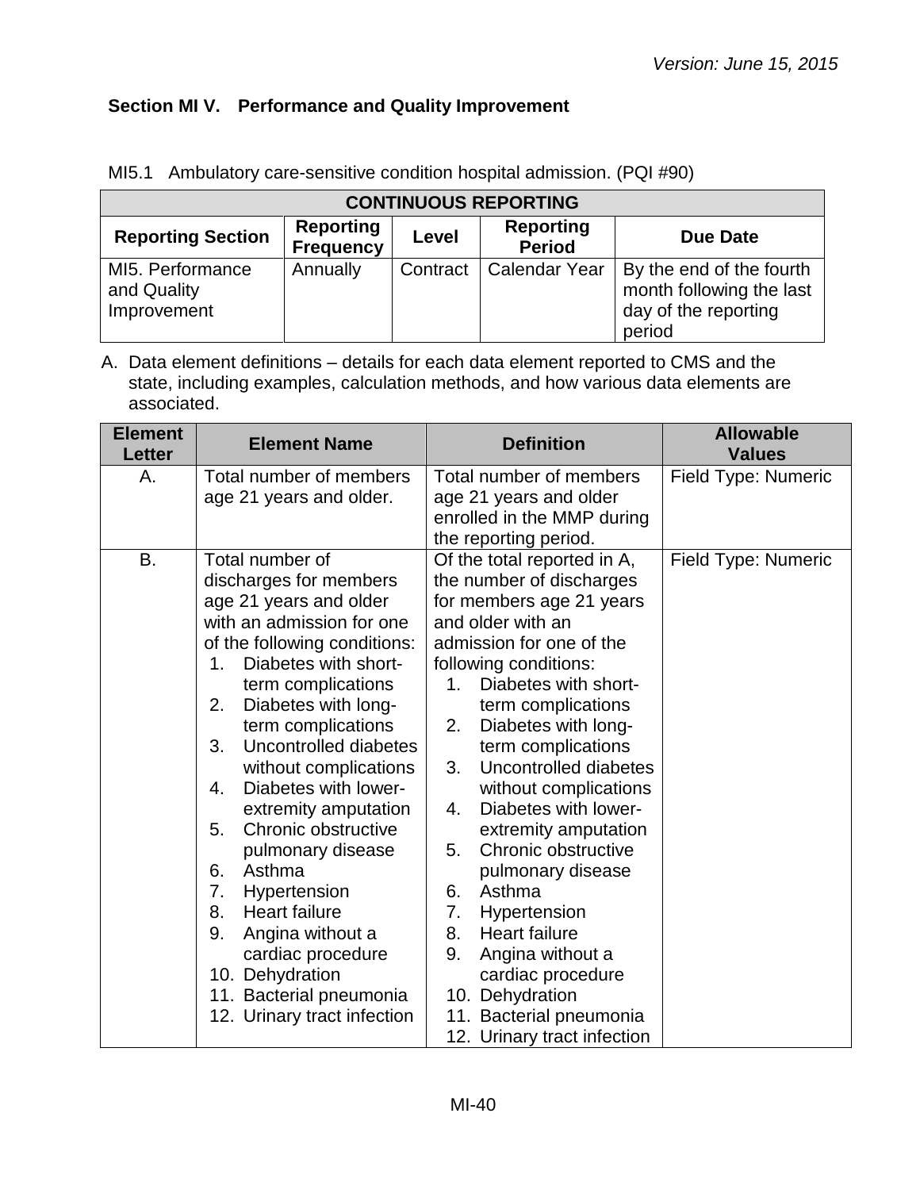## Section MI V. Performance and Quality Improvement

MI5.1 Ambulatory care-sensitive condition hospital admission. (PQI #90)

| CONTINUOUS REPORTING | | | | |
|---|---|---|---|---|
| **Reporting Section** | **Reporting Frequency** | **Level** | **Reporting Period** | **Due Date** |
| MI5. Performance and Quality Improvement | Annually | Contract | Calendar Year | By the end of the fourth month following the last day of the reporting period |

A. Data element definitions – details for each data element reported to CMS and the state, including examples, calculation methods, and how various data elements are associated.

| Element Letter | Element Name | Definition | Allowable Values |
|---|---|---|---|
| A. | Total number of members age 21 years and older. | Total number of members age 21 years and older enrolled in the MMP during the reporting period. | Field Type: Numeric |
| B. | Total number of discharges for members age 21 years and older with an admission for one of the following conditions:<br>1. Diabetes with short-term complications<br>2. Diabetes with long-term complications<br>3. Uncontrolled diabetes without complications<br>4. Diabetes with lower-extremity amputation<br>5. Chronic obstructive pulmonary disease<br>6. Asthma<br>7. Hypertension<br>8. Heart failure<br>9. Angina without a cardiac procedure<br>10. Dehydration<br>11. Bacterial pneumonia<br>12. Urinary tract infection | Of the total reported in A, the number of discharges for members age 21 years and older with an admission for one of the following conditions:<br>1. Diabetes with short-term complications<br>2. Diabetes with long-term complications<br>3. Uncontrolled diabetes without complications<br>4. Diabetes with lower-extremity amputation<br>5. Chronic obstructive pulmonary disease<br>6. Asthma<br>7. Hypertension<br>8. Heart failure<br>9. Angina without a cardiac procedure<br>10. Dehydration<br>11. Bacterial pneumonia<br>12. Urinary tract infection | Field Type: Numeric |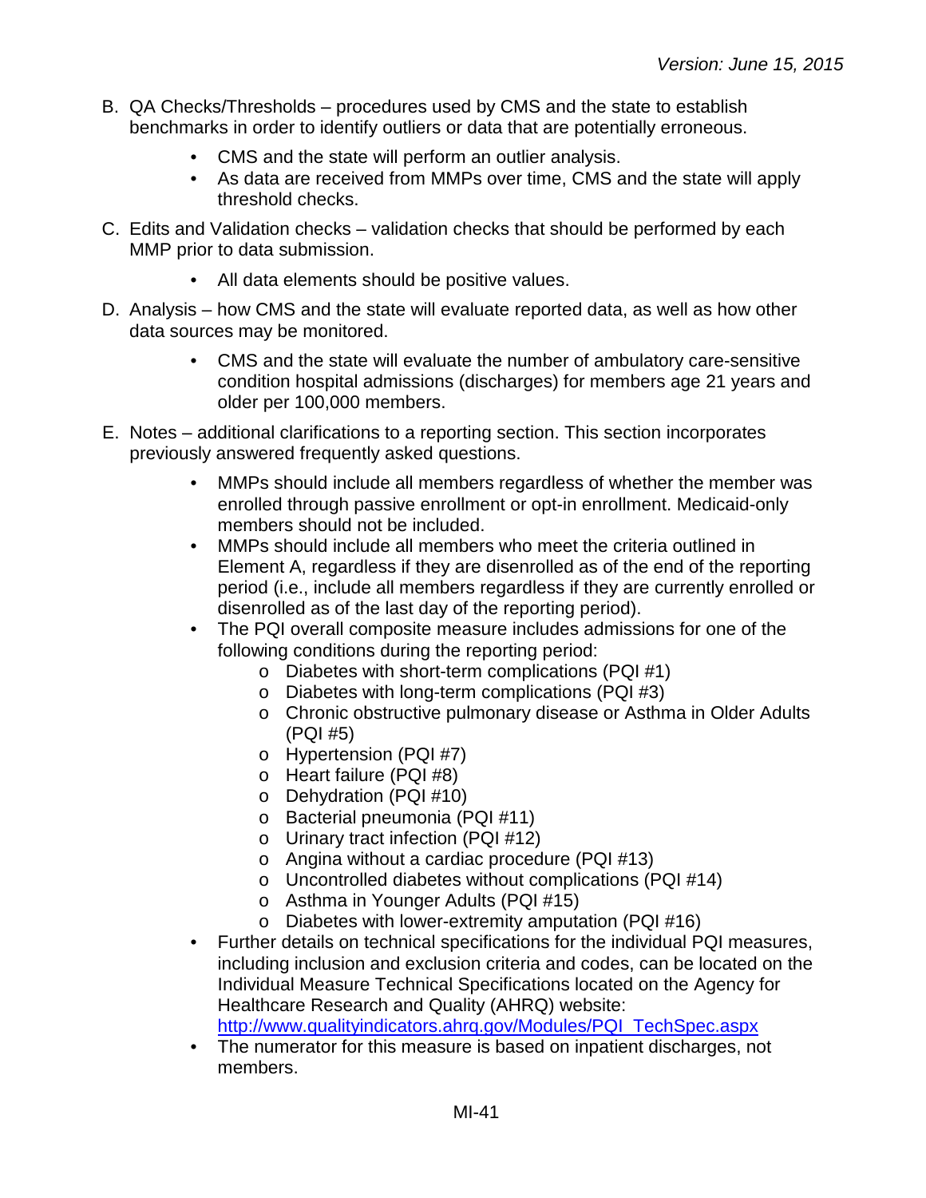B. QA Checks/Thresholds – procedures used by CMS and the state to establish benchmarks in order to identify outliers or data that are potentially erroneous.

   - CMS and the state will perform an outlier analysis.
   - As data are received from MMPs over time, CMS and the state will apply threshold checks.

C. Edits and Validation checks – validation checks that should be performed by each MMP prior to data submission.

   - All data elements should be positive values.

D. Analysis – how CMS and the state will evaluate reported data, as well as how other data sources may be monitored.

   - CMS and the state will evaluate the number of ambulatory care-sensitive condition hospital admissions (discharges) for members age 21 years and older per 100,000 members.

E. Notes – additional clarifications to a reporting section. This section incorporates previously answered frequently asked questions.

   - MMPs should include all members regardless of whether the member was enrolled through passive enrollment or opt-in enrollment. Medicaid-only members should not be included.
   - MMPs should include all members who meet the criteria outlined in Element A, regardless if they are disenrolled as of the end of the reporting period (i.e., include all members regardless if they are currently enrolled or disenrolled as of the last day of the reporting period).
   - The PQI overall composite measure includes admissions for one of the following conditions during the reporting period:
     - Diabetes with short-term complications (PQI #1)
     - Diabetes with long-term complications (PQI #3)
     - Chronic obstructive pulmonary disease or Asthma in Older Adults (PQI #5)
     - Hypertension (PQI #7)
     - Heart failure (PQI #8)
     - Dehydration (PQI #10)
     - Bacterial pneumonia (PQI #11)
     - Urinary tract infection (PQI #12)
     - Angina without a cardiac procedure (PQI #13)
     - Uncontrolled diabetes without complications (PQI #14)
     - Asthma in Younger Adults (PQI #15)
     - Diabetes with lower-extremity amputation (PQI #16)
   - Further details on technical specifications for the individual PQI measures, including inclusion and exclusion criteria and codes, can be located on the Individual Measure Technical Specifications located on the Agency for Healthcare Research and Quality (AHRQ) website: [http://www.qualityindicators.ahrq.gov/Modules/PQI_TechSpec.aspx](http://www.qualityindicators.ahrq.gov/Modules/PQI_TechSpec.aspx)
   - The numerator for this measure is based on inpatient discharges, not members.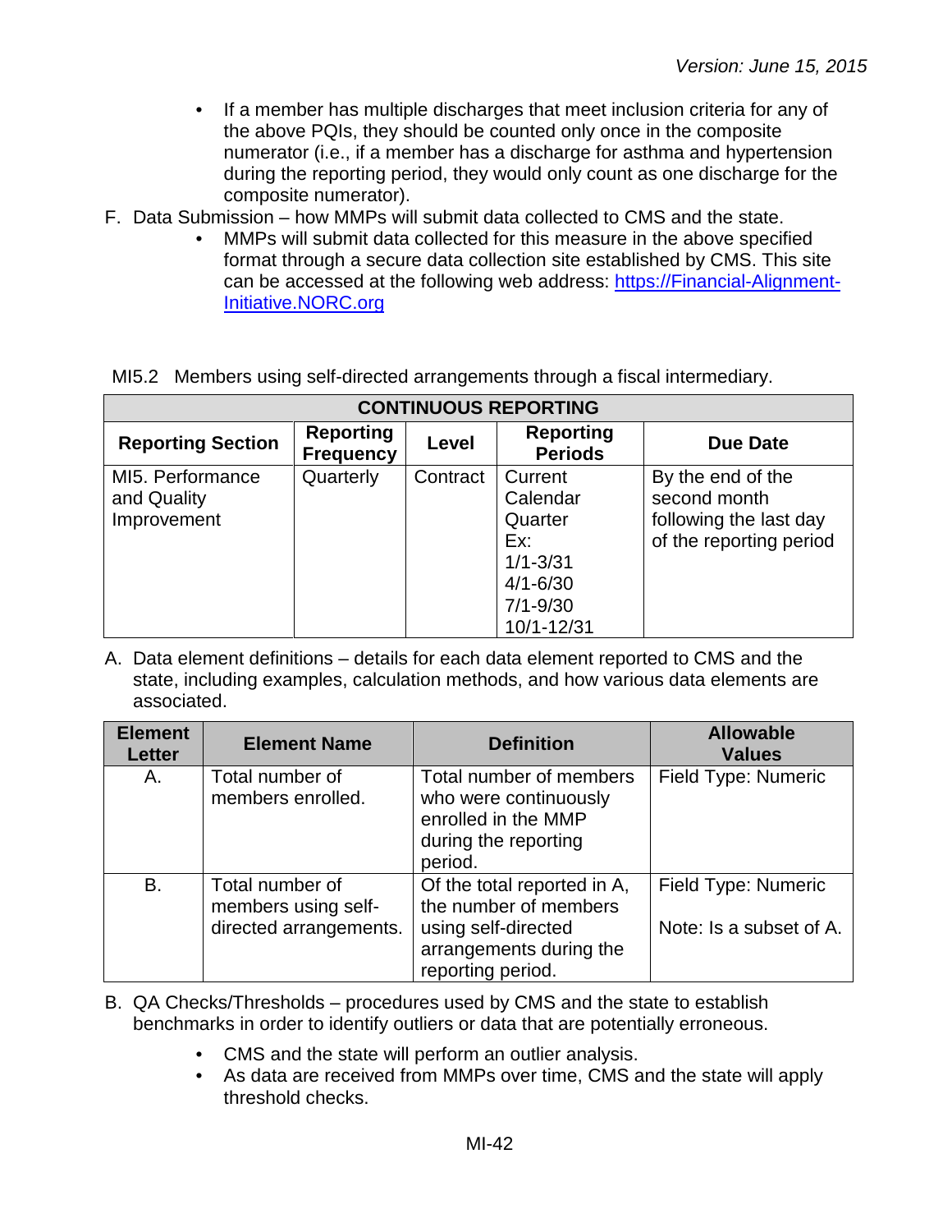- If a member has multiple discharges that meet inclusion criteria for any of the above PQIs, they should be counted only once in the composite numerator (i.e., if a member has a discharge for asthma and hypertension during the reporting period, they would only count as one discharge for the composite numerator).

F. Data Submission – how MMPs will submit data collected to CMS and the state.
   - MMPs will submit data collected for this measure in the above specified format through a secure data collection site established by CMS. This site can be accessed at the following web address: [https://Financial-Alignment-Initiative.NORC.org](https://Financial-Alignment-Initiative.NORC.org)

MI5.2 Members using self-directed arrangements through a fiscal intermediary.

| CONTINUOUS REPORTING | | | | |
|---|---|---|---|---|
| **Reporting Section** | **Reporting Frequency** | **Level** | **Reporting Periods** | **Due Date** |
| MI5. Performance and Quality Improvement | Quarterly | Contract | Current Calendar Quarter Ex: 1/1-3/31 4/1-6/30 7/1-9/30 10/1-12/31 | By the end of the second month following the last day of the reporting period |

A. Data element definitions – details for each data element reported to CMS and the state, including examples, calculation methods, and how various data elements are associated.

| Element Letter | Element Name | Definition | Allowable Values |
|---|---|---|---|
| A. | Total number of members enrolled. | Total number of members who were continuously enrolled in the MMP during the reporting period. | Field Type: Numeric |
| B. | Total number of members using self-directed arrangements. | Of the total reported in A, the number of members using self-directed arrangements during the reporting period. | Field Type: Numeric<br><br>Note: Is a subset of A. |

B. QA Checks/Thresholds – procedures used by CMS and the state to establish benchmarks in order to identify outliers or data that are potentially erroneous.
   - CMS and the state will perform an outlier analysis.
   - As data are received from MMPs over time, CMS and the state will apply threshold checks.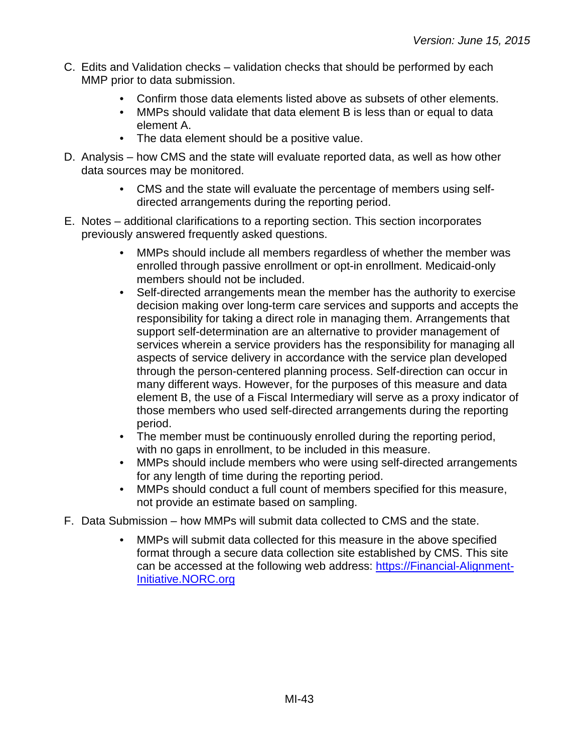C. Edits and Validation checks – validation checks that should be performed by each MMP prior to data submission.

- Confirm those data elements listed above as subsets of other elements.
- MMPs should validate that data element B is less than or equal to data element A.
- The data element should be a positive value.

D. Analysis – how CMS and the state will evaluate reported data, as well as how other data sources may be monitored.

- CMS and the state will evaluate the percentage of members using self-directed arrangements during the reporting period.

E. Notes – additional clarifications to a reporting section. This section incorporates previously answered frequently asked questions.

- MMPs should include all members regardless of whether the member was enrolled through passive enrollment or opt-in enrollment. Medicaid-only members should not be included.
- Self-directed arrangements mean the member has the authority to exercise decision making over long-term care services and supports and accepts the responsibility for taking a direct role in managing them. Arrangements that support self-determination are an alternative to provider management of services wherein a service providers has the responsibility for managing all aspects of service delivery in accordance with the service plan developed through the person-centered planning process. Self-direction can occur in many different ways. However, for the purposes of this measure and data element B, the use of a Fiscal Intermediary will serve as a proxy indicator of those members who used self-directed arrangements during the reporting period.
- The member must be continuously enrolled during the reporting period, with no gaps in enrollment, to be included in this measure.
- MMPs should include members who were using self-directed arrangements for any length of time during the reporting period.
- MMPs should conduct a full count of members specified for this measure, not provide an estimate based on sampling.

F. Data Submission – how MMPs will submit data collected to CMS and the state.

- MMPs will submit data collected for this measure in the above specified format through a secure data collection site established by CMS. This site can be accessed at the following web address: [https://Financial-Alignment-Initiative.NORC.org](https://Financial-Alignment-Initiative.NORC.org)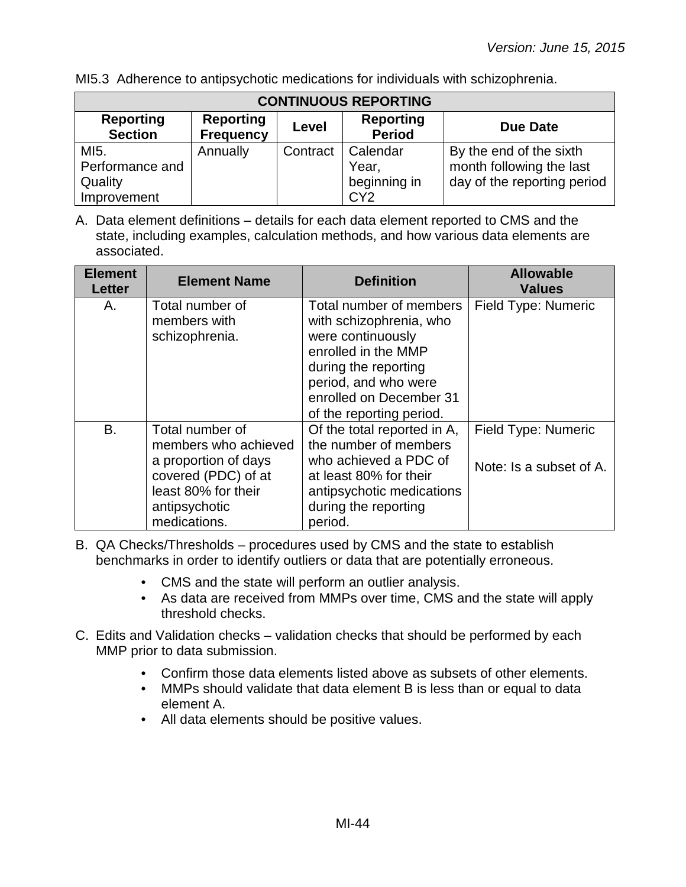MI5.3 Adherence to antipsychotic medications for individuals with schizophrenia.

| CONTINUOUS REPORTING | | | | |
|---|---|---|---|---|
| **Reporting Section** | **Reporting Frequency** | **Level** | **Reporting Period** | **Due Date** |
| MI5. Performance and Quality Improvement | Annually | Contract | Calendar Year, beginning in CY2 | By the end of the sixth month following the last day of the reporting period |

A. Data element definitions – details for each data element reported to CMS and the state, including examples, calculation methods, and how various data elements are associated.

| Element Letter | Element Name | Definition | Allowable Values |
|---|---|---|---|
| A. | Total number of members with schizophrenia. | Total number of members with schizophrenia, who were continuously enrolled in the MMP during the reporting period, and who were enrolled on December 31 of the reporting period. | Field Type: Numeric |
| B. | Total number of members who achieved a proportion of days covered (PDC) of at least 80% for their antipsychotic medications. | Of the total reported in A, the number of members who achieved a PDC of at least 80% for their antipsychotic medications during the reporting period. | Field Type: Numeric<br><br>Note: Is a subset of A. |

B. QA Checks/Thresholds – procedures used by CMS and the state to establish benchmarks in order to identify outliers or data that are potentially erroneous.

- CMS and the state will perform an outlier analysis.
- As data are received from MMPs over time, CMS and the state will apply threshold checks.

C. Edits and Validation checks – validation checks that should be performed by each MMP prior to data submission.

- Confirm those data elements listed above as subsets of other elements.
- MMPs should validate that data element B is less than or equal to data element A.
- All data elements should be positive values.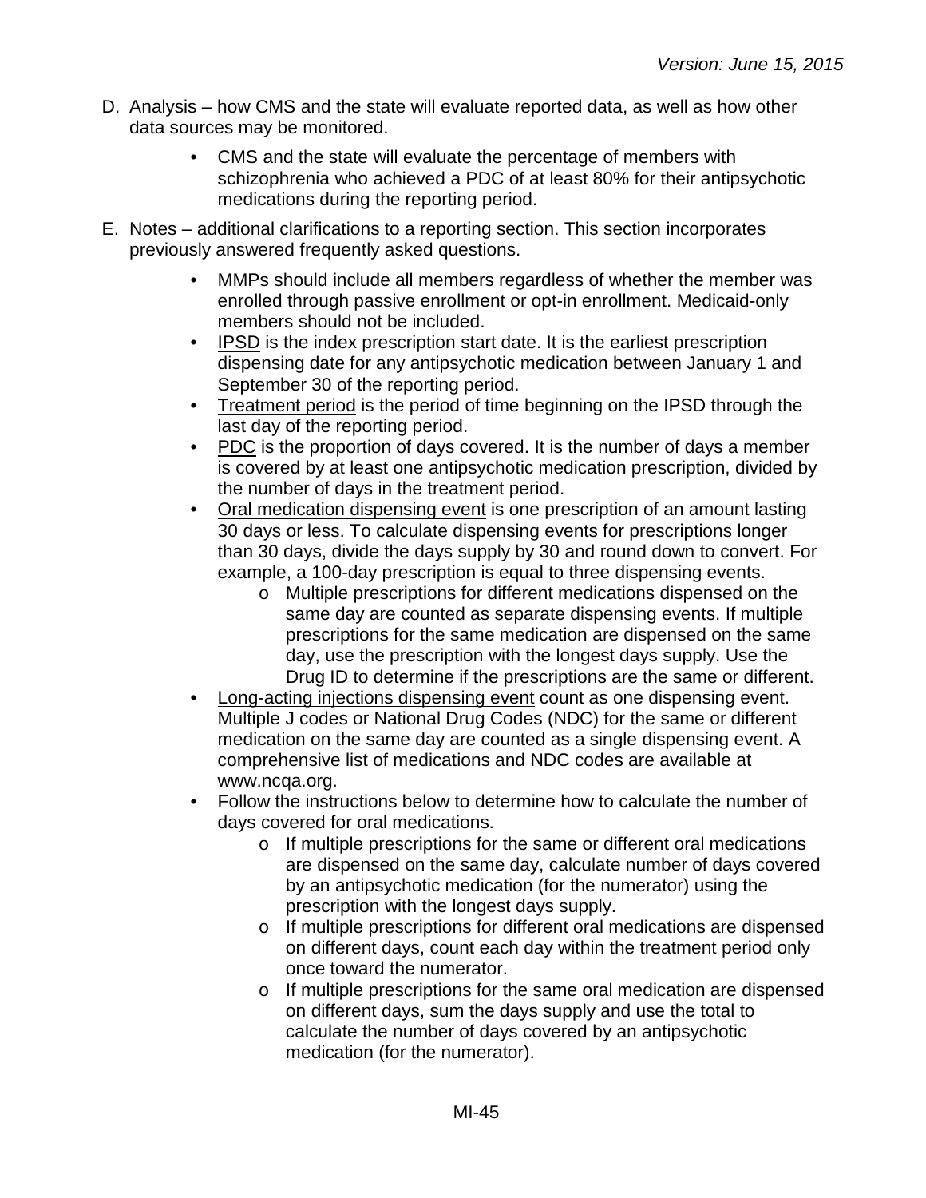D. Analysis – how CMS and the state will evaluate reported data, as well as how other data sources may be monitored.

   - CMS and the state will evaluate the percentage of members with schizophrenia who achieved a PDC of at least 80% for their antipsychotic medications during the reporting period.

E. Notes – additional clarifications to a reporting section. This section incorporates previously answered frequently asked questions.

   - MMPs should include all members regardless of whether the member was enrolled through passive enrollment or opt-in enrollment. Medicaid-only members should not be included.
   - <u>IPSD</u> is the index prescription start date. It is the earliest prescription dispensing date for any antipsychotic medication between January 1 and September 30 of the reporting period.
   - <u>Treatment period</u> is the period of time beginning on the IPSD through the last day of the reporting period.
   - <u>PDC</u> is the proportion of days covered. It is the number of days a member is covered by at least one antipsychotic medication prescription, divided by the number of days in the treatment period.
   - <u>Oral medication dispensing event</u> is one prescription of an amount lasting 30 days or less. To calculate dispensing events for prescriptions longer than 30 days, divide the days supply by 30 and round down to convert. For example, a 100-day prescription is equal to three dispensing events.
     - Multiple prescriptions for different medications dispensed on the same day are counted as separate dispensing events. If multiple prescriptions for the same medication are dispensed on the same day, use the prescription with the longest days supply. Use the Drug ID to determine if the prescriptions are the same or different.
   - <u>Long-acting injections dispensing event</u> count as one dispensing event. Multiple J codes or National Drug Codes (NDC) for the same or different medication on the same day are counted as a single dispensing event. A comprehensive list of medications and NDC codes are available at www.ncqa.org.
   - Follow the instructions below to determine how to calculate the number of days covered for oral medications.
     - If multiple prescriptions for the same or different oral medications are dispensed on the same day, calculate number of days covered by an antipsychotic medication (for the numerator) using the prescription with the longest days supply.
     - If multiple prescriptions for different oral medications are dispensed on different days, count each day within the treatment period only once toward the numerator.
     - If multiple prescriptions for the same oral medication are dispensed on different days, sum the days supply and use the total to calculate the number of days covered by an antipsychotic medication (for the numerator).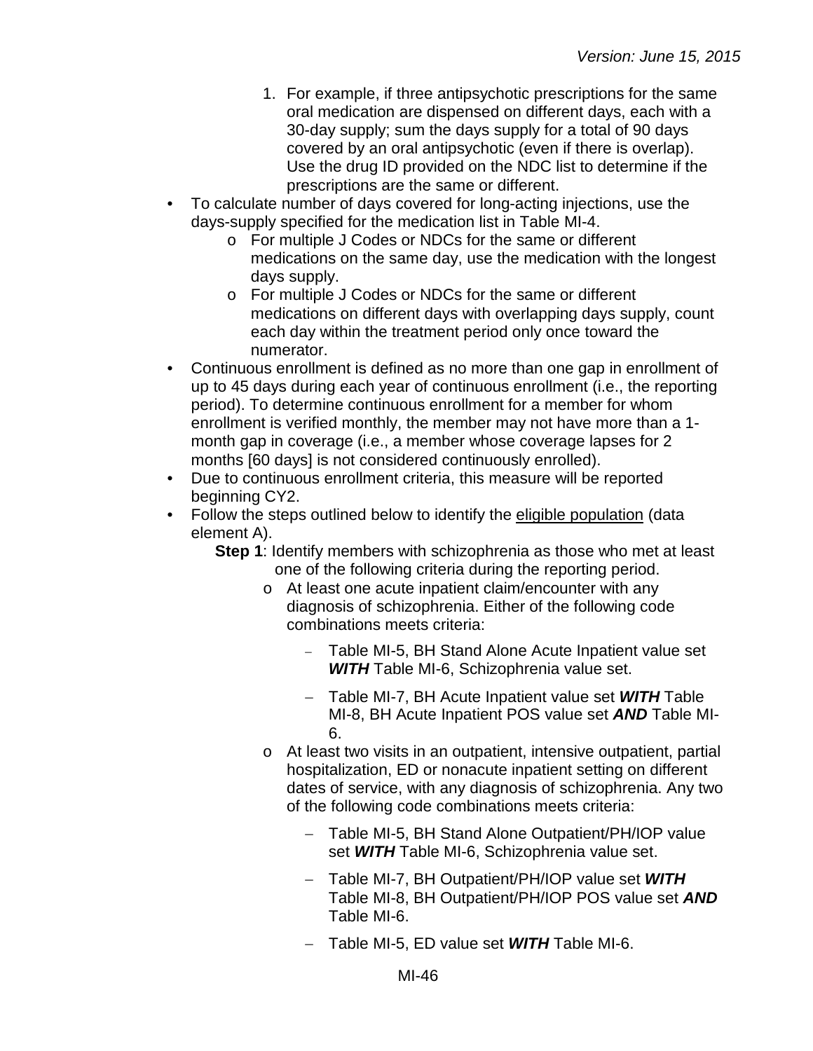1. For example, if three antipsychotic prescriptions for the same oral medication are dispensed on different days, each with a 30-day supply; sum the days supply for a total of 90 days covered by an oral antipsychotic (even if there is overlap). Use the drug ID provided on the NDC list to determine if the prescriptions are the same or different.

- To calculate number of days covered for long-acting injections, use the days-supply specified for the medication list in Table MI-4.
  - For multiple J Codes or NDCs for the same or different medications on the same day, use the medication with the longest days supply.
  - For multiple J Codes or NDCs for the same or different medications on different days with overlapping days supply, count each day within the treatment period only once toward the numerator.
- Continuous enrollment is defined as no more than one gap in enrollment of up to 45 days during each year of continuous enrollment (i.e., the reporting period). To determine continuous enrollment for a member for whom enrollment is verified monthly, the member may not have more than a 1-month gap in coverage (i.e., a member whose coverage lapses for 2 months [60 days] is not considered continuously enrolled).
- Due to continuous enrollment criteria, this measure will be reported beginning CY2.
- Follow the steps outlined below to identify the eligible population (data element A).

  **Step 1**: Identify members with schizophrenia as those who met at least one of the following criteria during the reporting period.
  - At least one acute inpatient claim/encounter with any diagnosis of schizophrenia. Either of the following code combinations meets criteria:
    - Table MI-5, BH Stand Alone Acute Inpatient value set ***WITH*** Table MI-6, Schizophrenia value set.
    - Table MI-7, BH Acute Inpatient value set ***WITH*** Table MI-8, BH Acute Inpatient POS value set ***AND*** Table MI-6.
  - At least two visits in an outpatient, intensive outpatient, partial hospitalization, ED or nonacute inpatient setting on different dates of service, with any diagnosis of schizophrenia. Any two of the following code combinations meets criteria:
    - Table MI-5, BH Stand Alone Outpatient/PH/IOP value set ***WITH*** Table MI-6, Schizophrenia value set.
    - Table MI-7, BH Outpatient/PH/IOP value set ***WITH*** Table MI-8, BH Outpatient/PH/IOP POS value set ***AND*** Table MI-6.
    - Table MI-5, ED value set ***WITH*** Table MI-6.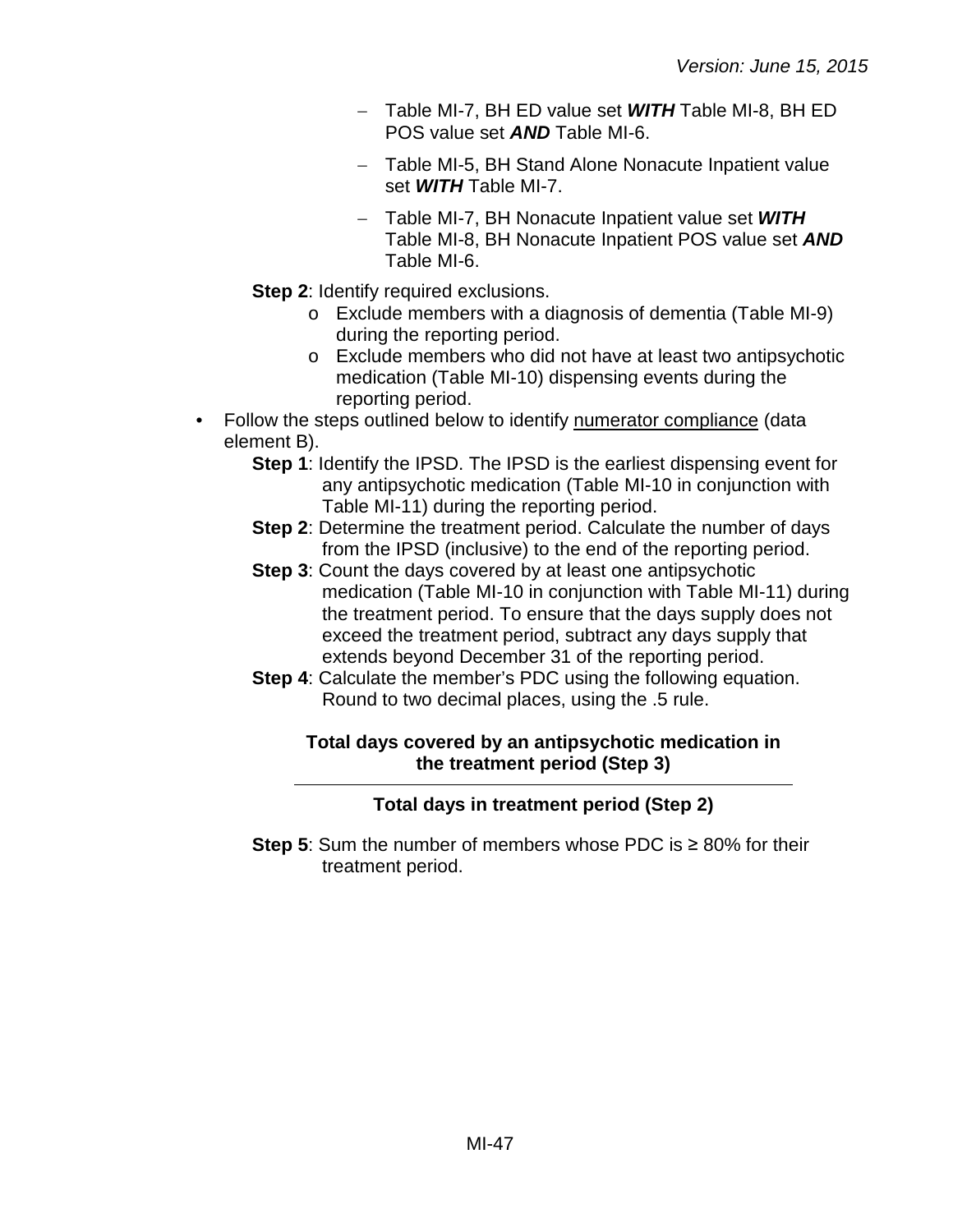- Table MI-7, BH ED value set ***WITH*** Table MI-8, BH ED POS value set ***AND*** Table MI-6.
   - Table MI-5, BH Stand Alone Nonacute Inpatient value set ***WITH*** Table MI-7.
   - Table MI-7, BH Nonacute Inpatient value set ***WITH*** Table MI-8, BH Nonacute Inpatient POS value set ***AND*** Table MI-6.

**Step 2**: Identify required exclusions.

- Exclude members with a diagnosis of dementia (Table MI-9) during the reporting period.
- Exclude members who did not have at least two antipsychotic medication (Table MI-10) dispensing events during the reporting period.

- Follow the steps outlined below to identify numerator compliance (data element B).

  **Step 1**: Identify the IPSD. The IPSD is the earliest dispensing event for any antipsychotic medication (Table MI-10 in conjunction with Table MI-11) during the reporting period.

  **Step 2**: Determine the treatment period. Calculate the number of days from the IPSD (inclusive) to the end of the reporting period.

  **Step 3**: Count the days covered by at least one antipsychotic medication (Table MI-10 in conjunction with Table MI-11) during the treatment period. To ensure that the days supply does not exceed the treatment period, subtract any days supply that extends beyond December 31 of the reporting period.

  **Step 4**: Calculate the member's PDC using the following equation. Round to two decimal places, using the .5 rule.

$$\frac{\textbf{Total days covered by an antipsychotic medication in the treatment period (Step 3)}}{\textbf{Total days in treatment period (Step 2)}}$$

  **Step 5**: Sum the number of members whose PDC is ≥ 80% for their treatment period.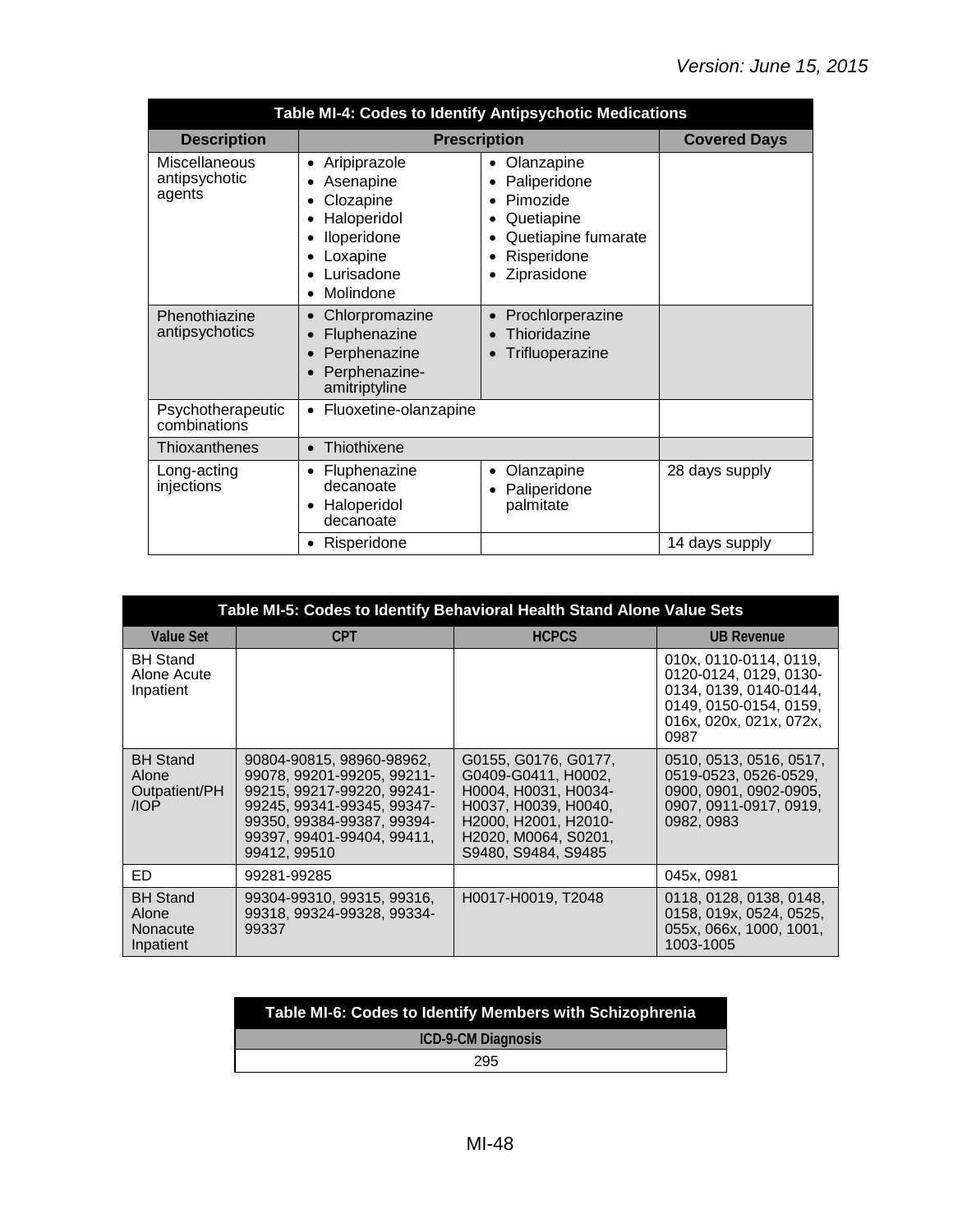*Version: June 15, 2015*

| Table MI-4: Codes to Identify Antipsychotic Medications | | | |
|---|---|---|---|
| **Description** | **Prescription** | | **Covered Days** |
| Miscellaneous antipsychotic agents | • Aripiprazole<br>• Asenapine<br>• Clozapine<br>• Haloperidol<br>• Iloperidone<br>• Loxapine<br>• Lurisadone<br>• Molindone | • Olanzapine<br>• Paliperidone<br>• Pimozide<br>• Quetiapine<br>• Quetiapine fumarate<br>• Risperidone<br>• Ziprasidone | |
| Phenothiazine antipsychotics | • Chlorpromazine<br>• Fluphenazine<br>• Perphenazine<br>• Perphenazine-amitriptyline | • Prochlorperazine<br>• Thioridazine<br>• Trifluoperazine | |
| Psychotherapeutic combinations | • Fluoxetine-olanzapine | | |
| Thioxanthenes | • Thiothixene | | |
| Long-acting injections | • Fluphenazine decanoate<br>• Haloperidol decanoate | • Olanzapine<br>• Paliperidone palmitate | 28 days supply |
| | • Risperidone | | 14 days supply |

| Table MI-5: Codes to Identify Behavioral Health Stand Alone Value Sets | | | |
|---|---|---|---|
| **Value Set** | **CPT** | **HCPCS** | **UB Revenue** |
| BH Stand Alone Acute Inpatient | | | 010x, 0110-0114, 0119, 0120-0124, 0129, 0130-0134, 0139, 0140-0144, 0149, 0150-0154, 0159, 016x, 020x, 021x, 072x, 0987 |
| BH Stand Alone Outpatient/PH /IOP | 90804-90815, 98960-98962, 99078, 99201-99205, 99211-99215, 99217-99220, 99241-99245, 99341-99345, 99347-99350, 99384-99387, 99394-99397, 99401-99404, 99411, 99412, 99510 | G0155, G0176, G0177, G0409-G0411, H0002, H0004, H0031, H0034-H0037, H0039, H0040, H2000, H2001, H2010-H2020, M0064, S0201, S9480, S9484, S9485 | 0510, 0513, 0516, 0517, 0519-0523, 0526-0529, 0900, 0901, 0902-0905, 0907, 0911-0917, 0919, 0982, 0983 |
| ED | 99281-99285 | | 045x, 0981 |
| BH Stand Alone Nonacute Inpatient | 99304-99310, 99315, 99316, 99318, 99324-99328, 99334-99337 | H0017-H0019, T2048 | 0118, 0128, 0138, 0148, 0158, 019x, 0524, 0525, 055x, 066x, 1000, 1001, 1003-1005 |

| Table MI-6: Codes to Identify Members with Schizophrenia |
|---|
| **ICD-9-CM Diagnosis** |
| 295 |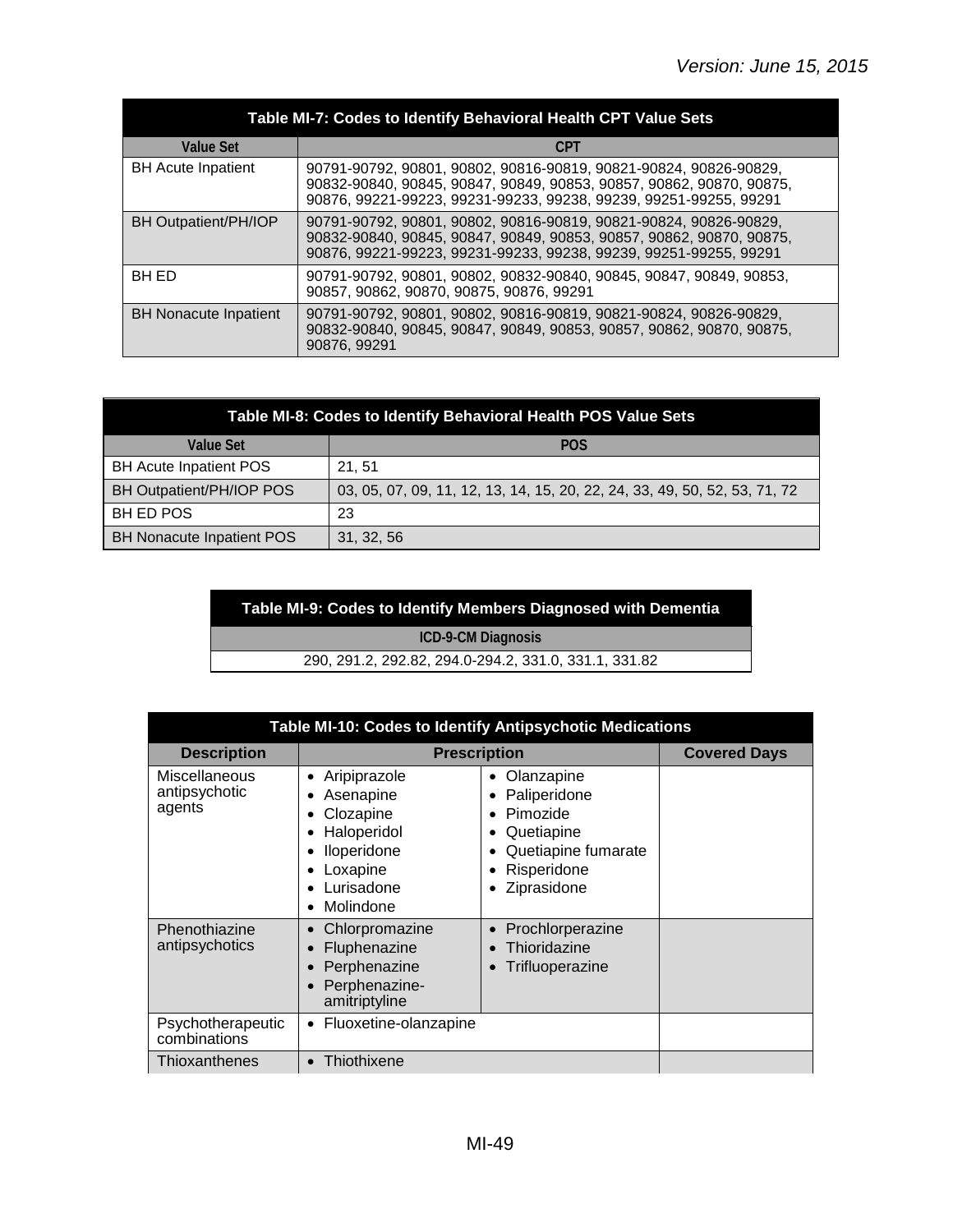*Version: June 15, 2015*

| Table MI-7: Codes to Identify Behavioral Health CPT Value Sets | |
|---|---|
| **Value Set** | **CPT** |
| BH Acute Inpatient | 90791-90792, 90801, 90802, 90816-90819, 90821-90824, 90826-90829, 90832-90840, 90845, 90847, 90849, 90853, 90857, 90862, 90870, 90875, 90876, 99221-99223, 99231-99233, 99238, 99239, 99251-99255, 99291 |
| BH Outpatient/PH/IOP | 90791-90792, 90801, 90802, 90816-90819, 90821-90824, 90826-90829, 90832-90840, 90845, 90847, 90849, 90853, 90857, 90862, 90870, 90875, 90876, 99221-99223, 99231-99233, 99238, 99239, 99251-99255, 99291 |
| BH ED | 90791-90792, 90801, 90802, 90832-90840, 90845, 90847, 90849, 90853, 90857, 90862, 90870, 90875, 90876, 99291 |
| BH Nonacute Inpatient | 90791-90792, 90801, 90802, 90816-90819, 90821-90824, 90826-90829, 90832-90840, 90845, 90847, 90849, 90853, 90857, 90862, 90870, 90875, 90876, 99291 |

| Table MI-8: Codes to Identify Behavioral Health POS Value Sets | |
|---|---|
| **Value Set** | **POS** |
| BH Acute Inpatient POS | 21, 51 |
| BH Outpatient/PH/IOP POS | 03, 05, 07, 09, 11, 12, 13, 14, 15, 20, 22, 24, 33, 49, 50, 52, 53, 71, 72 |
| BH ED POS | 23 |
| BH Nonacute Inpatient POS | 31, 32, 56 |

| Table MI-9: Codes to Identify Members Diagnosed with Dementia |
|---|
| **ICD-9-CM Diagnosis** |
| 290, 291.2, 292.82, 294.0-294.2, 331.0, 331.1, 331.82 |

| Table MI-10: Codes to Identify Antipsychotic Medications | | | |
|---|---|---|---|
| **Description** | **Prescription** | | **Covered Days** |
| Miscellaneous antipsychotic agents | • Aripiprazole<br>• Asenapine<br>• Clozapine<br>• Haloperidol<br>• Iloperidone<br>• Loxapine<br>• Lurisadone<br>• Molindone | • Olanzapine<br>• Paliperidone<br>• Pimozide<br>• Quetiapine<br>• Quetiapine fumarate<br>• Risperidone<br>• Ziprasidone | |
| Phenothiazine antipsychotics | • Chlorpromazine<br>• Fluphenazine<br>• Perphenazine<br>• Perphenazine-amitriptyline | • Prochlorperazine<br>• Thioridazine<br>• Trifluoperazine | |
| Psychotherapeutic combinations | • Fluoxetine-olanzapine | | |
| Thioxanthenes | • Thiothixene | | |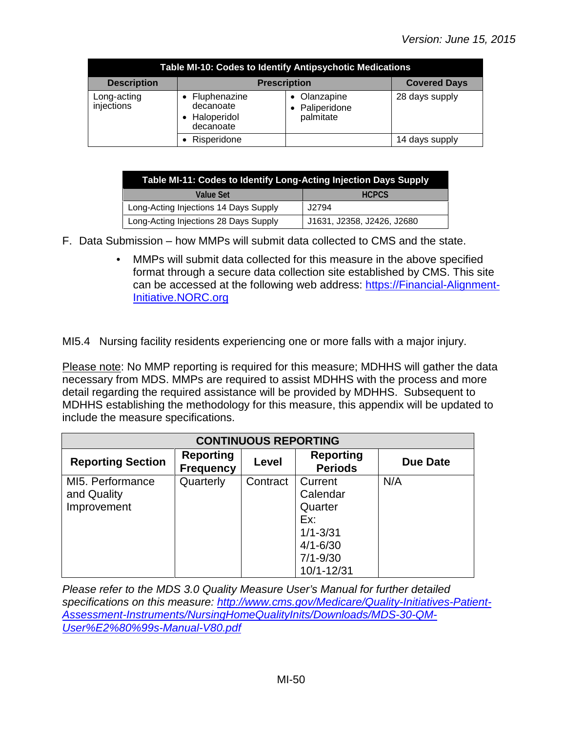| Table MI-10: Codes to Identify Antipsychotic Medications | | | |
|---|---|---|---|
| **Description** | **Prescription** | | **Covered Days** |
| Long-acting injections | • Fluphenazine decanoate<br>• Haloperidol decanoate | • Olanzapine<br>• Paliperidone palmitate | 28 days supply |
| | • Risperidone | | 14 days supply |

| Table MI-11: Codes to Identify Long-Acting Injection Days Supply | |
|---|---|
| **Value Set** | **HCPCS** |
| Long-Acting Injections 14 Days Supply | J2794 |
| Long-Acting Injections 28 Days Supply | J1631, J2358, J2426, J2680 |

F. Data Submission – how MMPs will submit data collected to CMS and the state.

- MMPs will submit data collected for this measure in the above specified format through a secure data collection site established by CMS. This site can be accessed at the following web address: https://Financial-Alignment-Initiative.NORC.org

MI5.4 Nursing facility residents experiencing one or more falls with a major injury.

Please note: No MMP reporting is required for this measure; MDHHS will gather the data necessary from MDS. MMPs are required to assist MDHHS with the process and more detail regarding the required assistance will be provided by MDHHS. Subsequent to MDHHS establishing the methodology for this measure, this appendix will be updated to include the measure specifications.

| CONTINUOUS REPORTING | | | | |
|---|---|---|---|---|
| **Reporting Section** | **Reporting Frequency** | **Level** | **Reporting Periods** | **Due Date** |
| MI5. Performance and Quality Improvement | Quarterly | Contract | Current Calendar Quarter<br>Ex:<br>1/1-3/31<br>4/1-6/30<br>7/1-9/30<br>10/1-12/31 | N/A |

*Please refer to the MDS 3.0 Quality Measure User's Manual for further detailed specifications on this measure: http://www.cms.gov/Medicare/Quality-Initiatives-Patient-Assessment-Instruments/NursingHomeQualityInits/Downloads/MDS-30-QM-User%E2%80%99s-Manual-V80.pdf*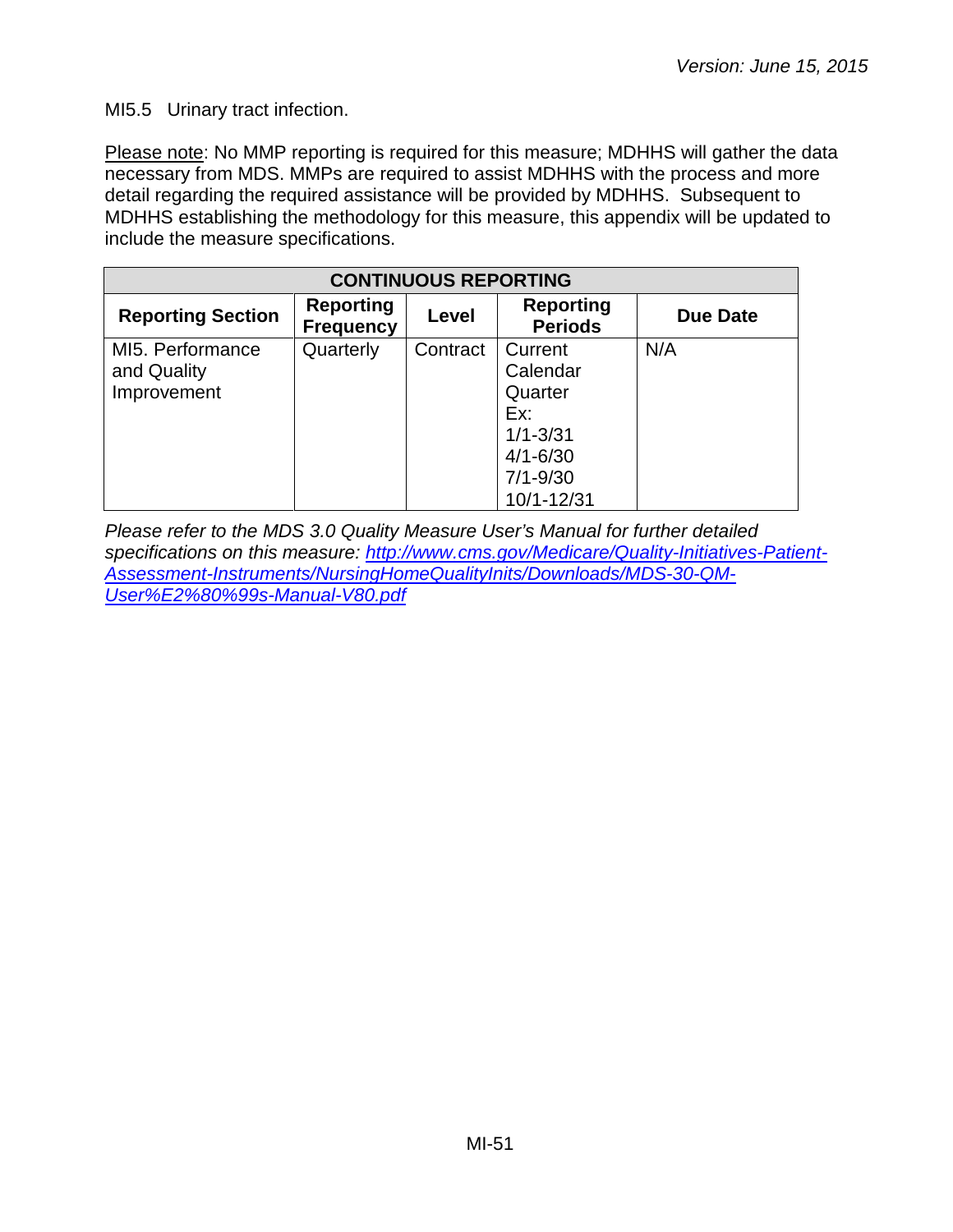MI5.5 Urinary tract infection.

Please note: No MMP reporting is required for this measure; MDHHS will gather the data necessary from MDS. MMPs are required to assist MDHHS with the process and more detail regarding the required assistance will be provided by MDHHS. Subsequent to MDHHS establishing the methodology for this measure, this appendix will be updated to include the measure specifications.

| CONTINUOUS REPORTING | | | | |
|---|---|---|---|---|
| **Reporting Section** | **Reporting Frequency** | **Level** | **Reporting Periods** | **Due Date** |
| MI5. Performance and Quality Improvement | Quarterly | Contract | Current Calendar Quarter Ex: 1/1-3/31 4/1-6/30 7/1-9/30 10/1-12/31 | N/A |

*Please refer to the MDS 3.0 Quality Measure User's Manual for further detailed specifications on this measure: http://www.cms.gov/Medicare/Quality-Initiatives-Patient-Assessment-Instruments/NursingHomeQualityInits/Downloads/MDS-30-QM-User%E2%80%99s-Manual-V80.pdf*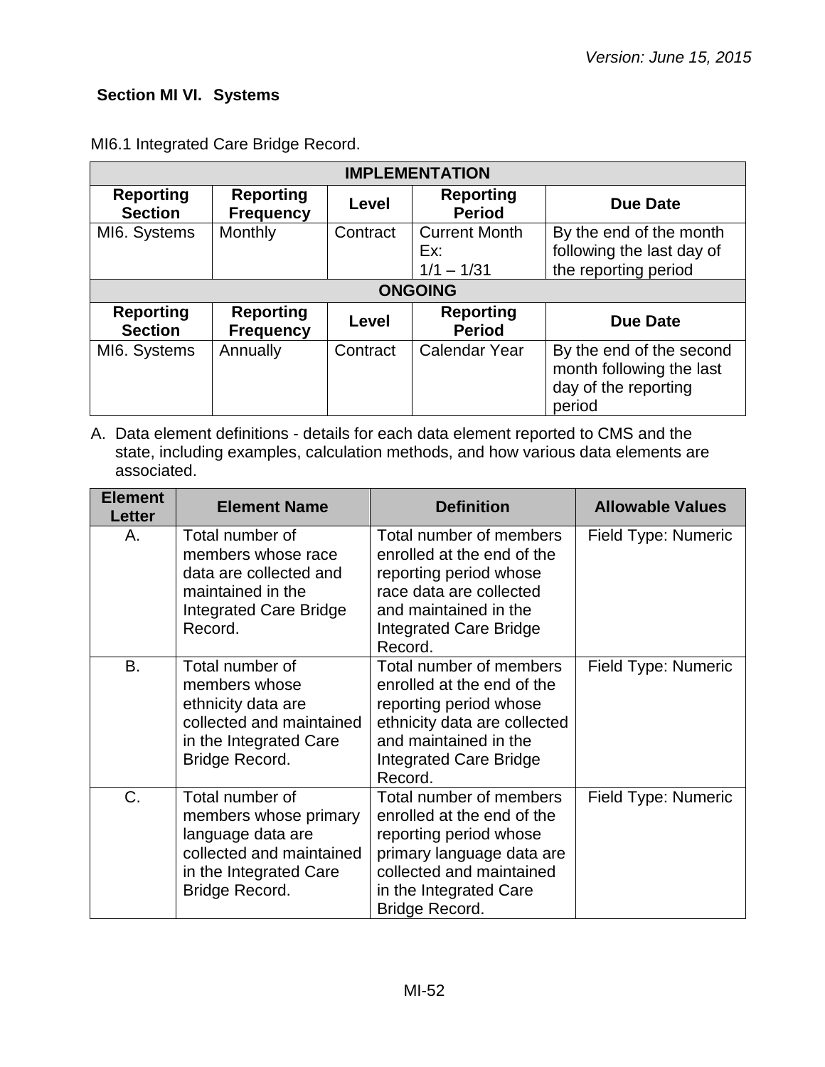## Section MI VI. Systems

MI6.1 Integrated Care Bridge Record.

| IMPLEMENTATION | | | | |
|---|---|---|---|---|
| **Reporting Section** | **Reporting Frequency** | **Level** | **Reporting Period** | **Due Date** |
| MI6. Systems | Monthly | Contract | Current Month Ex: 1/1 – 1/31 | By the end of the month following the last day of the reporting period |
| **ONGOING** | | | | |
| **Reporting Section** | **Reporting Frequency** | **Level** | **Reporting Period** | **Due Date** |
| MI6. Systems | Annually | Contract | Calendar Year | By the end of the second month following the last day of the reporting period |

A. Data element definitions - details for each data element reported to CMS and the state, including examples, calculation methods, and how various data elements are associated.

| Element Letter | Element Name | Definition | Allowable Values |
|---|---|---|---|
| A. | Total number of members whose race data are collected and maintained in the Integrated Care Bridge Record. | Total number of members enrolled at the end of the reporting period whose race data are collected and maintained in the Integrated Care Bridge Record. | Field Type: Numeric |
| B. | Total number of members whose ethnicity data are collected and maintained in the Integrated Care Bridge Record. | Total number of members enrolled at the end of the reporting period whose ethnicity data are collected and maintained in the Integrated Care Bridge Record. | Field Type: Numeric |
| C. | Total number of members whose primary language data are collected and maintained in the Integrated Care Bridge Record. | Total number of members enrolled at the end of the reporting period whose primary language data are collected and maintained in the Integrated Care Bridge Record. | Field Type: Numeric |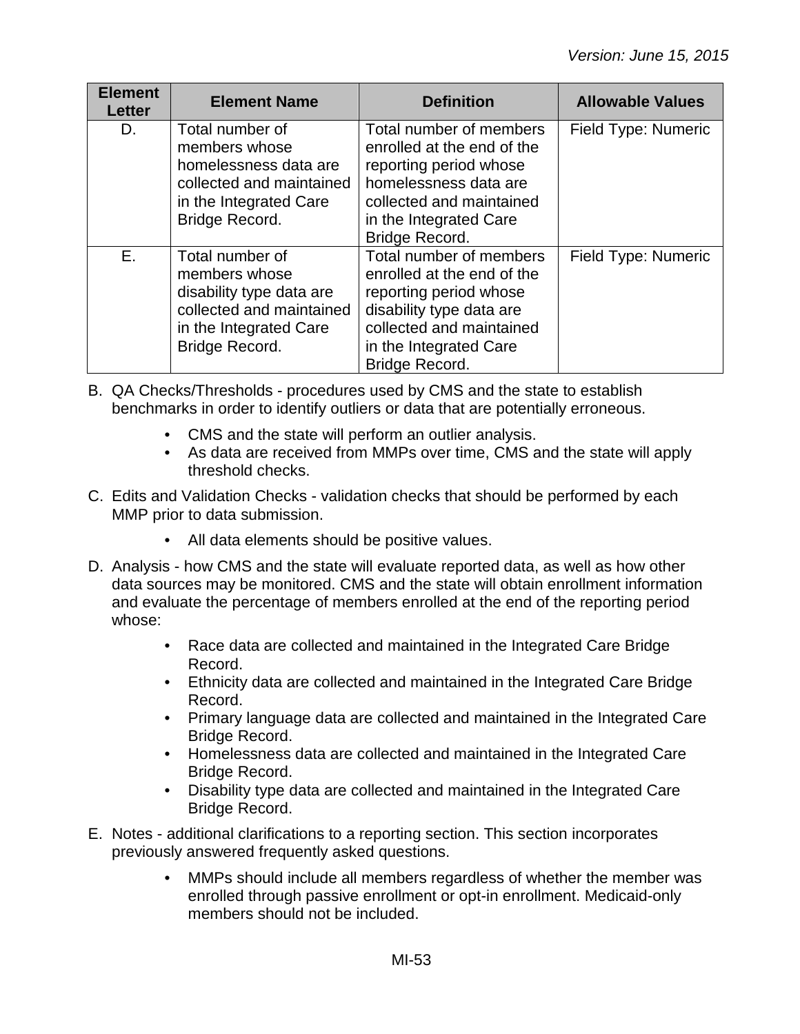| Element Letter | Element Name | Definition | Allowable Values |
|---|---|---|---|
| D. | Total number of members whose homelessness data are collected and maintained in the Integrated Care Bridge Record. | Total number of members enrolled at the end of the reporting period whose homelessness data are collected and maintained in the Integrated Care Bridge Record. | Field Type: Numeric |
| E. | Total number of members whose disability type data are collected and maintained in the Integrated Care Bridge Record. | Total number of members enrolled at the end of the reporting period whose disability type data are collected and maintained in the Integrated Care Bridge Record. | Field Type: Numeric |

B. QA Checks/Thresholds - procedures used by CMS and the state to establish benchmarks in order to identify outliers or data that are potentially erroneous.

- CMS and the state will perform an outlier analysis.
- As data are received from MMPs over time, CMS and the state will apply threshold checks.

C. Edits and Validation Checks - validation checks that should be performed by each MMP prior to data submission.

- All data elements should be positive values.

D. Analysis - how CMS and the state will evaluate reported data, as well as how other data sources may be monitored. CMS and the state will obtain enrollment information and evaluate the percentage of members enrolled at the end of the reporting period whose:

- Race data are collected and maintained in the Integrated Care Bridge Record.
- Ethnicity data are collected and maintained in the Integrated Care Bridge Record.
- Primary language data are collected and maintained in the Integrated Care Bridge Record.
- Homelessness data are collected and maintained in the Integrated Care Bridge Record.
- Disability type data are collected and maintained in the Integrated Care Bridge Record.

E. Notes - additional clarifications to a reporting section. This section incorporates previously answered frequently asked questions.

- MMPs should include all members regardless of whether the member was enrolled through passive enrollment or opt-in enrollment. Medicaid-only members should not be included.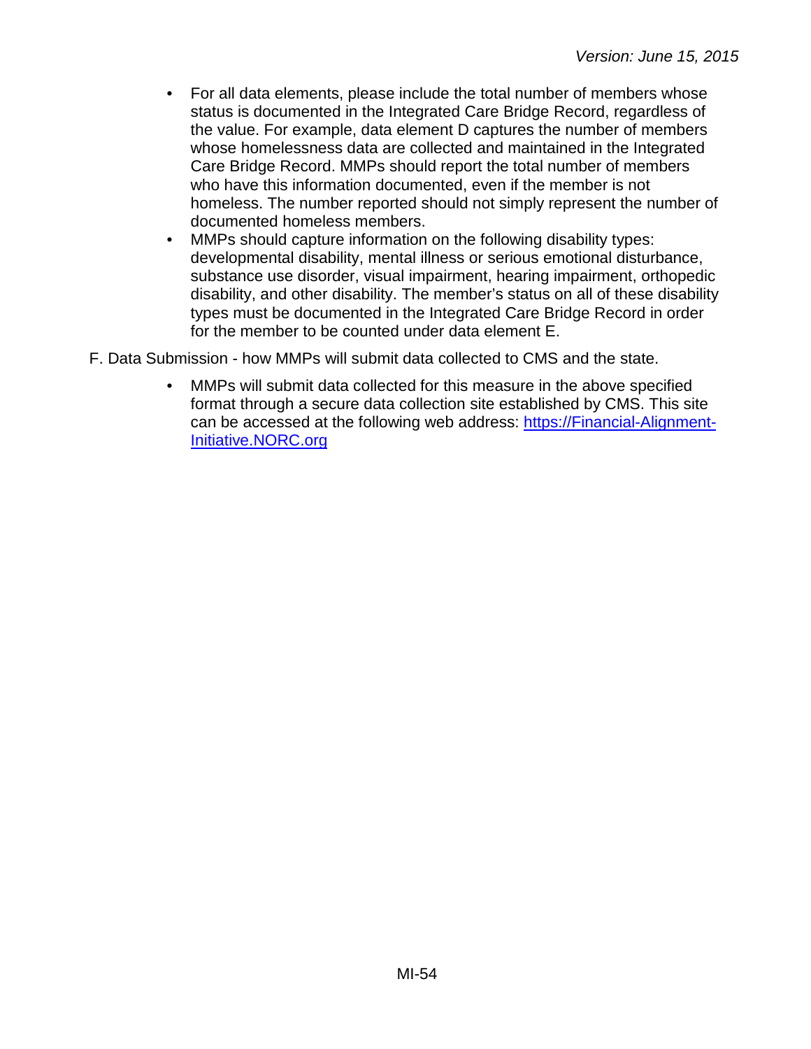- For all data elements, please include the total number of members whose status is documented in the Integrated Care Bridge Record, regardless of the value. For example, data element D captures the number of members whose homelessness data are collected and maintained in the Integrated Care Bridge Record. MMPs should report the total number of members who have this information documented, even if the member is not homeless. The number reported should not simply represent the number of documented homeless members.
- MMPs should capture information on the following disability types: developmental disability, mental illness or serious emotional disturbance, substance use disorder, visual impairment, hearing impairment, orthopedic disability, and other disability. The member's status on all of these disability types must be documented in the Integrated Care Bridge Record in order for the member to be counted under data element E.

F. Data Submission - how MMPs will submit data collected to CMS and the state.

- MMPs will submit data collected for this measure in the above specified format through a secure data collection site established by CMS. This site can be accessed at the following web address: [https://Financial-Alignment-Initiative.NORC.org](https://Financial-Alignment-Initiative.NORC.org)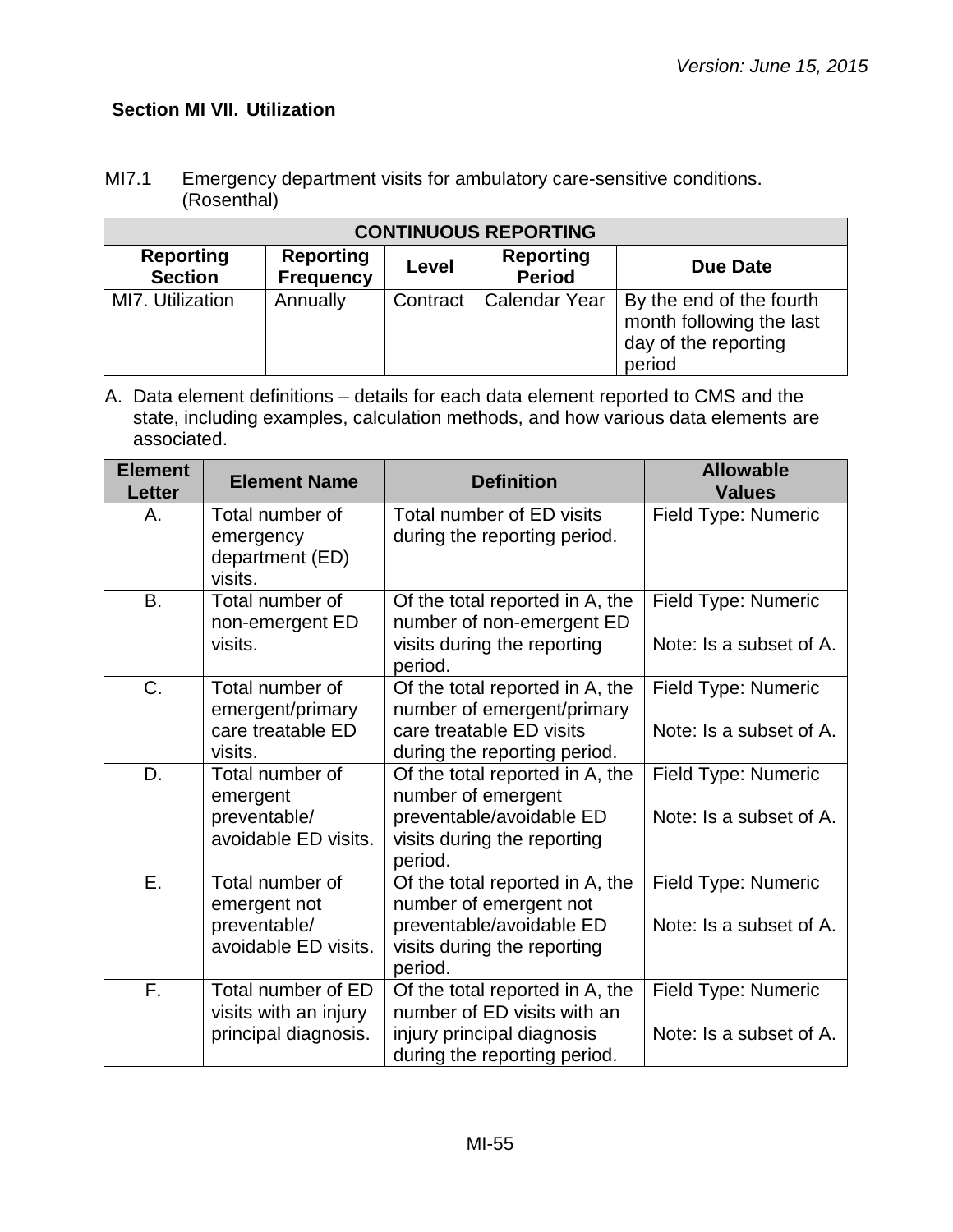## Section MI VII. Utilization

MI7.1 Emergency department visits for ambulatory care-sensitive conditions. (Rosenthal)

| CONTINUOUS REPORTING | | | | |
|---|---|---|---|---|
| **Reporting Section** | **Reporting Frequency** | **Level** | **Reporting Period** | **Due Date** |
| MI7. Utilization | Annually | Contract | Calendar Year | By the end of the fourth month following the last day of the reporting period |

A. Data element definitions – details for each data element reported to CMS and the state, including examples, calculation methods, and how various data elements are associated.

| Element Letter | Element Name | Definition | Allowable Values |
|---|---|---|---|
| A. | Total number of emergency department (ED) visits. | Total number of ED visits during the reporting period. | Field Type: Numeric |
| B. | Total number of non-emergent ED visits. | Of the total reported in A, the number of non-emergent ED visits during the reporting period. | Field Type: Numeric<br><br>Note: Is a subset of A. |
| C. | Total number of emergent/primary care treatable ED visits. | Of the total reported in A, the number of emergent/primary care treatable ED visits during the reporting period. | Field Type: Numeric<br><br>Note: Is a subset of A. |
| D. | Total number of emergent preventable/ avoidable ED visits. | Of the total reported in A, the number of emergent preventable/avoidable ED visits during the reporting period. | Field Type: Numeric<br><br>Note: Is a subset of A. |
| E. | Total number of emergent not preventable/ avoidable ED visits. | Of the total reported in A, the number of emergent not preventable/avoidable ED visits during the reporting period. | Field Type: Numeric<br><br>Note: Is a subset of A. |
| F. | Total number of ED visits with an injury principal diagnosis. | Of the total reported in A, the number of ED visits with an injury principal diagnosis during the reporting period. | Field Type: Numeric<br><br>Note: Is a subset of A. |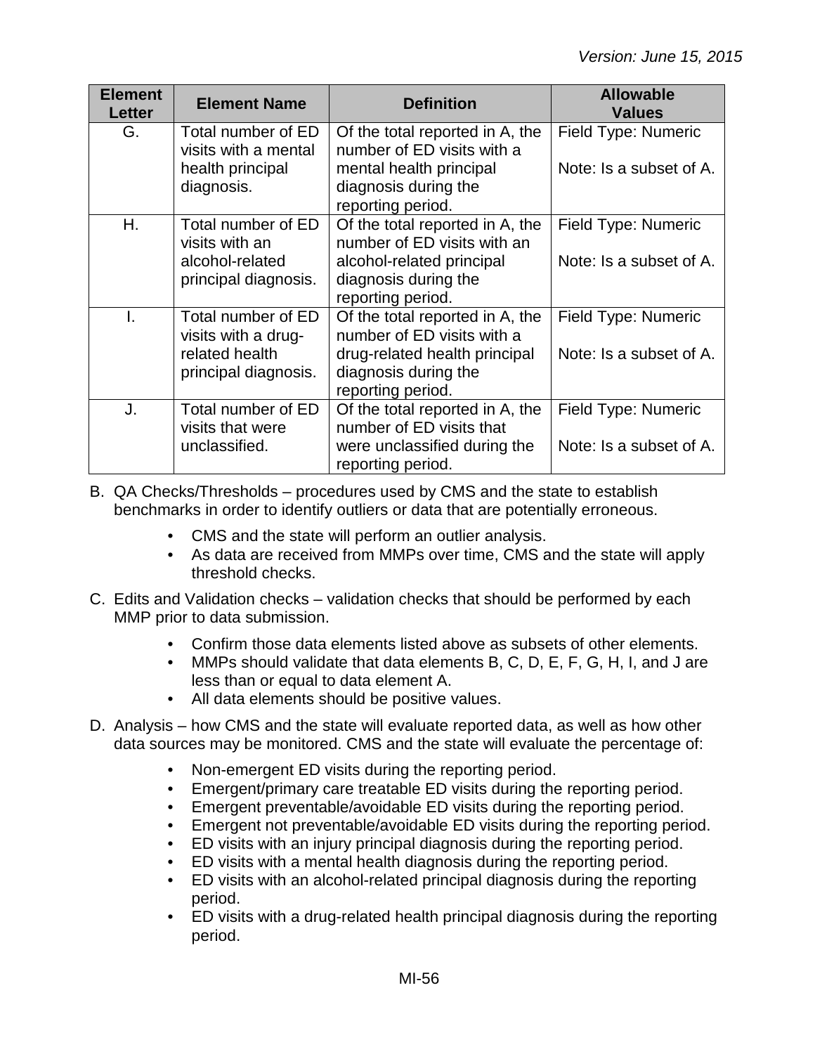| Element Letter | Element Name | Definition | Allowable Values |
|---|---|---|---|
| G. | Total number of ED visits with a mental health principal diagnosis. | Of the total reported in A, the number of ED visits with a mental health principal diagnosis during the reporting period. | Field Type: Numeric<br><br>Note: Is a subset of A. |
| H. | Total number of ED visits with an alcohol-related principal diagnosis. | Of the total reported in A, the number of ED visits with an alcohol-related principal diagnosis during the reporting period. | Field Type: Numeric<br><br>Note: Is a subset of A. |
| I. | Total number of ED visits with a drug-related health principal diagnosis. | Of the total reported in A, the number of ED visits with a drug-related health principal diagnosis during the reporting period. | Field Type: Numeric<br><br>Note: Is a subset of A. |
| J. | Total number of ED visits that were unclassified. | Of the total reported in A, the number of ED visits that were unclassified during the reporting period. | Field Type: Numeric<br><br>Note: Is a subset of A. |

B. QA Checks/Thresholds – procedures used by CMS and the state to establish benchmarks in order to identify outliers or data that are potentially erroneous.

- CMS and the state will perform an outlier analysis.
- As data are received from MMPs over time, CMS and the state will apply threshold checks.

C. Edits and Validation checks – validation checks that should be performed by each MMP prior to data submission.

- Confirm those data elements listed above as subsets of other elements.
- MMPs should validate that data elements B, C, D, E, F, G, H, I, and J are less than or equal to data element A.
- All data elements should be positive values.

D. Analysis – how CMS and the state will evaluate reported data, as well as how other data sources may be monitored. CMS and the state will evaluate the percentage of:

- Non-emergent ED visits during the reporting period.
- Emergent/primary care treatable ED visits during the reporting period.
- Emergent preventable/avoidable ED visits during the reporting period.
- Emergent not preventable/avoidable ED visits during the reporting period.
- ED visits with an injury principal diagnosis during the reporting period.
- ED visits with a mental health diagnosis during the reporting period.
- ED visits with an alcohol-related principal diagnosis during the reporting period.
- ED visits with a drug-related health principal diagnosis during the reporting period.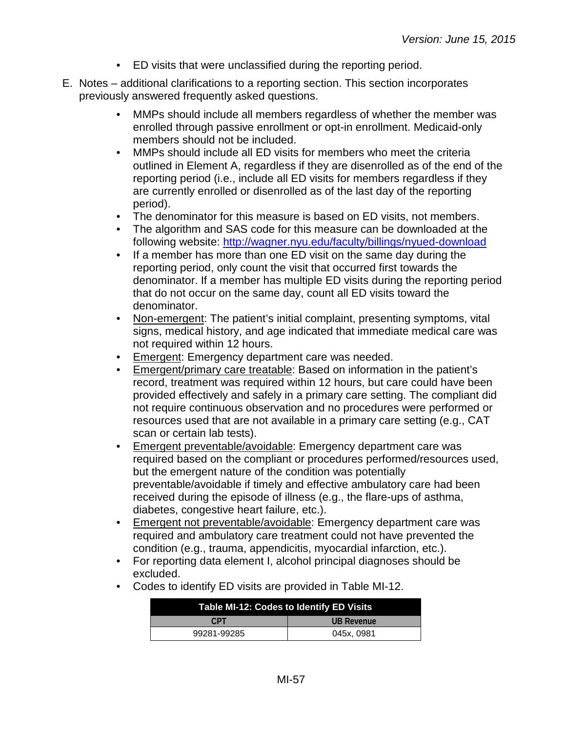- ED visits that were unclassified during the reporting period.

E. Notes – additional clarifications to a reporting section. This section incorporates previously answered frequently asked questions.

   - MMPs should include all members regardless of whether the member was enrolled through passive enrollment or opt-in enrollment. Medicaid-only members should not be included.
   - MMPs should include all ED visits for members who meet the criteria outlined in Element A, regardless if they are disenrolled as of the end of the reporting period (i.e., include all ED visits for members regardless if they are currently enrolled or disenrolled as of the last day of the reporting period).
   - The denominator for this measure is based on ED visits, not members.
   - The algorithm and SAS code for this measure can be downloaded at the following website: [http://wagner.nyu.edu/faculty/billings/nyued-download](http://wagner.nyu.edu/faculty/billings/nyued-download)
   - If a member has more than one ED visit on the same day during the reporting period, only count the visit that occurred first towards the denominator. If a member has multiple ED visits during the reporting period that do not occur on the same day, count all ED visits toward the denominator.
   - Non-emergent: The patient's initial complaint, presenting symptoms, vital signs, medical history, and age indicated that immediate medical care was not required within 12 hours.
   - Emergent: Emergency department care was needed.
   - Emergent/primary care treatable: Based on information in the patient's record, treatment was required within 12 hours, but care could have been provided effectively and safely in a primary care setting. The compliant did not require continuous observation and no procedures were performed or resources used that are not available in a primary care setting (e.g., CAT scan or certain lab tests).
   - Emergent preventable/avoidable: Emergency department care was required based on the compliant or procedures performed/resources used, but the emergent nature of the condition was potentially preventable/avoidable if timely and effective ambulatory care had been received during the episode of illness (e.g., the flare-ups of asthma, diabetes, congestive heart failure, etc.).
   - Emergent not preventable/avoidable: Emergency department care was required and ambulatory care treatment could not have prevented the condition (e.g., trauma, appendicitis, myocardial infarction, etc.).
   - For reporting data element I, alcohol principal diagnoses should be excluded.
   - Codes to identify ED visits are provided in Table MI-12.

**Table MI-12: Codes to Identify ED Visits**

| CPT | UB Revenue |
|---|---|
| 99281-99285 | 045x, 0981 |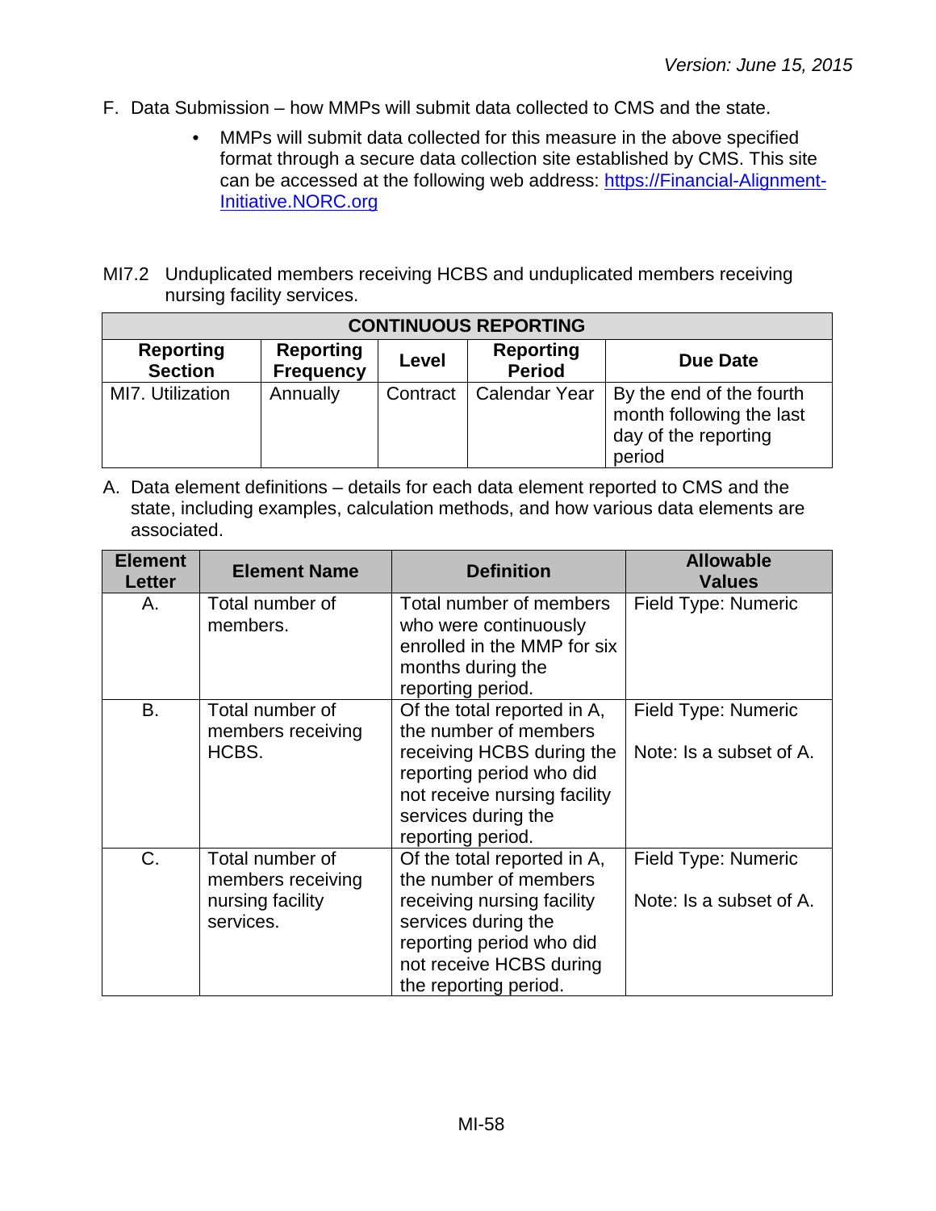F. Data Submission – how MMPs will submit data collected to CMS and the state.

- MMPs will submit data collected for this measure in the above specified format through a secure data collection site established by CMS. This site can be accessed at the following web address: [https://Financial-Alignment-Initiative.NORC.org](https://Financial-Alignment-Initiative.NORC.org)

MI7.2 Unduplicated members receiving HCBS and unduplicated members receiving nursing facility services.

| CONTINUOUS REPORTING | | | | |
|---|---|---|---|---|
| **Reporting Section** | **Reporting Frequency** | **Level** | **Reporting Period** | **Due Date** |
| MI7. Utilization | Annually | Contract | Calendar Year | By the end of the fourth month following the last day of the reporting period |

A. Data element definitions – details for each data element reported to CMS and the state, including examples, calculation methods, and how various data elements are associated.

| Element Letter | Element Name | Definition | Allowable Values |
|---|---|---|---|
| A. | Total number of members. | Total number of members who were continuously enrolled in the MMP for six months during the reporting period. | Field Type: Numeric |
| B. | Total number of members receiving HCBS. | Of the total reported in A, the number of members receiving HCBS during the reporting period who did not receive nursing facility services during the reporting period. | Field Type: Numeric<br><br>Note: Is a subset of A. |
| C. | Total number of members receiving nursing facility services. | Of the total reported in A, the number of members receiving nursing facility services during the reporting period who did not receive HCBS during the reporting period. | Field Type: Numeric<br><br>Note: Is a subset of A. |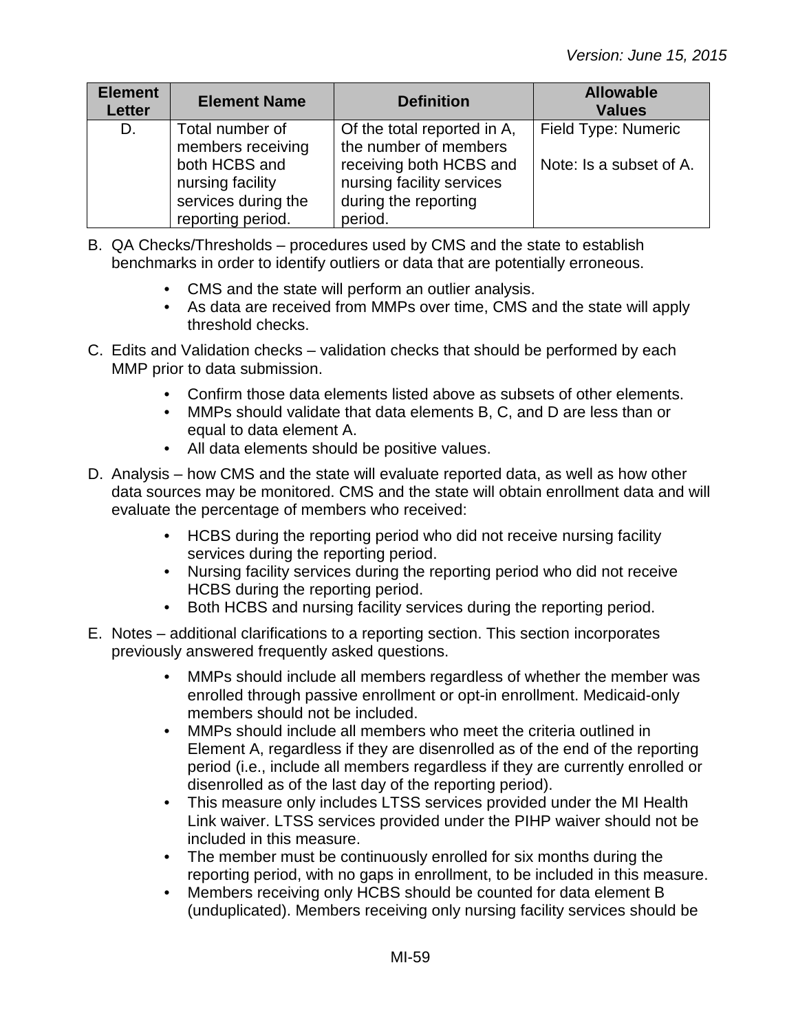| Element Letter | Element Name | Definition | Allowable Values |
|---|---|---|---|
| D. | Total number of members receiving both HCBS and nursing facility services during the reporting period. | Of the total reported in A, the number of members receiving both HCBS and nursing facility services during the reporting period. | Field Type: Numeric<br><br>Note: Is a subset of A. |

B. QA Checks/Thresholds – procedures used by CMS and the state to establish benchmarks in order to identify outliers or data that are potentially erroneous.

- CMS and the state will perform an outlier analysis.
- As data are received from MMPs over time, CMS and the state will apply threshold checks.

C. Edits and Validation checks – validation checks that should be performed by each MMP prior to data submission.

- Confirm those data elements listed above as subsets of other elements.
- MMPs should validate that data elements B, C, and D are less than or equal to data element A.
- All data elements should be positive values.

D. Analysis – how CMS and the state will evaluate reported data, as well as how other data sources may be monitored. CMS and the state will obtain enrollment data and will evaluate the percentage of members who received:

- HCBS during the reporting period who did not receive nursing facility services during the reporting period.
- Nursing facility services during the reporting period who did not receive HCBS during the reporting period.
- Both HCBS and nursing facility services during the reporting period.

E. Notes – additional clarifications to a reporting section. This section incorporates previously answered frequently asked questions.

- MMPs should include all members regardless of whether the member was enrolled through passive enrollment or opt-in enrollment. Medicaid-only members should not be included.
- MMPs should include all members who meet the criteria outlined in Element A, regardless if they are disenrolled as of the end of the reporting period (i.e., include all members regardless if they are currently enrolled or disenrolled as of the last day of the reporting period).
- This measure only includes LTSS services provided under the MI Health Link waiver. LTSS services provided under the PIHP waiver should not be included in this measure.
- The member must be continuously enrolled for six months during the reporting period, with no gaps in enrollment, to be included in this measure.
- Members receiving only HCBS should be counted for data element B (unduplicated). Members receiving only nursing facility services should be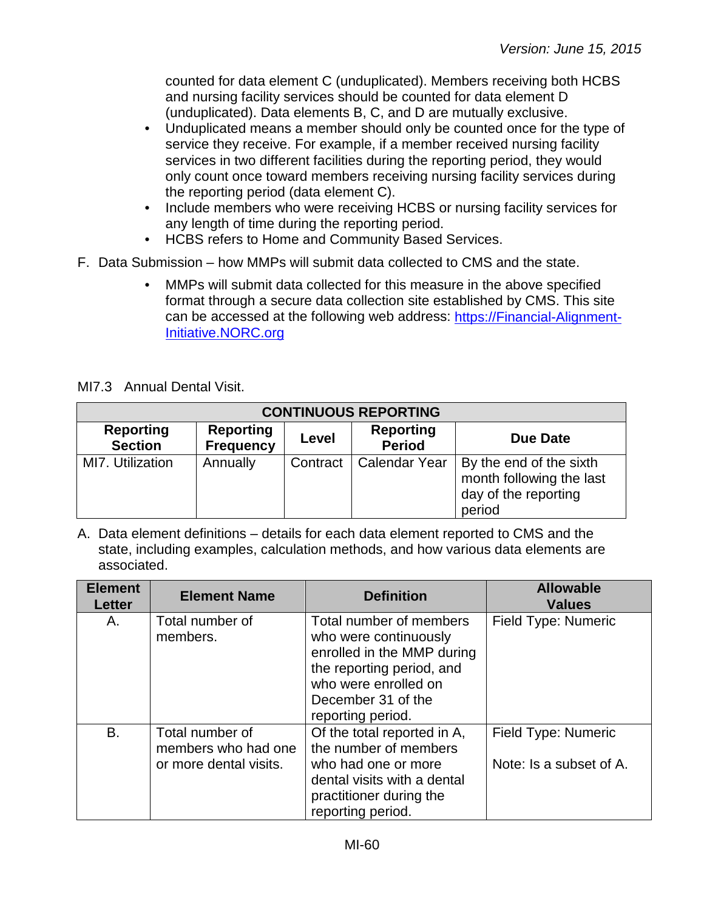counted for data element C (unduplicated). Members receiving both HCBS and nursing facility services should be counted for data element D (unduplicated). Data elements B, C, and D are mutually exclusive.

- Unduplicated means a member should only be counted once for the type of service they receive. For example, if a member received nursing facility services in two different facilities during the reporting period, they would only count once toward members receiving nursing facility services during the reporting period (data element C).
- Include members who were receiving HCBS or nursing facility services for any length of time during the reporting period.
- HCBS refers to Home and Community Based Services.

F. Data Submission – how MMPs will submit data collected to CMS and the state.

- MMPs will submit data collected for this measure in the above specified format through a secure data collection site established by CMS. This site can be accessed at the following web address: [https://Financial-Alignment-Initiative.NORC.org](https://Financial-Alignment-Initiative.NORC.org)

MI7.3 Annual Dental Visit.

| CONTINUOUS REPORTING | | | | |
|---|---|---|---|---|
| **Reporting Section** | **Reporting Frequency** | **Level** | **Reporting Period** | **Due Date** |
| MI7. Utilization | Annually | Contract | Calendar Year | By the end of the sixth month following the last day of the reporting period |

A. Data element definitions – details for each data element reported to CMS and the state, including examples, calculation methods, and how various data elements are associated.

| Element Letter | Element Name | Definition | Allowable Values |
|---|---|---|---|
| A. | Total number of members. | Total number of members who were continuously enrolled in the MMP during the reporting period, and who were enrolled on December 31 of the reporting period. | Field Type: Numeric |
| B. | Total number of members who had one or more dental visits. | Of the total reported in A, the number of members who had one or more dental visits with a dental practitioner during the reporting period. | Field Type: Numeric<br><br>Note: Is a subset of A. |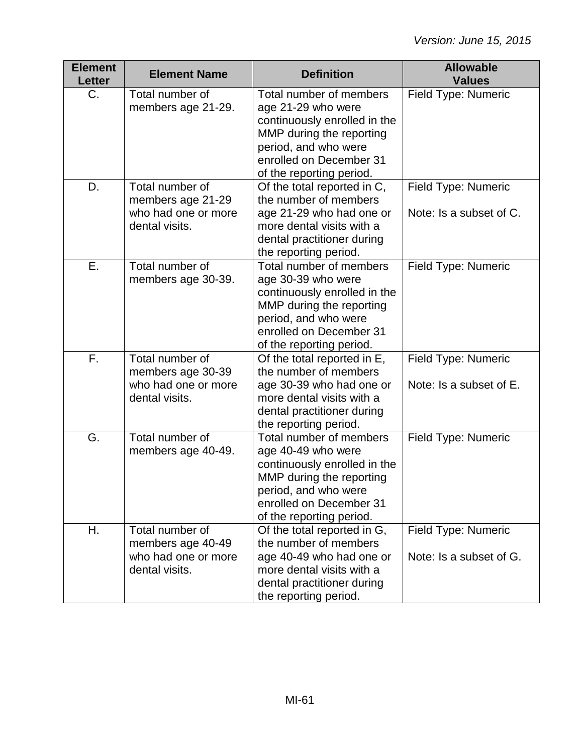| Element Letter | Element Name | Definition | Allowable Values |
|---|---|---|---|
| C. | Total number of members age 21-29. | Total number of members age 21-29 who were continuously enrolled in the MMP during the reporting period, and who were enrolled on December 31 of the reporting period. | Field Type: Numeric |
| D. | Total number of members age 21-29 who had one or more dental visits. | Of the total reported in C, the number of members age 21-29 who had one or more dental visits with a dental practitioner during the reporting period. | Field Type: Numeric<br><br>Note: Is a subset of C. |
| E. | Total number of members age 30-39. | Total number of members age 30-39 who were continuously enrolled in the MMP during the reporting period, and who were enrolled on December 31 of the reporting period. | Field Type: Numeric |
| F. | Total number of members age 30-39 who had one or more dental visits. | Of the total reported in E, the number of members age 30-39 who had one or more dental visits with a dental practitioner during the reporting period. | Field Type: Numeric<br><br>Note: Is a subset of E. |
| G. | Total number of members age 40-49. | Total number of members age 40-49 who were continuously enrolled in the MMP during the reporting period, and who were enrolled on December 31 of the reporting period. | Field Type: Numeric |
| H. | Total number of members age 40-49 who had one or more dental visits. | Of the total reported in G, the number of members age 40-49 who had one or more dental visits with a dental practitioner during the reporting period. | Field Type: Numeric<br><br>Note: Is a subset of G. |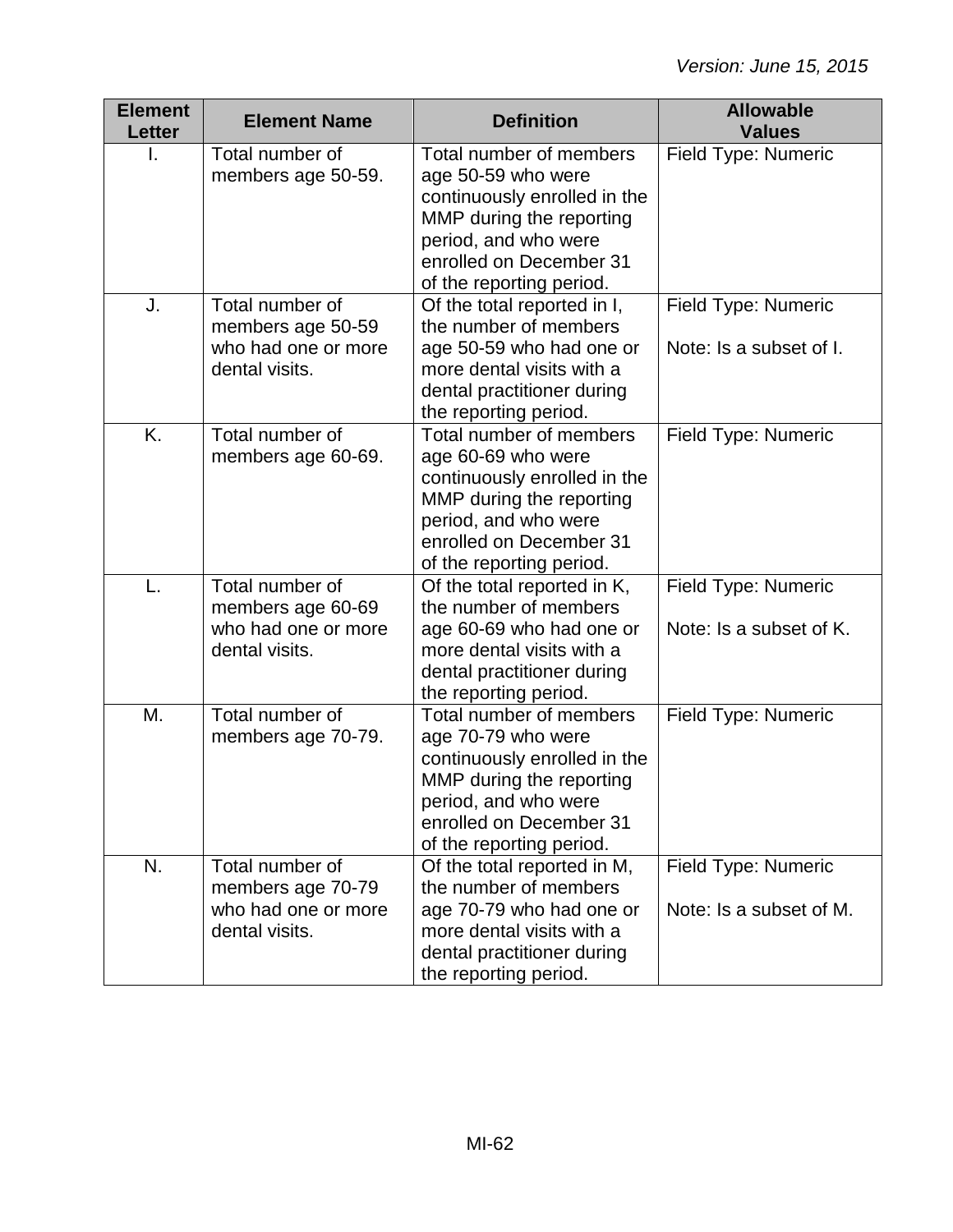| Element Letter | Element Name | Definition | Allowable Values |
|---|---|---|---|
| I. | Total number of members age 50-59. | Total number of members age 50-59 who were continuously enrolled in the MMP during the reporting period, and who were enrolled on December 31 of the reporting period. | Field Type: Numeric |
| J. | Total number of members age 50-59 who had one or more dental visits. | Of the total reported in I, the number of members age 50-59 who had one or more dental visits with a dental practitioner during the reporting period. | Field Type: Numeric<br><br>Note: Is a subset of I. |
| K. | Total number of members age 60-69. | Total number of members age 60-69 who were continuously enrolled in the MMP during the reporting period, and who were enrolled on December 31 of the reporting period. | Field Type: Numeric |
| L. | Total number of members age 60-69 who had one or more dental visits. | Of the total reported in K, the number of members age 60-69 who had one or more dental visits with a dental practitioner during the reporting period. | Field Type: Numeric<br><br>Note: Is a subset of K. |
| M. | Total number of members age 70-79. | Total number of members age 70-79 who were continuously enrolled in the MMP during the reporting period, and who were enrolled on December 31 of the reporting period. | Field Type: Numeric |
| N. | Total number of members age 70-79 who had one or more dental visits. | Of the total reported in M, the number of members age 70-79 who had one or more dental visits with a dental practitioner during the reporting period. | Field Type: Numeric<br><br>Note: Is a subset of M. |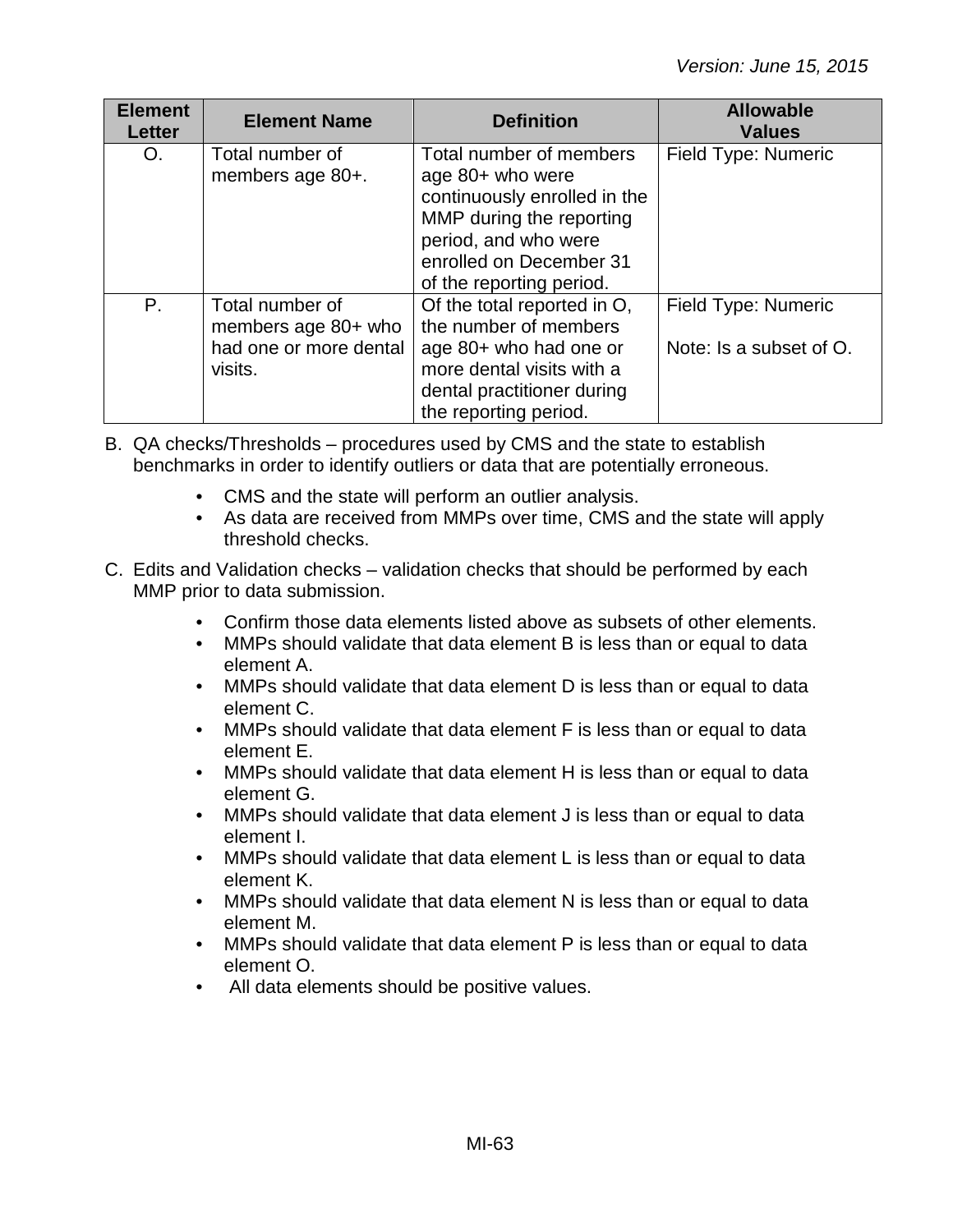| Element Letter | Element Name | Definition | Allowable Values |
|---|---|---|---|
| O. | Total number of members age 80+. | Total number of members age 80+ who were continuously enrolled in the MMP during the reporting period, and who were enrolled on December 31 of the reporting period. | Field Type: Numeric |
| P. | Total number of members age 80+ who had one or more dental visits. | Of the total reported in O, the number of members age 80+ who had one or more dental visits with a dental practitioner during the reporting period. | Field Type: Numeric<br><br>Note: Is a subset of O. |

B. QA checks/Thresholds – procedures used by CMS and the state to establish benchmarks in order to identify outliers or data that are potentially erroneous.

- CMS and the state will perform an outlier analysis.
- As data are received from MMPs over time, CMS and the state will apply threshold checks.

C. Edits and Validation checks – validation checks that should be performed by each MMP prior to data submission.

- Confirm those data elements listed above as subsets of other elements.
- MMPs should validate that data element B is less than or equal to data element A.
- MMPs should validate that data element D is less than or equal to data element C.
- MMPs should validate that data element F is less than or equal to data element E.
- MMPs should validate that data element H is less than or equal to data element G.
- MMPs should validate that data element J is less than or equal to data element I.
- MMPs should validate that data element L is less than or equal to data element K.
- MMPs should validate that data element N is less than or equal to data element M.
- MMPs should validate that data element P is less than or equal to data element O.
- All data elements should be positive values.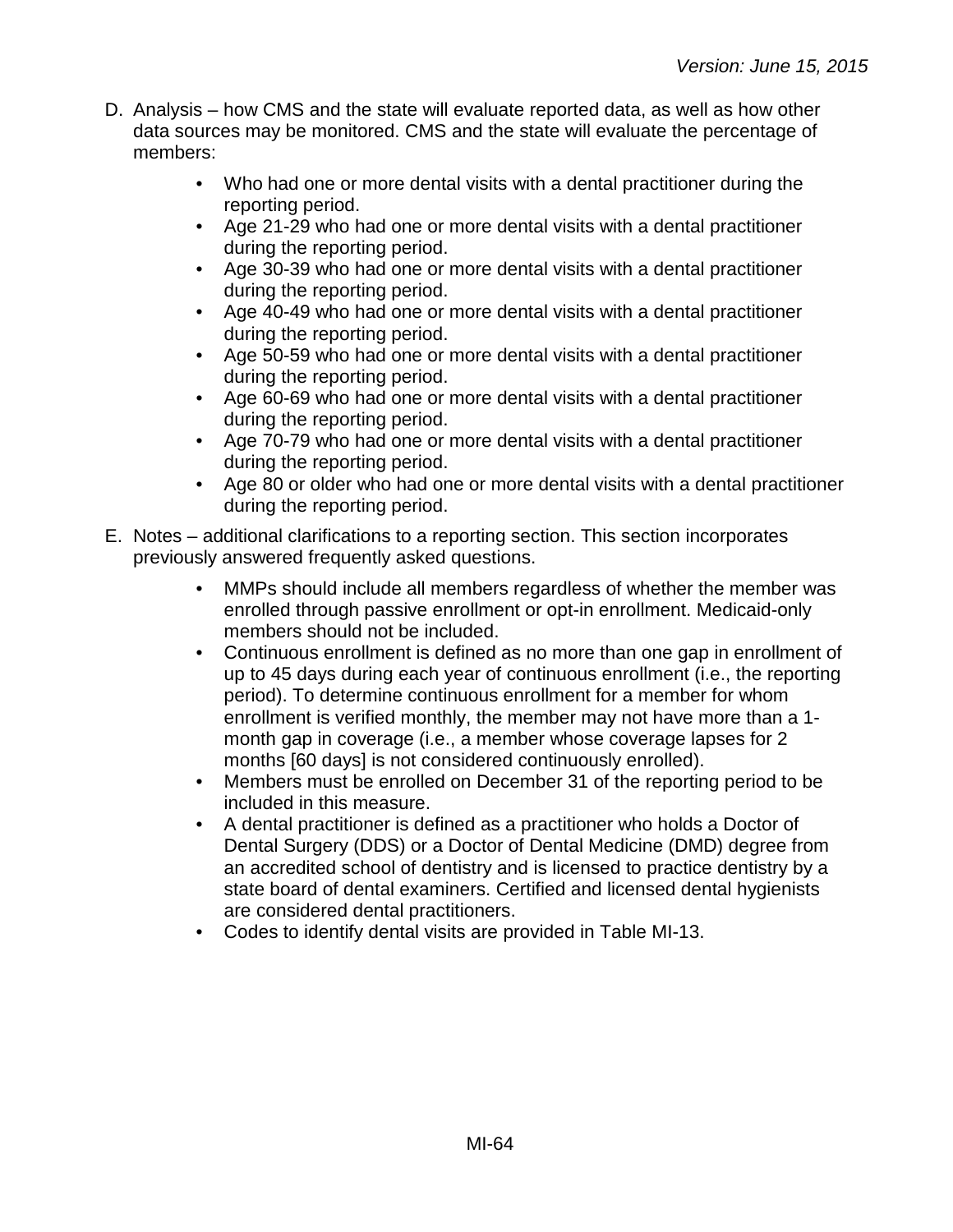D. Analysis – how CMS and the state will evaluate reported data, as well as how other data sources may be monitored. CMS and the state will evaluate the percentage of members:

- Who had one or more dental visits with a dental practitioner during the reporting period.
- Age 21-29 who had one or more dental visits with a dental practitioner during the reporting period.
- Age 30-39 who had one or more dental visits with a dental practitioner during the reporting period.
- Age 40-49 who had one or more dental visits with a dental practitioner during the reporting period.
- Age 50-59 who had one or more dental visits with a dental practitioner during the reporting period.
- Age 60-69 who had one or more dental visits with a dental practitioner during the reporting period.
- Age 70-79 who had one or more dental visits with a dental practitioner during the reporting period.
- Age 80 or older who had one or more dental visits with a dental practitioner during the reporting period.

E. Notes – additional clarifications to a reporting section. This section incorporates previously answered frequently asked questions.

- MMPs should include all members regardless of whether the member was enrolled through passive enrollment or opt-in enrollment. Medicaid-only members should not be included.
- Continuous enrollment is defined as no more than one gap in enrollment of up to 45 days during each year of continuous enrollment (i.e., the reporting period). To determine continuous enrollment for a member for whom enrollment is verified monthly, the member may not have more than a 1-month gap in coverage (i.e., a member whose coverage lapses for 2 months [60 days] is not considered continuously enrolled).
- Members must be enrolled on December 31 of the reporting period to be included in this measure.
- A dental practitioner is defined as a practitioner who holds a Doctor of Dental Surgery (DDS) or a Doctor of Dental Medicine (DMD) degree from an accredited school of dentistry and is licensed to practice dentistry by a state board of dental examiners. Certified and licensed dental hygienists are considered dental practitioners.
- Codes to identify dental visits are provided in Table MI-13.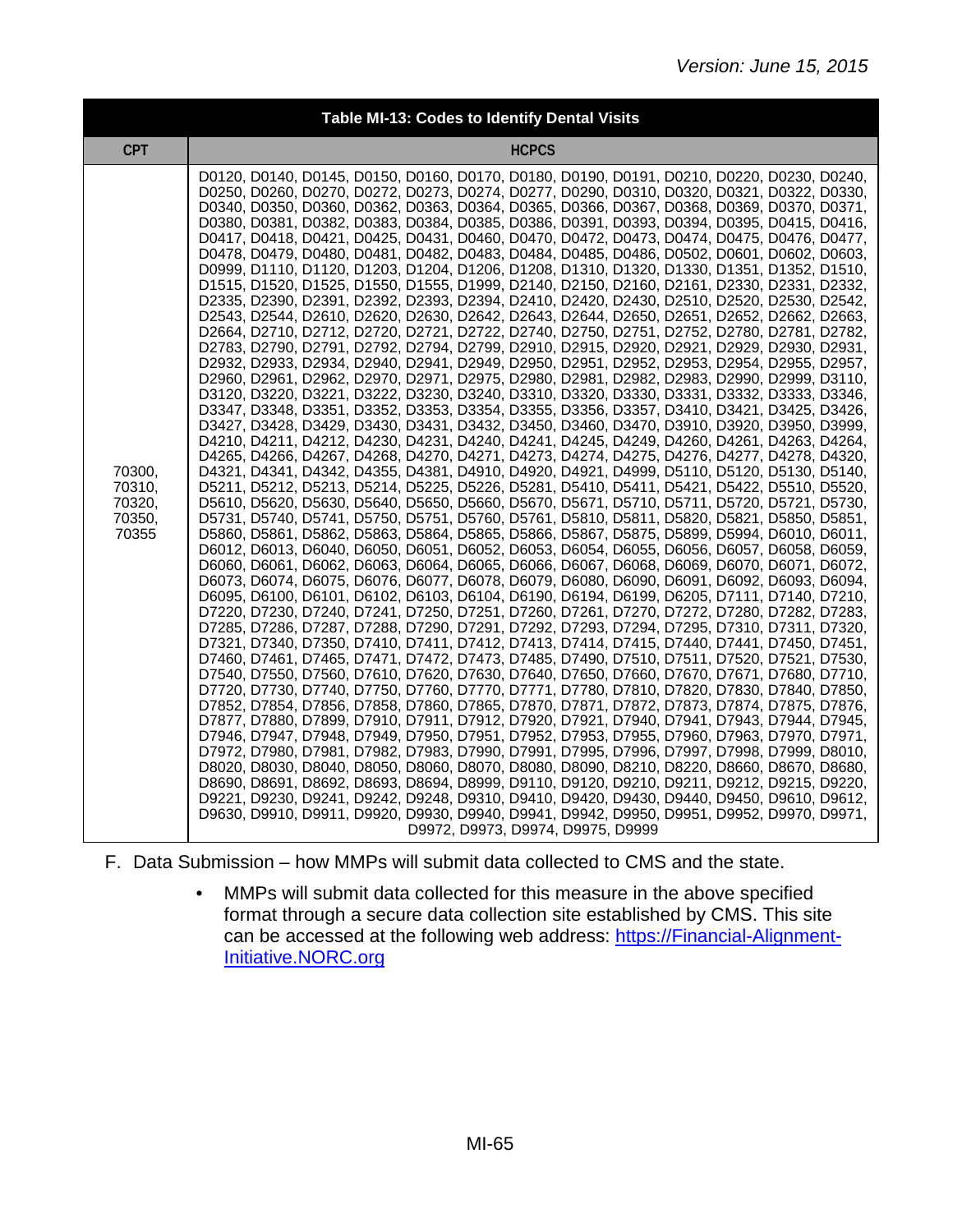| Table MI-13: Codes to Identify Dental Visits | |
|---|---|
| **CPT** | **HCPCS** |
| 70300, 70310, 70320, 70350, 70355 | D0120, D0140, D0145, D0150, D0160, D0170, D0180, D0190, D0191, D0210, D0220, D0230, D0240, D0250, D0260, D0270, D0272, D0273, D0274, D0277, D0290, D0310, D0320, D0321, D0322, D0330, D0340, D0350, D0360, D0362, D0363, D0364, D0365, D0366, D0367, D0368, D0369, D0370, D0371, D0380, D0381, D0382, D0383, D0384, D0385, D0386, D0391, D0393, D0394, D0395, D0415, D0416, D0417, D0418, D0421, D0425, D0431, D0460, D0470, D0472, D0473, D0474, D0475, D0476, D0477, D0478, D0479, D0480, D0481, D0482, D0483, D0484, D0485, D0486, D0502, D0601, D0602, D0603, D0999, D1110, D1120, D1203, D1204, D1206, D1208, D1310, D1320, D1330, D1351, D1352, D1510, D1515, D1520, D1525, D1550, D1555, D1999, D2140, D2150, D2160, D2161, D2330, D2331, D2332, D2335, D2390, D2391, D2392, D2393, D2394, D2410, D2420, D2430, D2510, D2520, D2530, D2542, D2543, D2544, D2610, D2620, D2630, D2642, D2643, D2644, D2650, D2651, D2652, D2662, D2663, D2664, D2710, D2712, D2720, D2721, D2722, D2740, D2750, D2751, D2752, D2780, D2781, D2782, D2783, D2790, D2791, D2792, D2794, D2799, D2910, D2915, D2920, D2921, D2929, D2930, D2931, D2932, D2933, D2934, D2940, D2941, D2949, D2950, D2951, D2952, D2953, D2954, D2955, D2957, D2960, D2961, D2962, D2970, D2971, D2975, D2980, D2981, D2982, D2983, D2990, D2999, D3110, D3120, D3220, D3221, D3222, D3230, D3240, D3310, D3320, D3330, D3331, D3332, D3333, D3346, D3347, D3348, D3351, D3352, D3353, D3354, D3355, D3356, D3357, D3410, D3421, D3425, D3426, D3427, D3428, D3429, D3430, D3431, D3432, D3450, D3460, D3470, D3910, D3920, D3950, D3999, D4210, D4211, D4212, D4230, D4231, D4240, D4241, D4245, D4249, D4260, D4261, D4263, D4264, D4265, D4266, D4267, D4268, D4270, D4271, D4273, D4274, D4275, D4276, D4277, D4278, D4320, D4321, D4341, D4342, D4355, D4381, D4910, D4920, D4921, D4999, D5110, D5120, D5130, D5140, D5211, D5212, D5213, D5214, D5225, D5226, D5281, D5410, D5411, D5421, D5422, D5510, D5520, D5610, D5620, D5630, D5640, D5650, D5660, D5670, D5671, D5710, D5711, D5720, D5721, D5730, D5731, D5740, D5741, D5750, D5751, D5760, D5761, D5810, D5811, D5820, D5821, D5850, D5851, D5860, D5861, D5862, D5863, D5864, D5865, D5866, D5867, D5875, D5899, D5994, D6010, D6011, D6012, D6013, D6040, D6050, D6051, D6052, D6053, D6054, D6055, D6056, D6057, D6058, D6059, D6060, D6061, D6062, D6063, D6064, D6065, D6066, D6067, D6068, D6069, D6070, D6071, D6072, D6073, D6074, D6075, D6076, D6077, D6078, D6079, D6080, D6090, D6091, D6092, D6093, D6094, D6095, D6100, D6101, D6102, D6103, D6104, D6190, D6194, D6199, D6205, D7111, D7140, D7210, D7220, D7230, D7240, D7241, D7250, D7251, D7260, D7261, D7270, D7272, D7280, D7282, D7283, D7285, D7286, D7287, D7288, D7290, D7291, D7292, D7293, D7294, D7295, D7310, D7311, D7320, D7321, D7340, D7350, D7410, D7411, D7412, D7413, D7414, D7415, D7440, D7441, D7450, D7451, D7460, D7461, D7465, D7471, D7472, D7473, D7485, D7490, D7510, D7511, D7520, D7521, D7530, D7540, D7550, D7560, D7610, D7620, D7630, D7640, D7650, D7660, D7670, D7671, D7680, D7710, D7720, D7730, D7740, D7750, D7760, D7770, D7771, D7780, D7810, D7820, D7830, D7840, D7850, D7852, D7854, D7856, D7858, D7860, D7865, D7870, D7871, D7872, D7873, D7874, D7875, D7876, D7877, D7880, D7899, D7910, D7911, D7912, D7920, D7921, D7940, D7941, D7943, D7944, D7945, D7946, D7947, D7948, D7949, D7950, D7951, D7952, D7953, D7955, D7960, D7963, D7970, D7971, D7972, D7980, D7981, D7982, D7983, D7990, D7991, D7995, D7996, D7997, D7998, D7999, D8010, D8020, D8030, D8040, D8050, D8060, D8070, D8080, D8090, D8210, D8220, D8660, D8670, D8680, D8690, D8691, D8692, D8693, D8694, D8999, D9110, D9120, D9210, D9211, D9212, D9215, D9220, D9221, D9230, D9241, D9242, D9248, D9310, D9410, D9420, D9430, D9440, D9450, D9610, D9612, D9630, D9910, D9911, D9920, D9930, D9940, D9941, D9942, D9950, D9951, D9952, D9970, D9971, D9972, D9973, D9974, D9975, D9999 |

F. Data Submission – how MMPs will submit data collected to CMS and the state.

- MMPs will submit data collected for this measure in the above specified format through a secure data collection site established by CMS. This site can be accessed at the following web address: https://Financial-Alignment-Initiative.NORC.org